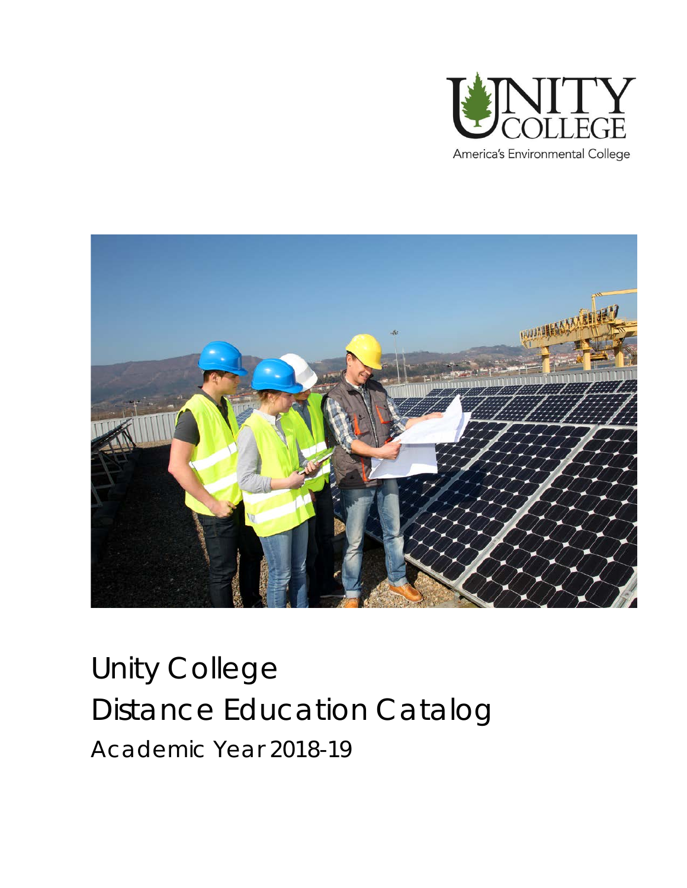# Unity College Distance Education Catalog

## Academic Year 2018-19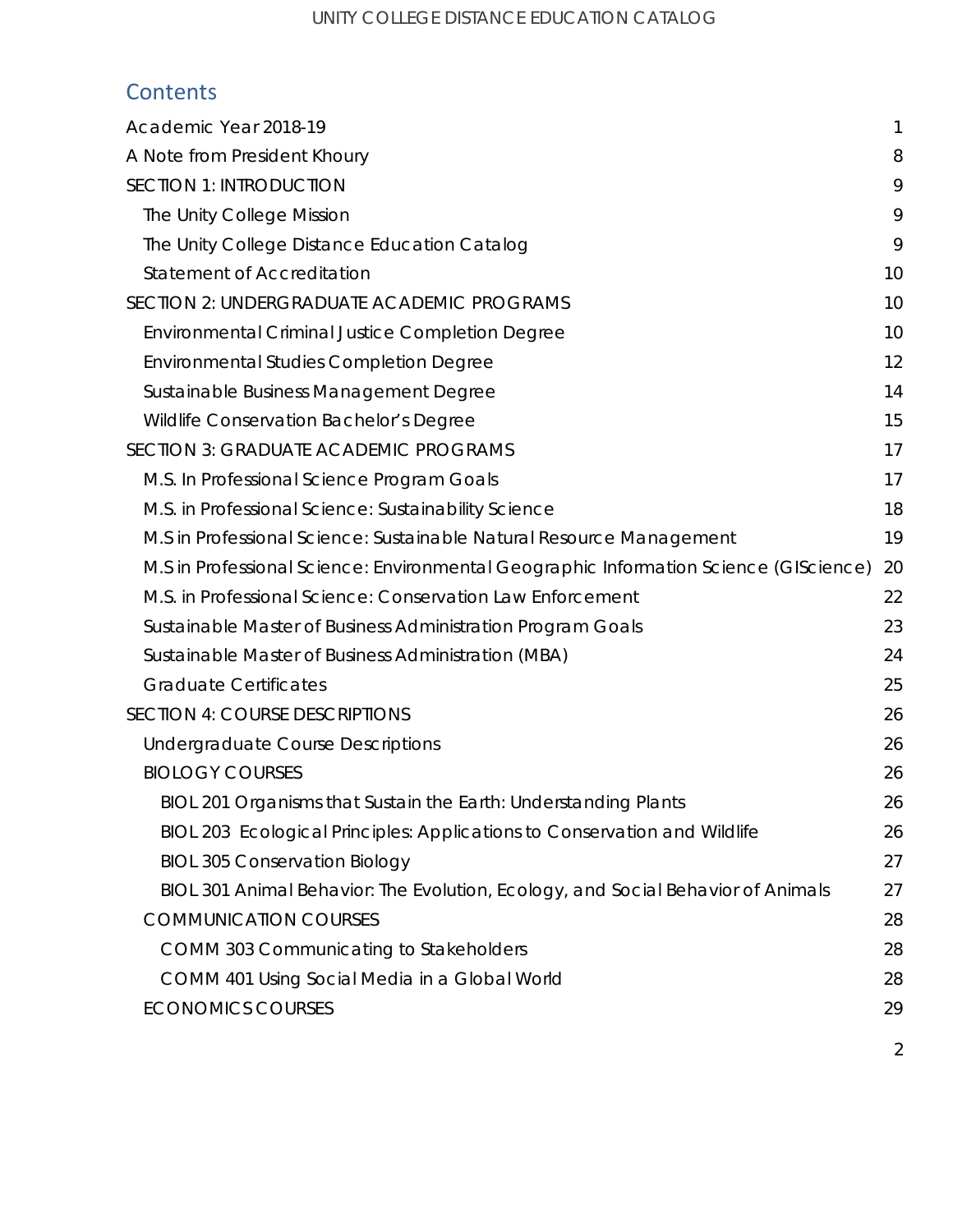# Contents

- Academic Year 2018-19 1
- A Note from President Khoury 8
- SECTION 1: INTRODUCTION 9
  - The Unity College Mission 9
  - The Unity College Distance Education Catalog 9
  - Statement of Accreditation 10
- SECTION 2: UNDERGRADUATE ACADEMIC PROGRAMS 10
  - Environmental Criminal Justice Completion Degree 10
  - Environmental Studies Completion Degree 12
  - Sustainable Business Management Degree 14
  - Wildlife Conservation Bachelor's Degree 15
- SECTION 3: GRADUATE ACADEMIC PROGRAMS 17
  - M.S. In Professional Science Program Goals 17
  - M.S. in Professional Science: Sustainability Science 18
  - M.S in Professional Science: Sustainable Natural Resource Management 19
  - M.S in Professional Science: Environmental Geographic Information Science (GIScience) 20
  - M.S. in Professional Science: Conservation Law Enforcement 22
  - Sustainable Master of Business Administration Program Goals 23
  - Sustainable Master of Business Administration (MBA) 24
  - Graduate Certificates 25
- SECTION 4: COURSE DESCRIPTIONS 26
  - Undergraduate Course Descriptions 26
  - BIOLOGY COURSES 26
    - BIOL 201 Organisms that Sustain the Earth: Understanding Plants 26
    - BIOL 203 Ecological Principles: Applications to Conservation and Wildlife 26
    - BIOL 305 Conservation Biology 27
    - BIOL 301 Animal Behavior: The Evolution, Ecology, and Social Behavior of Animals 27
  - COMMUNICATION COURSES 28
    - COMM 303 Communicating to Stakeholders 28
    - COMM 401 Using Social Media in a Global World 28
  - ECONOMICS COURSES 29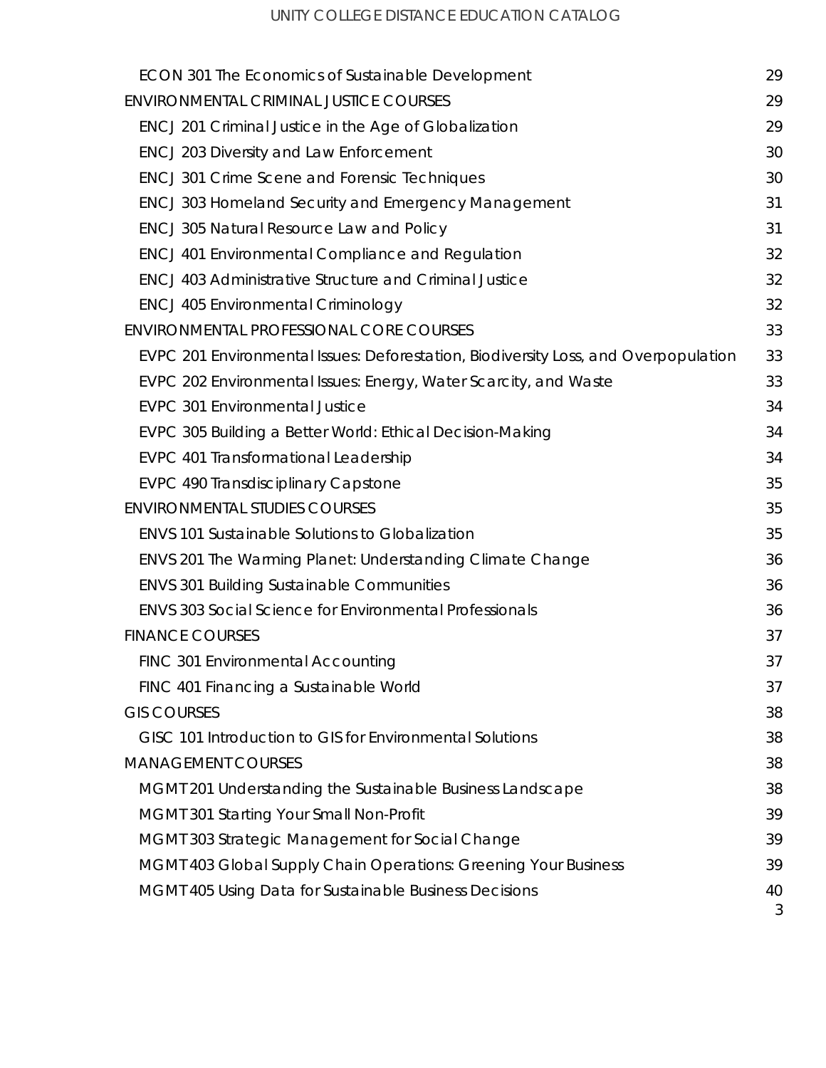ECON 301 The Economics of Sustainable Development 29
ENVIRONMENTAL CRIMINAL JUSTICE COURSES 29
ENCJ 201 Criminal Justice in the Age of Globalization 29
ENCJ 203 Diversity and Law Enforcement 30
ENCJ 301 Crime Scene and Forensic Techniques 30
ENCJ 303 Homeland Security and Emergency Management 31
ENCJ 305 Natural Resource Law and Policy 31
ENCJ 401 Environmental Compliance and Regulation 32
ENCJ 403 Administrative Structure and Criminal Justice 32
ENCJ 405 Environmental Criminology 32
ENVIRONMENTAL PROFESSIONAL CORE COURSES 33
EVPC 201 Environmental Issues: Deforestation, Biodiversity Loss, and Overpopulation 33
EVPC 202 Environmental Issues: Energy, Water Scarcity, and Waste 33
EVPC 301 Environmental Justice 34
EVPC 305 Building a Better World: Ethical Decision-Making 34
EVPC 401 Transformational Leadership 34
EVPC 490 Transdisciplinary Capstone 35
ENVIRONMENTAL STUDIES COURSES 35
ENVS 101 Sustainable Solutions to Globalization 35
ENVS 201 The Warming Planet: Understanding Climate Change 36
ENVS 301 Building Sustainable Communities 36
ENVS 303 Social Science for Environmental Professionals 36
FINANCE COURSES 37
FINC 301 Environmental Accounting 37
FINC 401 Financing a Sustainable World 37
GIS COURSES 38
GISC 101 Introduction to GIS for Environmental Solutions 38
MANAGEMENT COURSES 38
MGMT 201 Understanding the Sustainable Business Landscape 38
MGMT 301 Starting Your Small Non-Profit 39
MGMT 303 Strategic Management for Social Change 39
MGMT 403 Global Supply Chain Operations: Greening Your Business 39
MGMT 405 Using Data for Sustainable Business Decisions 40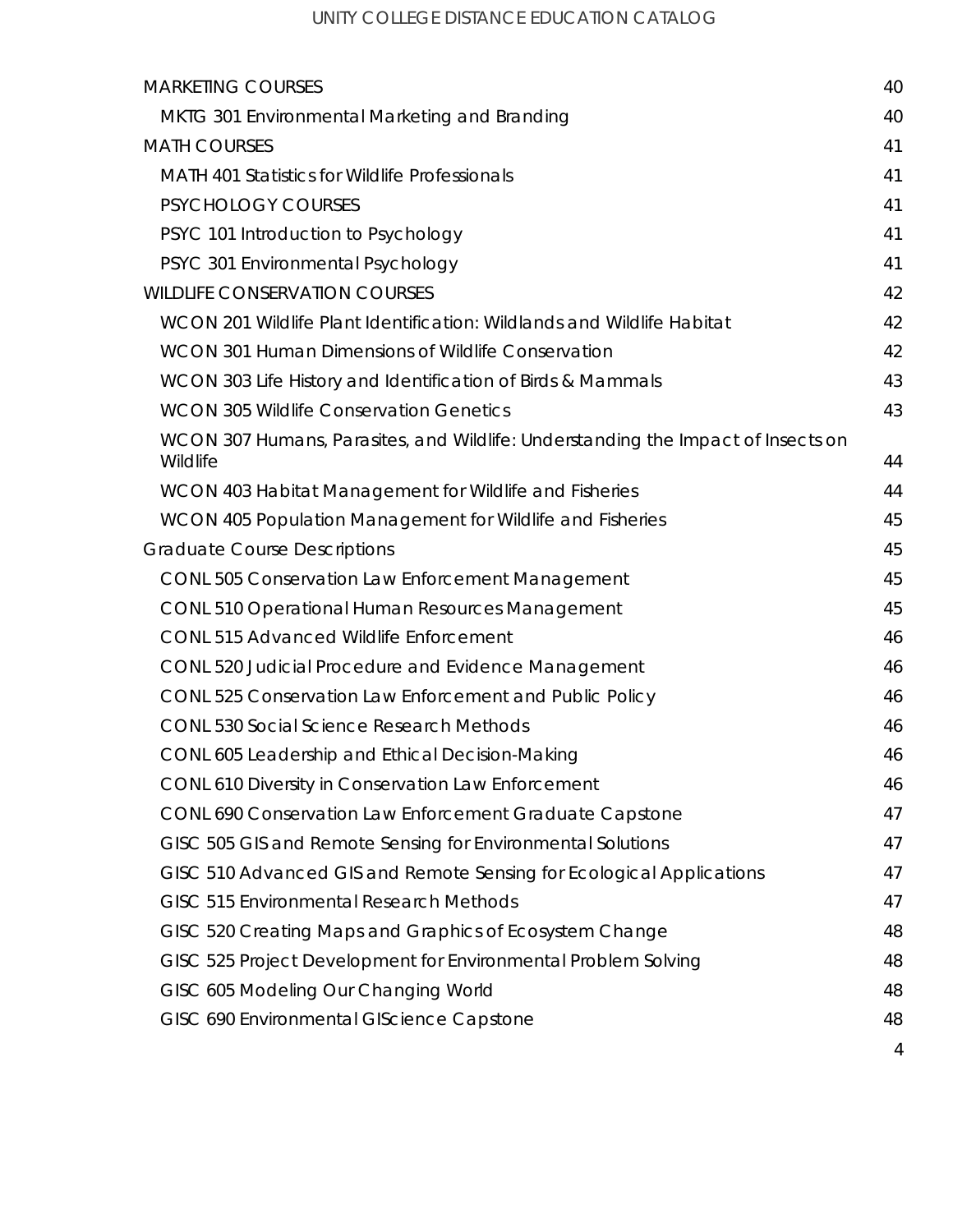- MARKETING COURSES 40
  - MKTG 301 Environmental Marketing and Branding 40
- MATH COURSES 41
  - MATH 401 Statistics for Wildlife Professionals 41
  - PSYCHOLOGY COURSES 41
  - PSYC 101 Introduction to Psychology 41
  - PSYC 301 Environmental Psychology 41
- WILDLIFE CONSERVATION COURSES 42
  - WCON 201 Wildlife Plant Identification: Wildlands and Wildlife Habitat 42
  - WCON 301 Human Dimensions of Wildlife Conservation 42
  - WCON 303 Life History and Identification of Birds & Mammals 43
  - WCON 305 Wildlife Conservation Genetics 43
  - WCON 307 Humans, Parasites, and Wildlife: Understanding the Impact of Insects on Wildlife 44
  - WCON 403 Habitat Management for Wildlife and Fisheries 44
  - WCON 405 Population Management for Wildlife and Fisheries 45
- Graduate Course Descriptions 45
  - CONL 505 Conservation Law Enforcement Management 45
  - CONL 510 Operational Human Resources Management 45
  - CONL 515 Advanced Wildlife Enforcement 46
  - CONL 520 Judicial Procedure and Evidence Management 46
  - CONL 525 Conservation Law Enforcement and Public Policy 46
  - CONL 530 Social Science Research Methods 46
  - CONL 605 Leadership and Ethical Decision-Making 46
  - CONL 610 Diversity in Conservation Law Enforcement 46
  - CONL 690 Conservation Law Enforcement Graduate Capstone 47
  - GISC 505 GIS and Remote Sensing for Environmental Solutions 47
  - GISC 510 Advanced GIS and Remote Sensing for Ecological Applications 47
  - GISC 515 Environmental Research Methods 47
  - GISC 520 Creating Maps and Graphics of Ecosystem Change 48
  - GISC 525 Project Development for Environmental Problem Solving 48
  - GISC 605 Modeling Our Changing World 48
  - GISC 690 Environmental GIScience Capstone 48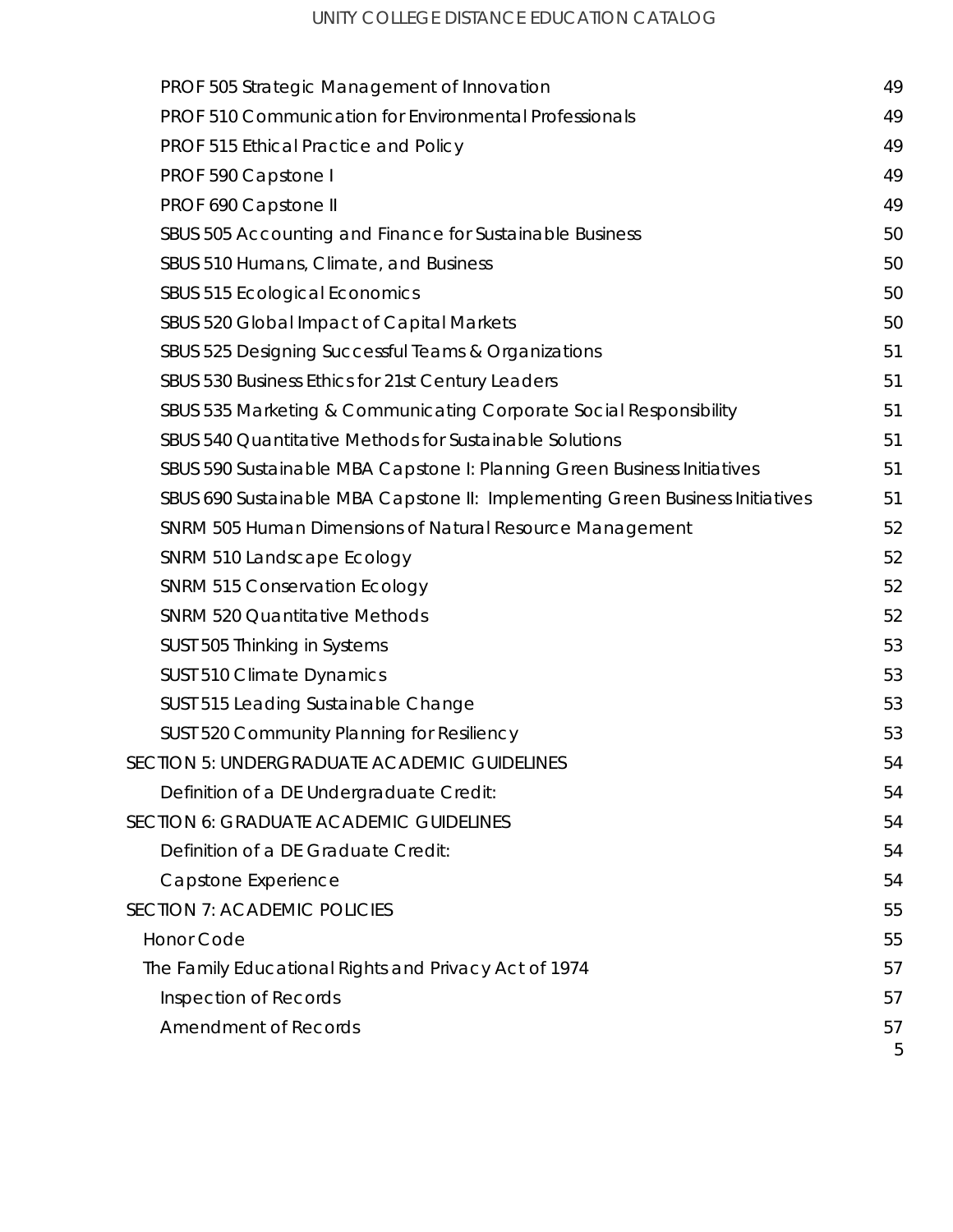PROF 505 Strategic Management of Innovation 49
PROF 510 Communication for Environmental Professionals 49
PROF 515 Ethical Practice and Policy 49
PROF 590 Capstone I 49
PROF 690 Capstone II 49
SBUS 505 Accounting and Finance for Sustainable Business 50
SBUS 510 Humans, Climate, and Business 50
SBUS 515 Ecological Economics 50
SBUS 520 Global Impact of Capital Markets 50
SBUS 525 Designing Successful Teams & Organizations 51
SBUS 530 Business Ethics for 21st Century Leaders 51
SBUS 535 Marketing & Communicating Corporate Social Responsibility 51
SBUS 540 Quantitative Methods for Sustainable Solutions 51
SBUS 590 Sustainable MBA Capstone I: Planning Green Business Initiatives 51
SBUS 690 Sustainable MBA Capstone II: Implementing Green Business Initiatives 51
SNRM 505 Human Dimensions of Natural Resource Management 52
SNRM 510 Landscape Ecology 52
SNRM 515 Conservation Ecology 52
SNRM 520 Quantitative Methods 52
SUST 505 Thinking in Systems 53
SUST 510 Climate Dynamics 53
SUST 515 Leading Sustainable Change 53
SUST 520 Community Planning for Resiliency 53

SECTION 5: UNDERGRADUATE ACADEMIC GUIDELINES 54
Definition of a DE Undergraduate Credit: 54

SECTION 6: GRADUATE ACADEMIC GUIDELINES 54
Definition of a DE Graduate Credit: 54
Capstone Experience 54

SECTION 7: ACADEMIC POLICIES 55
Honor Code 55
The Family Educational Rights and Privacy Act of 1974 57
Inspection of Records 57
Amendment of Records 57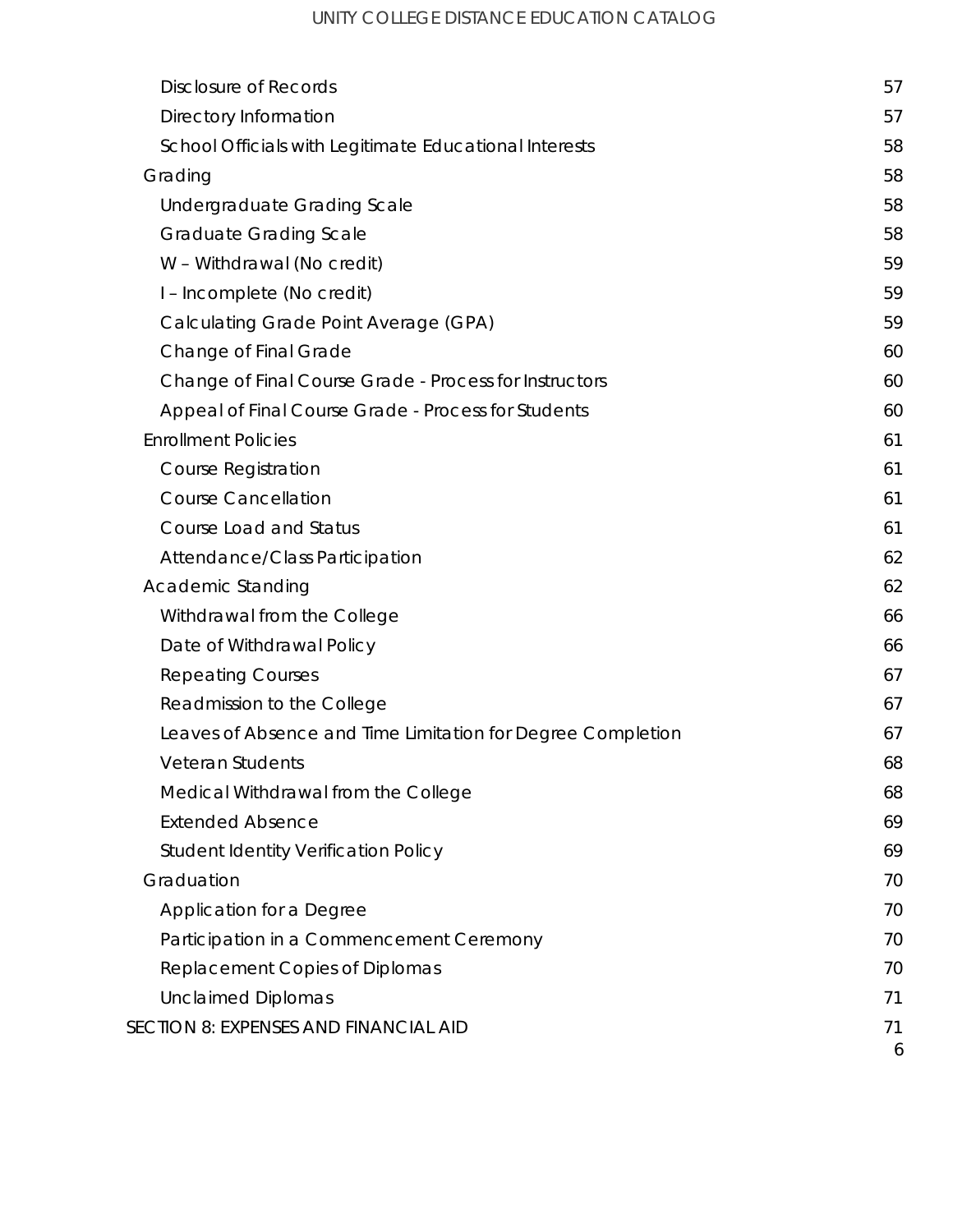- Disclosure of Records 57
- Directory Information 57
- School Officials with Legitimate Educational Interests 58
- Grading 58
  - Undergraduate Grading Scale 58
  - Graduate Grading Scale 58
  - W – Withdrawal (No credit) 59
  - I – Incomplete (No credit) 59
  - Calculating Grade Point Average (GPA) 59
  - Change of Final Grade 60
  - Change of Final Course Grade - Process for Instructors 60
  - Appeal of Final Course Grade - Process for Students 60
- Enrollment Policies 61
  - Course Registration 61
  - Course Cancellation 61
  - Course Load and Status 61
  - Attendance/Class Participation 62
- Academic Standing 62
  - Withdrawal from the College 66
  - Date of Withdrawal Policy 66
  - Repeating Courses 67
  - Readmission to the College 67
  - Leaves of Absence and Time Limitation for Degree Completion 67
  - Veteran Students 68
  - Medical Withdrawal from the College 68
  - Extended Absence 69
  - Student Identity Verification Policy 69
- Graduation 70
  - Application for a Degree 70
  - Participation in a Commencement Ceremony 70
  - Replacement Copies of Diplomas 70
  - Unclaimed Diplomas 71

SECTION 8: EXPENSES AND FINANCIAL AID 71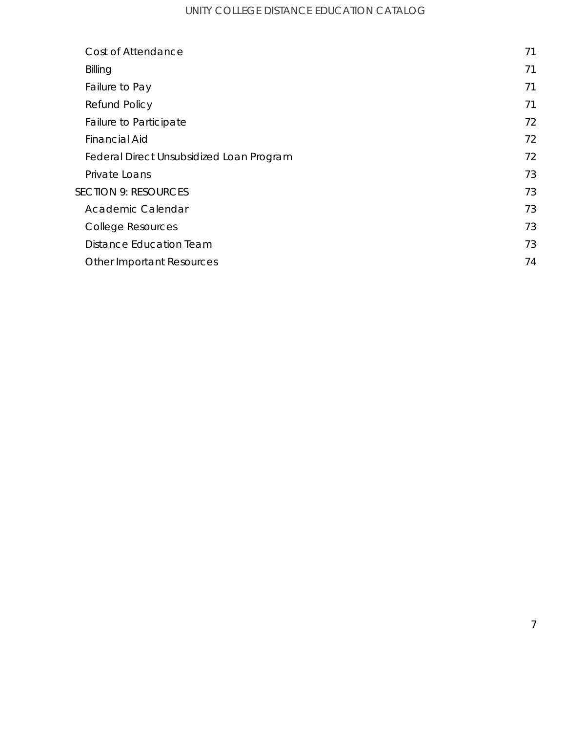Cost of Attendance 71
Billing 71
Failure to Pay 71
Refund Policy 71
Failure to Participate 72
Financial Aid 72
Federal Direct Unsubsidized Loan Program 72
Private Loans 73

SECTION 9: RESOURCES 73
Academic Calendar 73
College Resources 73
Distance Education Team 73
Other Important Resources 74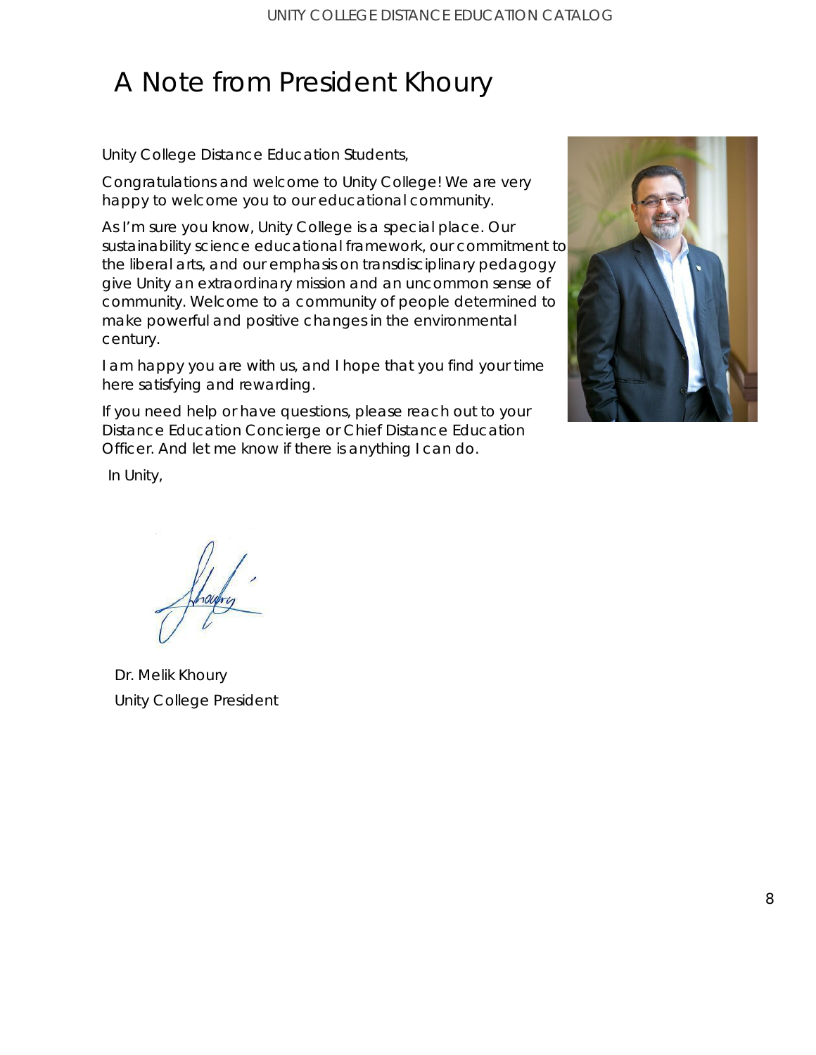# A Note from President Khoury

Unity College Distance Education Students,

Congratulations and welcome to Unity College! We are very happy to welcome you to our educational community.

As I'm sure you know, Unity College is a special place. Our sustainability science educational framework, our commitment to the liberal arts, and our emphasis on transdisciplinary pedagogy give Unity an extraordinary mission and an uncommon sense of community. Welcome to a community of people determined to make powerful and positive changes in the environmental century.

I am happy you are with us, and I hope that you find your time here satisfying and rewarding.

If you need help or have questions, please reach out to your Distance Education Concierge or Chief Distance Education Officer. And let me know if there is anything I can do.

In Unity,

Dr. Melik Khoury
Unity College President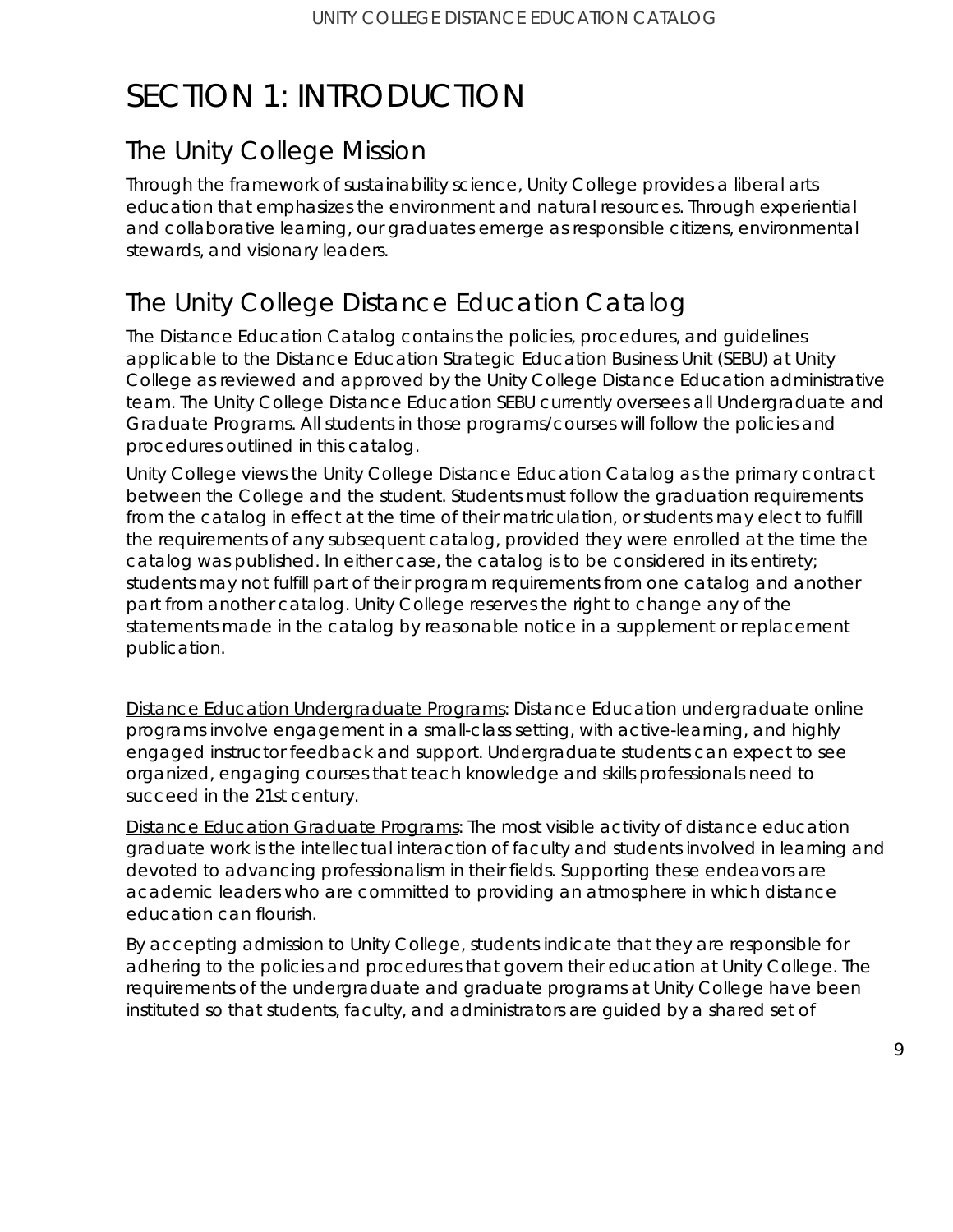# SECTION 1: INTRODUCTION

## The Unity College Mission

Through the framework of sustainability science, Unity College provides a liberal arts education that emphasizes the environment and natural resources. Through experiential and collaborative learning, our graduates emerge as responsible citizens, environmental stewards, and visionary leaders.

## The Unity College Distance Education Catalog

The Distance Education Catalog contains the policies, procedures, and guidelines applicable to the Distance Education Strategic Education Business Unit (SEBU) at Unity College as reviewed and approved by the Unity College Distance Education administrative team. The Unity College Distance Education SEBU currently oversees all Undergraduate and Graduate Programs. All students in those programs/courses will follow the policies and procedures outlined in this catalog.

Unity College views the Unity College Distance Education Catalog as the primary contract between the College and the student. Students must follow the graduation requirements from the catalog in effect at the time of their matriculation, or students may elect to fulfill the requirements of any subsequent catalog, provided they were enrolled at the time the catalog was published. In either case, the catalog is to be considered in its entirety; students may not fulfill part of their program requirements from one catalog and another part from another catalog. Unity College reserves the right to change any of the statements made in the catalog by reasonable notice in a supplement or replacement publication.

Distance Education Undergraduate Programs: Distance Education undergraduate online programs involve engagement in a small-class setting, with active-learning, and highly engaged instructor feedback and support. Undergraduate students can expect to see organized, engaging courses that teach knowledge and skills professionals need to succeed in the 21st century.

Distance Education Graduate Programs: The most visible activity of distance education graduate work is the intellectual interaction of faculty and students involved in learning and devoted to advancing professionalism in their fields. Supporting these endeavors are academic leaders who are committed to providing an atmosphere in which distance education can flourish.

By accepting admission to Unity College, students indicate that they are responsible for adhering to the policies and procedures that govern their education at Unity College. The requirements of the undergraduate and graduate programs at Unity College have been instituted so that students, faculty, and administrators are guided by a shared set of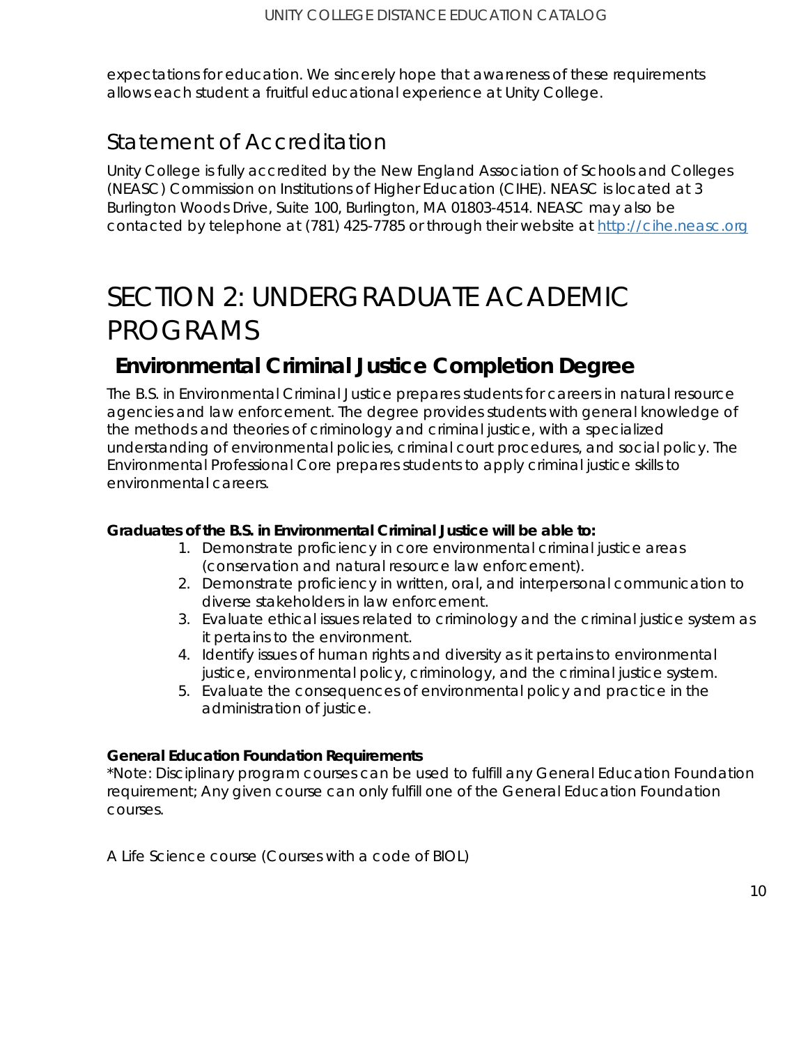expectations for education. We sincerely hope that awareness of these requirements allows each student a fruitful educational experience at Unity College.

## Statement of Accreditation

Unity College is fully accredited by the New England Association of Schools and Colleges (NEASC) Commission on Institutions of Higher Education (CIHE). NEASC is located at 3 Burlington Woods Drive, Suite 100, Burlington, MA 01803-4514. NEASC may also be contacted by telephone at (781) 425-7785 or through their website at http://cihe.neasc.org

# SECTION 2: UNDERGRADUATE ACADEMIC PROGRAMS

## Environmental Criminal Justice Completion Degree

The B.S. in Environmental Criminal Justice prepares students for careers in natural resource agencies and law enforcement. The degree provides students with general knowledge of the methods and theories of criminology and criminal justice, with a specialized understanding of environmental policies, criminal court procedures, and social policy. The Environmental Professional Core prepares students to apply criminal justice skills to environmental careers.

**Graduates of the B.S. in Environmental Criminal Justice will be able to:**

1. Demonstrate proficiency in core environmental criminal justice areas (conservation and natural resource law enforcement).
2. Demonstrate proficiency in written, oral, and interpersonal communication to diverse stakeholders in law enforcement.
3. Evaluate ethical issues related to criminology and the criminal justice system as it pertains to the environment.
4. Identify issues of human rights and diversity as it pertains to environmental justice, environmental policy, criminology, and the criminal justice system.
5. Evaluate the consequences of environmental policy and practice in the administration of justice.

**General Education Foundation Requirements**

*Note: Disciplinary program courses can be used to fulfill any General Education Foundation requirement; Any given course can only fulfill one of the General Education Foundation courses.

A Life Science course (Courses with a code of BIOL)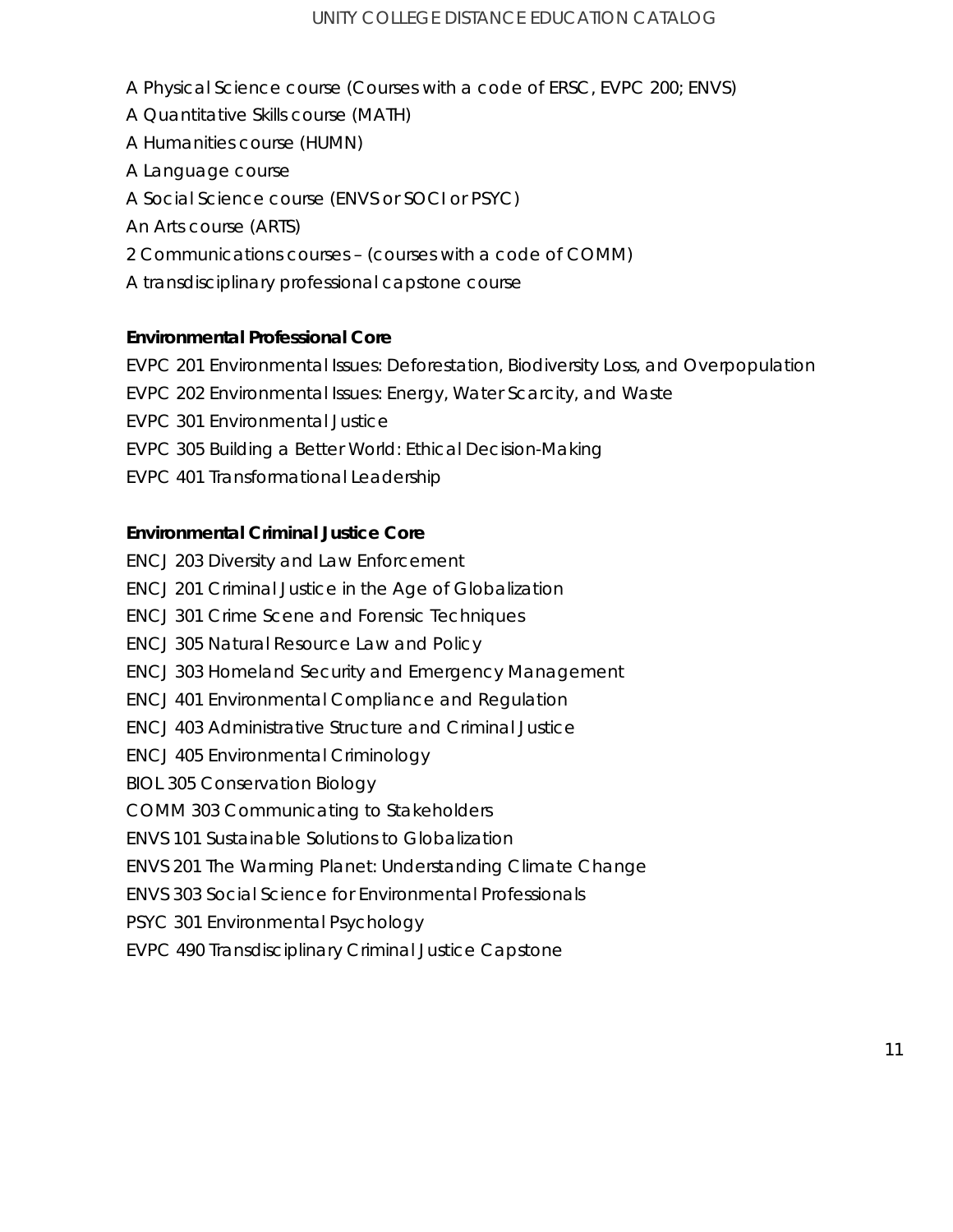A Physical Science course (Courses with a code of ERSC, EVPC 200; ENVS)

A Quantitative Skills course (MATH)

A Humanities course (HUMN)

A Language course

A Social Science course (ENVS or SOCI or PSYC)

An Arts course (ARTS)

2 Communications courses – (courses with a code of COMM)

A transdisciplinary professional capstone course

**Environmental Professional Core**

EVPC 201 Environmental Issues: Deforestation, Biodiversity Loss, and Overpopulation

EVPC 202 Environmental Issues: Energy, Water Scarcity, and Waste

EVPC 301 Environmental Justice

EVPC 305 Building a Better World: Ethical Decision-Making

EVPC 401 Transformational Leadership

**Environmental Criminal Justice Core**

ENCJ 203 Diversity and Law Enforcement

ENCJ 201 Criminal Justice in the Age of Globalization

ENCJ 301 Crime Scene and Forensic Techniques

ENCJ 305 Natural Resource Law and Policy

ENCJ 303 Homeland Security and Emergency Management

ENCJ 401 Environmental Compliance and Regulation

ENCJ 403 Administrative Structure and Criminal Justice

ENCJ 405 Environmental Criminology

BIOL 305 Conservation Biology

COMM 303 Communicating to Stakeholders

ENVS 101 Sustainable Solutions to Globalization

ENVS 201 The Warming Planet: Understanding Climate Change

ENVS 303 Social Science for Environmental Professionals

PSYC 301 Environmental Psychology

EVPC 490 Transdisciplinary Criminal Justice Capstone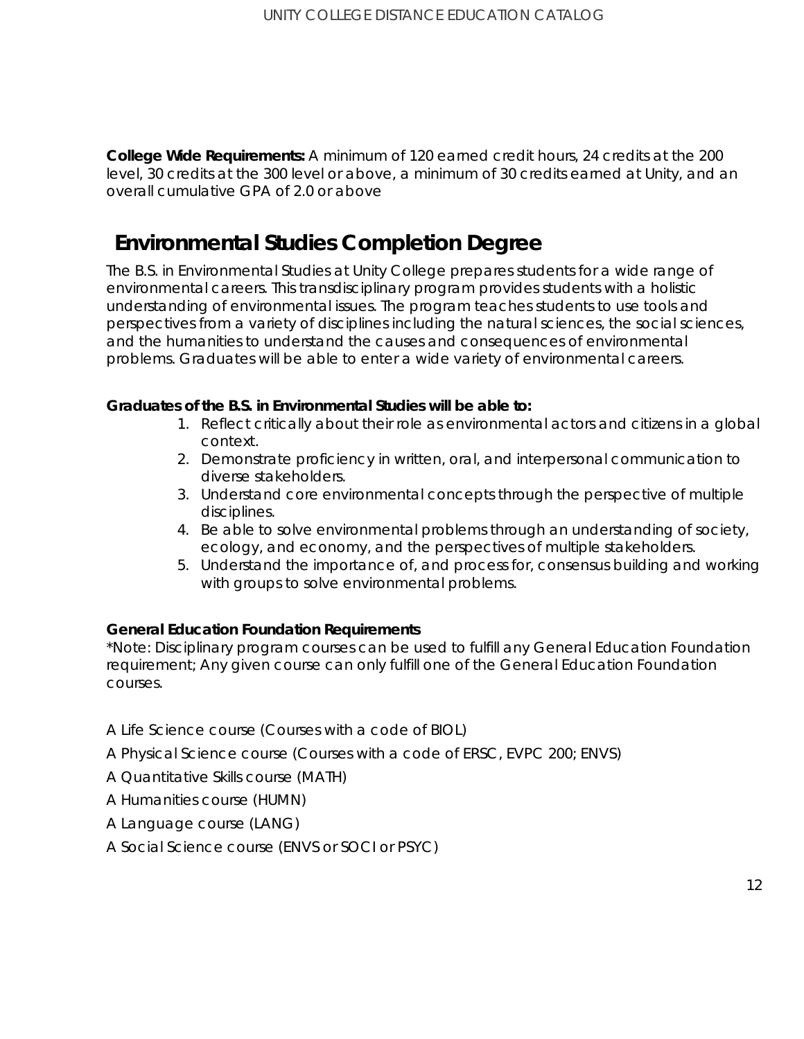**College Wide Requirements:** A minimum of 120 earned credit hours, 24 credits at the 200 level, 30 credits at the 300 level or above, a minimum of 30 credits earned at Unity, and an overall cumulative GPA of 2.0 or above

## Environmental Studies Completion Degree

The B.S. in Environmental Studies at Unity College prepares students for a wide range of environmental careers. This transdisciplinary program provides students with a holistic understanding of environmental issues. The program teaches students to use tools and perspectives from a variety of disciplines including the natural sciences, the social sciences, and the humanities to understand the causes and consequences of environmental problems. Graduates will be able to enter a wide variety of environmental careers.

**Graduates of the B.S. in Environmental Studies will be able to:**

1. Reflect critically about their role as environmental actors and citizens in a global context.
2. Demonstrate proficiency in written, oral, and interpersonal communication to diverse stakeholders.
3. Understand core environmental concepts through the perspective of multiple disciplines.
4. Be able to solve environmental problems through an understanding of society, ecology, and economy, and the perspectives of multiple stakeholders.
5. Understand the importance of, and process for, consensus building and working with groups to solve environmental problems.

**General Education Foundation Requirements**

*Note: Disciplinary program courses can be used to fulfill any General Education Foundation requirement; Any given course can only fulfill one of the General Education Foundation courses.

A Life Science course (Courses with a code of BIOL)

A Physical Science course (Courses with a code of ERSC, EVPC 200; ENVS)

A Quantitative Skills course (MATH)

A Humanities course (HUMN)

A Language course (LANG)

A Social Science course (ENVS or SOCI or PSYC)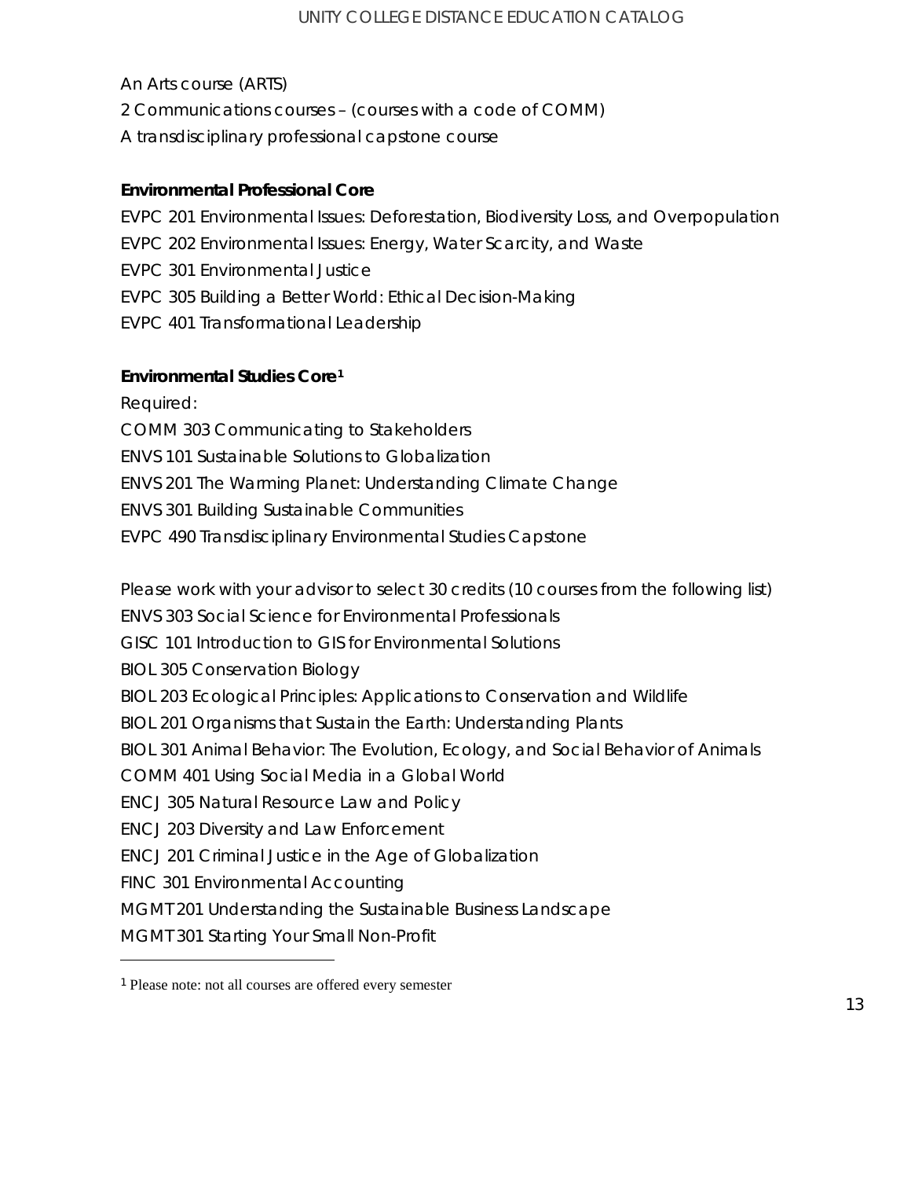An Arts course (ARTS)
2 Communications courses – (courses with a code of COMM)
A transdisciplinary professional capstone course

**Environmental Professional Core**

EVPC 201 Environmental Issues: Deforestation, Biodiversity Loss, and Overpopulation
EVPC 202 Environmental Issues: Energy, Water Scarcity, and Waste
EVPC 301 Environmental Justice
EVPC 305 Building a Better World: Ethical Decision-Making
EVPC 401 Transformational Leadership

**Environmental Studies Core[1]**

Required:
COMM 303 Communicating to Stakeholders
ENVS 101 Sustainable Solutions to Globalization
ENVS 201 The Warming Planet: Understanding Climate Change
ENVS 301 Building Sustainable Communities
EVPC 490 Transdisciplinary Environmental Studies Capstone

Please work with your advisor to select 30 credits (10 courses from the following list)
ENVS 303 Social Science for Environmental Professionals
GISC 101 Introduction to GIS for Environmental Solutions
BIOL 305 Conservation Biology
BIOL 203 Ecological Principles: Applications to Conservation and Wildlife
BIOL 201 Organisms that Sustain the Earth: Understanding Plants
BIOL 301 Animal Behavior: The Evolution, Ecology, and Social Behavior of Animals
COMM 401 Using Social Media in a Global World
ENCJ 305 Natural Resource Law and Policy
ENCJ 203 Diversity and Law Enforcement
ENCJ 201 Criminal Justice in the Age of Globalization
FINC 301 Environmental Accounting
MGMT 201 Understanding the Sustainable Business Landscape
MGMT 301 Starting Your Small Non-Profit

---

[1] Please note: not all courses are offered every semester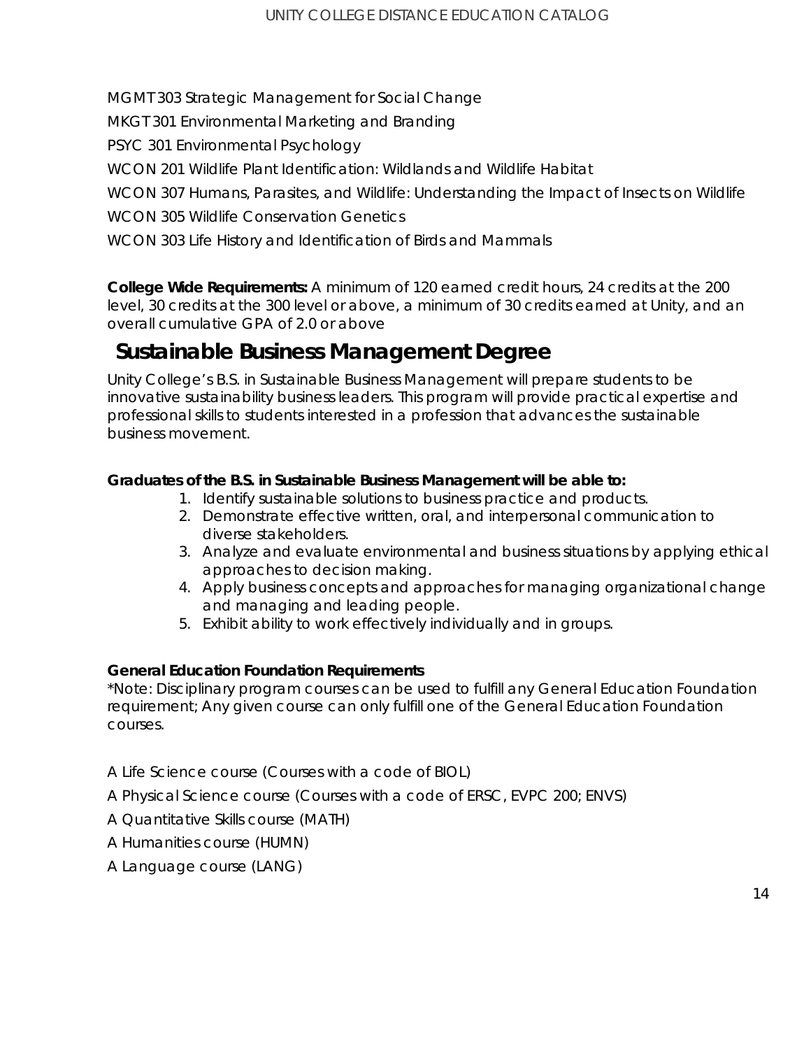MGMT 303 Strategic Management for Social Change

MKGT 301 Environmental Marketing and Branding

PSYC 301 Environmental Psychology

WCON 201 Wildlife Plant Identification: Wildlands and Wildlife Habitat

WCON 307 Humans, Parasites, and Wildlife: Understanding the Impact of Insects on Wildlife

WCON 305 Wildlife Conservation Genetics

WCON 303 Life History and Identification of Birds and Mammals

**College Wide Requirements:** A minimum of 120 earned credit hours, 24 credits at the 200 level, 30 credits at the 300 level or above, a minimum of 30 credits earned at Unity, and an overall cumulative GPA of 2.0 or above

## Sustainable Business Management Degree

Unity College's B.S. in Sustainable Business Management will prepare students to be innovative sustainability business leaders. This program will provide practical expertise and professional skills to students interested in a profession that advances the sustainable business movement.

**Graduates of the B.S. in Sustainable Business Management will be able to:**

1. Identify sustainable solutions to business practice and products.
2. Demonstrate effective written, oral, and interpersonal communication to diverse stakeholders.
3. Analyze and evaluate environmental and business situations by applying ethical approaches to decision making.
4. Apply business concepts and approaches for managing organizational change and managing and leading people.
5. Exhibit ability to work effectively individually and in groups.

**General Education Foundation Requirements**

*Note: Disciplinary program courses can be used to fulfill any General Education Foundation requirement; Any given course can only fulfill one of the General Education Foundation courses.

A Life Science course (Courses with a code of BIOL)

A Physical Science course (Courses with a code of ERSC, EVPC 200; ENVS)

A Quantitative Skills course (MATH)

A Humanities course (HUMN)

A Language course (LANG)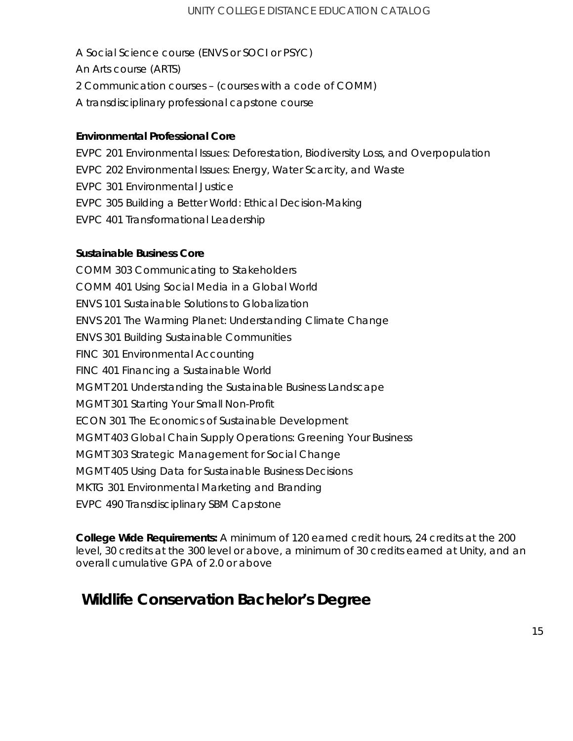A Social Science course (ENVS or SOCI or PSYC)

An Arts course (ARTS)

2 Communication courses – (courses with a code of COMM)

A transdisciplinary professional capstone course

**Environmental Professional Core**

EVPC 201 Environmental Issues: Deforestation, Biodiversity Loss, and Overpopulation

EVPC 202 Environmental Issues: Energy, Water Scarcity, and Waste

EVPC 301 Environmental Justice

EVPC 305 Building a Better World: Ethical Decision-Making

EVPC 401 Transformational Leadership

**Sustainable Business Core**

COMM 303 Communicating to Stakeholders

COMM 401 Using Social Media in a Global World

ENVS 101 Sustainable Solutions to Globalization

ENVS 201 The Warming Planet: Understanding Climate Change

ENVS 301 Building Sustainable Communities

FINC 301 Environmental Accounting

FINC 401 Financing a Sustainable World

MGMT 201 Understanding the Sustainable Business Landscape

MGMT 301 Starting Your Small Non-Profit

ECON 301 The Economics of Sustainable Development

MGMT 403 Global Chain Supply Operations: Greening Your Business

MGMT 303 Strategic Management for Social Change

MGMT 405 Using Data for Sustainable Business Decisions

MKTG 301 Environmental Marketing and Branding

EVPC 490 Transdisciplinary SBM Capstone

**College Wide Requirements:** A minimum of 120 earned credit hours, 24 credits at the 200 level, 30 credits at the 300 level or above, a minimum of 30 credits earned at Unity, and an overall cumulative GPA of 2.0 or above

## Wildlife Conservation Bachelor's Degree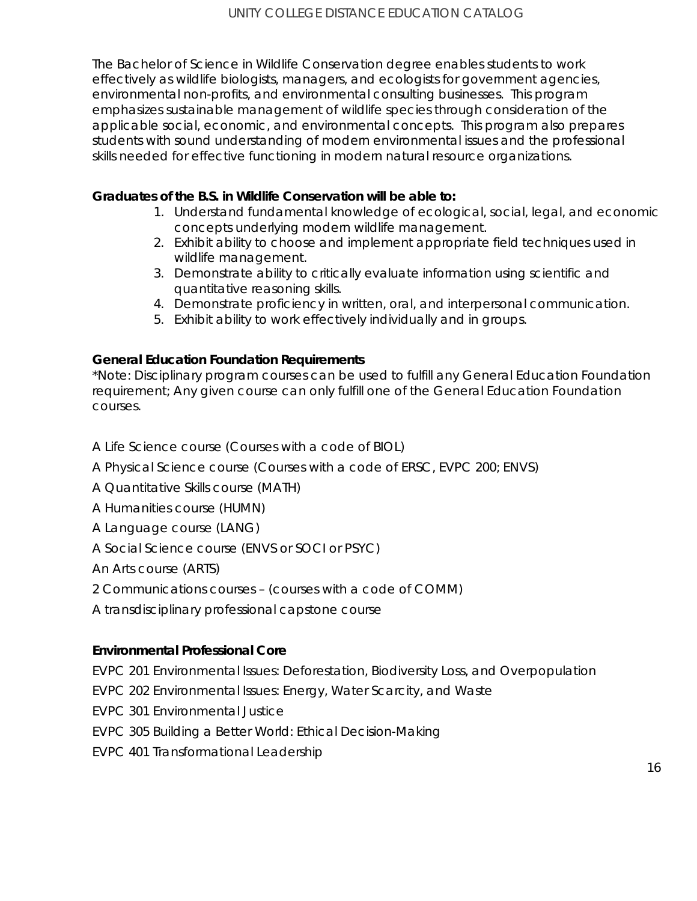The Bachelor of Science in Wildlife Conservation degree enables students to work effectively as wildlife biologists, managers, and ecologists for government agencies, environmental non-profits, and environmental consulting businesses. This program emphasizes sustainable management of wildlife species through consideration of the applicable social, economic, and environmental concepts. This program also prepares students with sound understanding of modern environmental issues and the professional skills needed for effective functioning in modern natural resource organizations.

**Graduates of the B.S. in Wildlife Conservation will be able to:**

1. Understand fundamental knowledge of ecological, social, legal, and economic concepts underlying modern wildlife management.
2. Exhibit ability to choose and implement appropriate field techniques used in wildlife management.
3. Demonstrate ability to critically evaluate information using scientific and quantitative reasoning skills.
4. Demonstrate proficiency in written, oral, and interpersonal communication.
5. Exhibit ability to work effectively individually and in groups.

**General Education Foundation Requirements**

*Note: Disciplinary program courses can be used to fulfill any General Education Foundation requirement; Any given course can only fulfill one of the General Education Foundation courses.

A Life Science course (Courses with a code of BIOL)

A Physical Science course (Courses with a code of ERSC, EVPC 200; ENVS)

A Quantitative Skills course (MATH)

A Humanities course (HUMN)

A Language course (LANG)

A Social Science course (ENVS or SOCI or PSYC)

An Arts course (ARTS)

2 Communications courses – (courses with a code of COMM)

A transdisciplinary professional capstone course

**Environmental Professional Core**

EVPC 201 Environmental Issues: Deforestation, Biodiversity Loss, and Overpopulation

EVPC 202 Environmental Issues: Energy, Water Scarcity, and Waste

EVPC 301 Environmental Justice

EVPC 305 Building a Better World: Ethical Decision-Making

EVPC 401 Transformational Leadership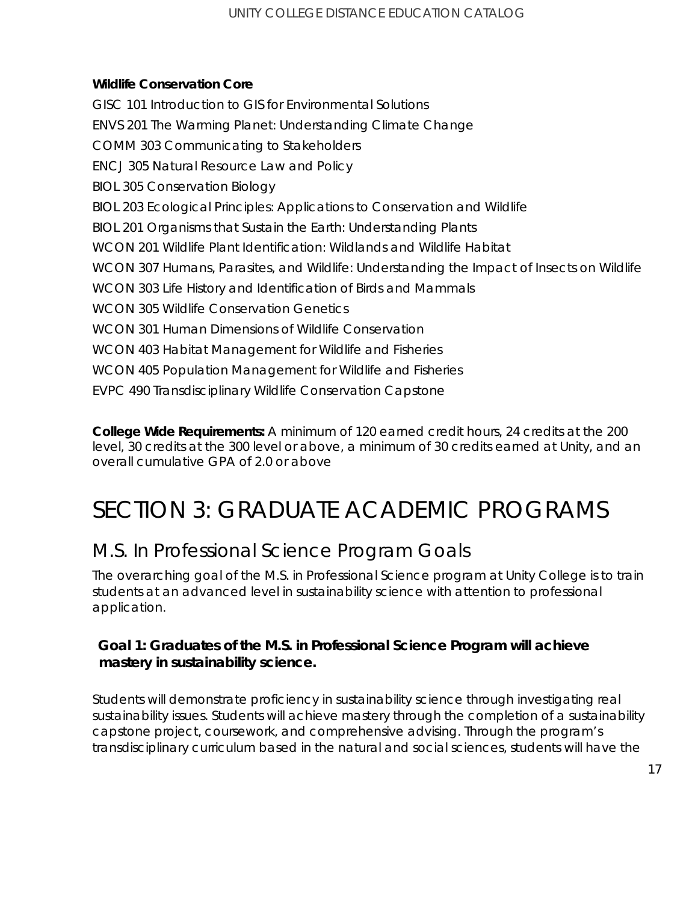**Wildlife Conservation Core**

GISC 101 Introduction to GIS for Environmental Solutions
ENVS 201 The Warming Planet: Understanding Climate Change
COMM 303 Communicating to Stakeholders
ENCJ 305 Natural Resource Law and Policy
BIOL 305 Conservation Biology
BIOL 203 Ecological Principles: Applications to Conservation and Wildlife
BIOL 201 Organisms that Sustain the Earth: Understanding Plants
WCON 201 Wildlife Plant Identification: Wildlands and Wildlife Habitat
WCON 307 Humans, Parasites, and Wildlife: Understanding the Impact of Insects on Wildlife
WCON 303 Life History and Identification of Birds and Mammals
WCON 305 Wildlife Conservation Genetics
WCON 301 Human Dimensions of Wildlife Conservation
WCON 403 Habitat Management for Wildlife and Fisheries
WCON 405 Population Management for Wildlife and Fisheries
EVPC 490 Transdisciplinary Wildlife Conservation Capstone

**College Wide Requirements:** A minimum of 120 earned credit hours, 24 credits at the 200 level, 30 credits at the 300 level or above, a minimum of 30 credits earned at Unity, and an overall cumulative GPA of 2.0 or above

# SECTION 3: GRADUATE ACADEMIC PROGRAMS

## M.S. In Professional Science Program Goals

The overarching goal of the M.S. in Professional Science program at Unity College is to train students at an advanced level in sustainability science with attention to professional application.

**Goal 1: Graduates of the M.S. in Professional Science Program will achieve mastery in sustainability science.**

Students will demonstrate proficiency in sustainability science through investigating real sustainability issues. Students will achieve mastery through the completion of a sustainability capstone project, coursework, and comprehensive advising. Through the program's transdisciplinary curriculum based in the natural and social sciences, students will have the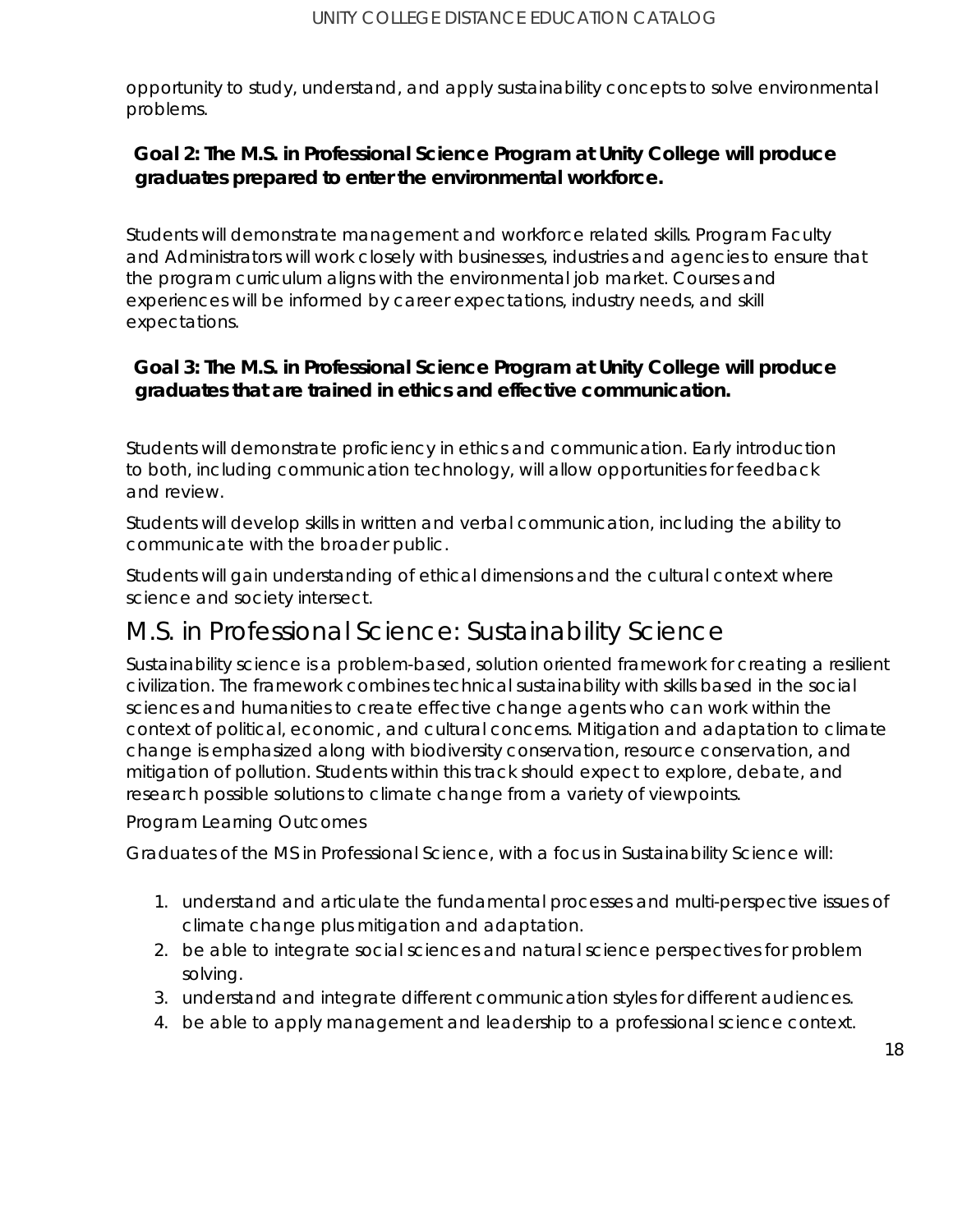opportunity to study, understand, and apply sustainability concepts to solve environmental problems.

### Goal 2: The M.S. in Professional Science Program at Unity College will produce graduates prepared to enter the environmental workforce.

Students will demonstrate management and workforce related skills. Program Faculty and Administrators will work closely with businesses, industries and agencies to ensure that the program curriculum aligns with the environmental job market. Courses and experiences will be informed by career expectations, industry needs, and skill expectations.

### Goal 3: The M.S. in Professional Science Program at Unity College will produce graduates that are trained in ethics and effective communication.

Students will demonstrate proficiency in ethics and communication. Early introduction to both, including communication technology, will allow opportunities for feedback and review.

Students will develop skills in written and verbal communication, including the ability to communicate with the broader public.

Students will gain understanding of ethical dimensions and the cultural context where science and society intersect.

## M.S. in Professional Science: Sustainability Science

Sustainability science is a problem-based, solution oriented framework for creating a resilient civilization. The framework combines technical sustainability with skills based in the social sciences and humanities to create effective change agents who can work within the context of political, economic, and cultural concerns. Mitigation and adaptation to climate change is emphasized along with biodiversity conservation, resource conservation, and mitigation of pollution. Students within this track should expect to explore, debate, and research possible solutions to climate change from a variety of viewpoints.

Program Learning Outcomes

Graduates of the MS in Professional Science, with a focus in Sustainability Science will:

1. understand and articulate the fundamental processes and multi-perspective issues of climate change plus mitigation and adaptation.
2. be able to integrate social sciences and natural science perspectives for problem solving.
3. understand and integrate different communication styles for different audiences.
4. be able to apply management and leadership to a professional science context.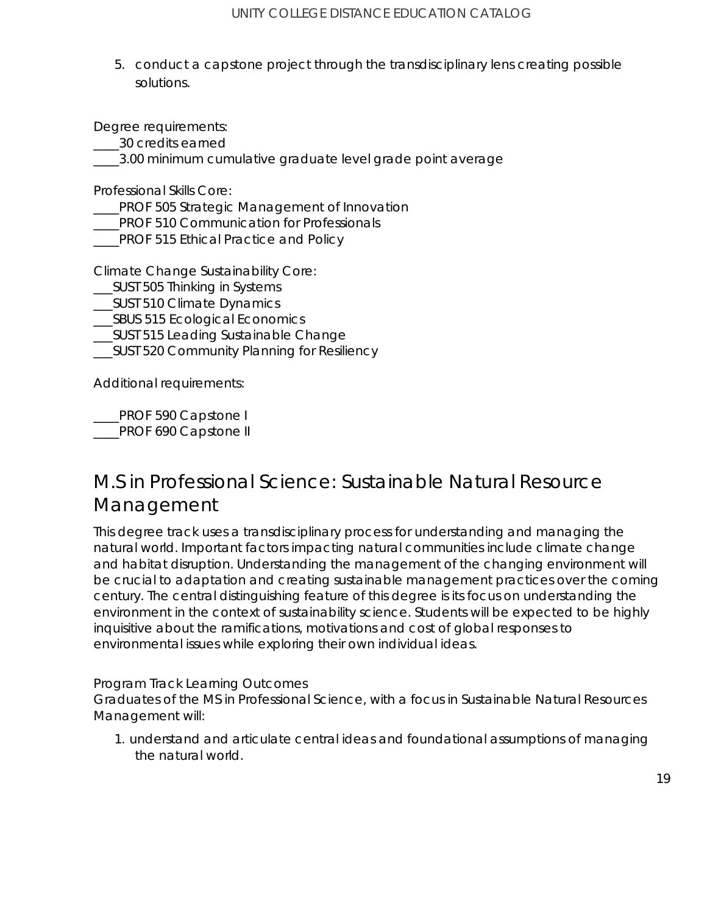5. conduct a capstone project through the transdisciplinary lens creating possible solutions.

Degree requirements:

____30 credits earned

____3.00 minimum cumulative graduate level grade point average

Professional Skills Core:

____PROF 505 Strategic Management of Innovation

____PROF 510 Communication for Professionals

____PROF 515 Ethical Practice and Policy

Climate Change Sustainability Core:

___SUST 505 Thinking in Systems

___SUST 510 Climate Dynamics

___SBUS 515 Ecological Economics

___SUST 515 Leading Sustainable Change

___SUST 520 Community Planning for Resiliency

Additional requirements:

____PROF 590 Capstone I

____PROF 690 Capstone II

## M.S in Professional Science: Sustainable Natural Resource Management

This degree track uses a transdisciplinary process for understanding and managing the natural world. Important factors impacting natural communities include climate change and habitat disruption. Understanding the management of the changing environment will be crucial to adaptation and creating sustainable management practices over the coming century. The central distinguishing feature of this degree is its focus on understanding the environment in the context of sustainability science. Students will be expected to be highly inquisitive about the ramifications, motivations and cost of global responses to environmental issues while exploring their own individual ideas.

Program Track Learning Outcomes

Graduates of the MS in Professional Science, with a focus in Sustainable Natural Resources Management will:

1. understand and articulate central ideas and foundational assumptions of managing the natural world.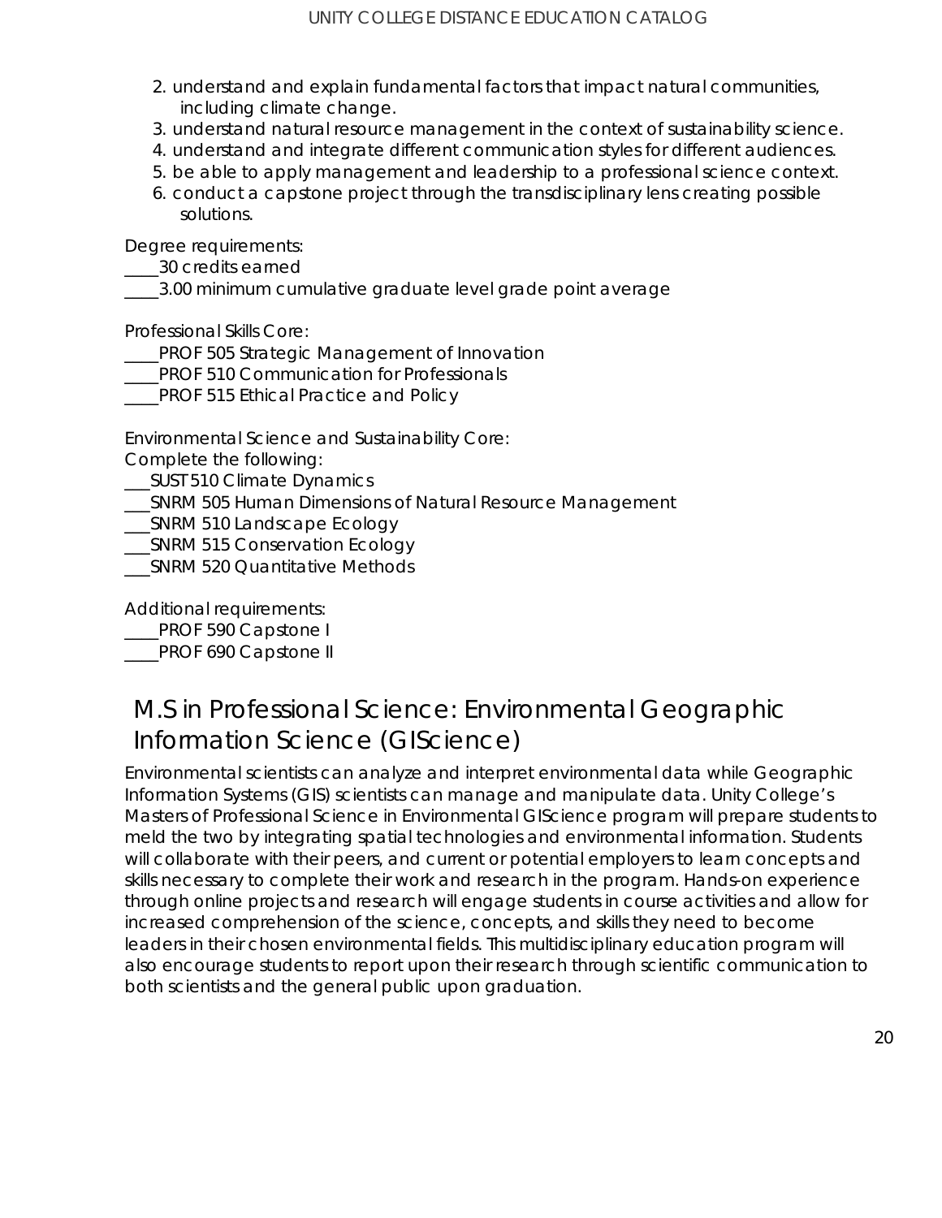2. understand and explain fundamental factors that impact natural communities, including climate change.
3. understand natural resource management in the context of sustainability science.
4. understand and integrate different communication styles for different audiences.
5. be able to apply management and leadership to a professional science context.
6. conduct a capstone project through the transdisciplinary lens creating possible solutions.

Degree requirements:

____30 credits earned

____3.00 minimum cumulative graduate level grade point average

Professional Skills Core:

____PROF 505 Strategic Management of Innovation

____PROF 510 Communication for Professionals

____PROF 515 Ethical Practice and Policy

Environmental Science and Sustainability Core:

Complete the following:

___SUST 510 Climate Dynamics

___SNRM 505 Human Dimensions of Natural Resource Management

___SNRM 510 Landscape Ecology

___SNRM 515 Conservation Ecology

___SNRM 520 Quantitative Methods

Additional requirements:

____PROF 590 Capstone I

____PROF 690 Capstone II

## M.S in Professional Science: Environmental Geographic Information Science (GIScience)

Environmental scientists can analyze and interpret environmental data while Geographic Information Systems (GIS) scientists can manage and manipulate data. Unity College's Masters of Professional Science in Environmental GIScience program will prepare students to meld the two by integrating spatial technologies and environmental information. Students will collaborate with their peers, and current or potential employers to learn concepts and skills necessary to complete their work and research in the program. Hands-on experience through online projects and research will engage students in course activities and allow for increased comprehension of the science, concepts, and skills they need to become leaders in their chosen environmental fields. This multidisciplinary education program will also encourage students to report upon their research through scientific communication to both scientists and the general public upon graduation.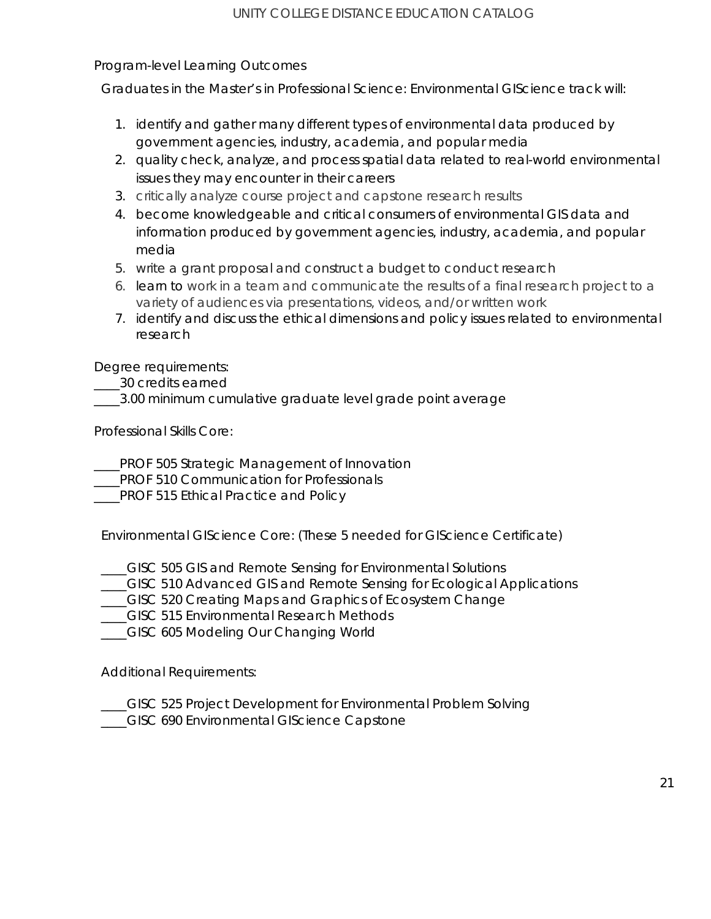## Program-level Learning Outcomes

Graduates in the Master's in Professional Science: Environmental GIScience track will:

1. identify and gather many different types of environmental data produced by government agencies, industry, academia, and popular media
2. quality check, analyze, and process spatial data related to real-world environmental issues they may encounter in their careers
3. critically analyze course project and capstone research results
4. become knowledgeable and critical consumers of environmental GIS data and information produced by government agencies, industry, academia, and popular media
5. write a grant proposal and construct a budget to conduct research
6. learn to work in a team and communicate the results of a final research project to a variety of audiences via presentations, videos, and/or written work
7. identify and discuss the ethical dimensions and policy issues related to environmental research

Degree requirements:

____30 credits earned
____3.00 minimum cumulative graduate level grade point average

Professional Skills Core:

____PROF 505 Strategic Management of Innovation
____PROF 510 Communication for Professionals
____PROF 515 Ethical Practice and Policy

Environmental GIScience Core: (These 5 needed for GIScience Certificate)

____GISC 505 GIS and Remote Sensing for Environmental Solutions
____GISC 510 Advanced GIS and Remote Sensing for Ecological Applications
____GISC 520 Creating Maps and Graphics of Ecosystem Change
____GISC 515 Environmental Research Methods
____GISC 605 Modeling Our Changing World

Additional Requirements:

____GISC 525 Project Development for Environmental Problem Solving
____GISC 690 Environmental GIScience Capstone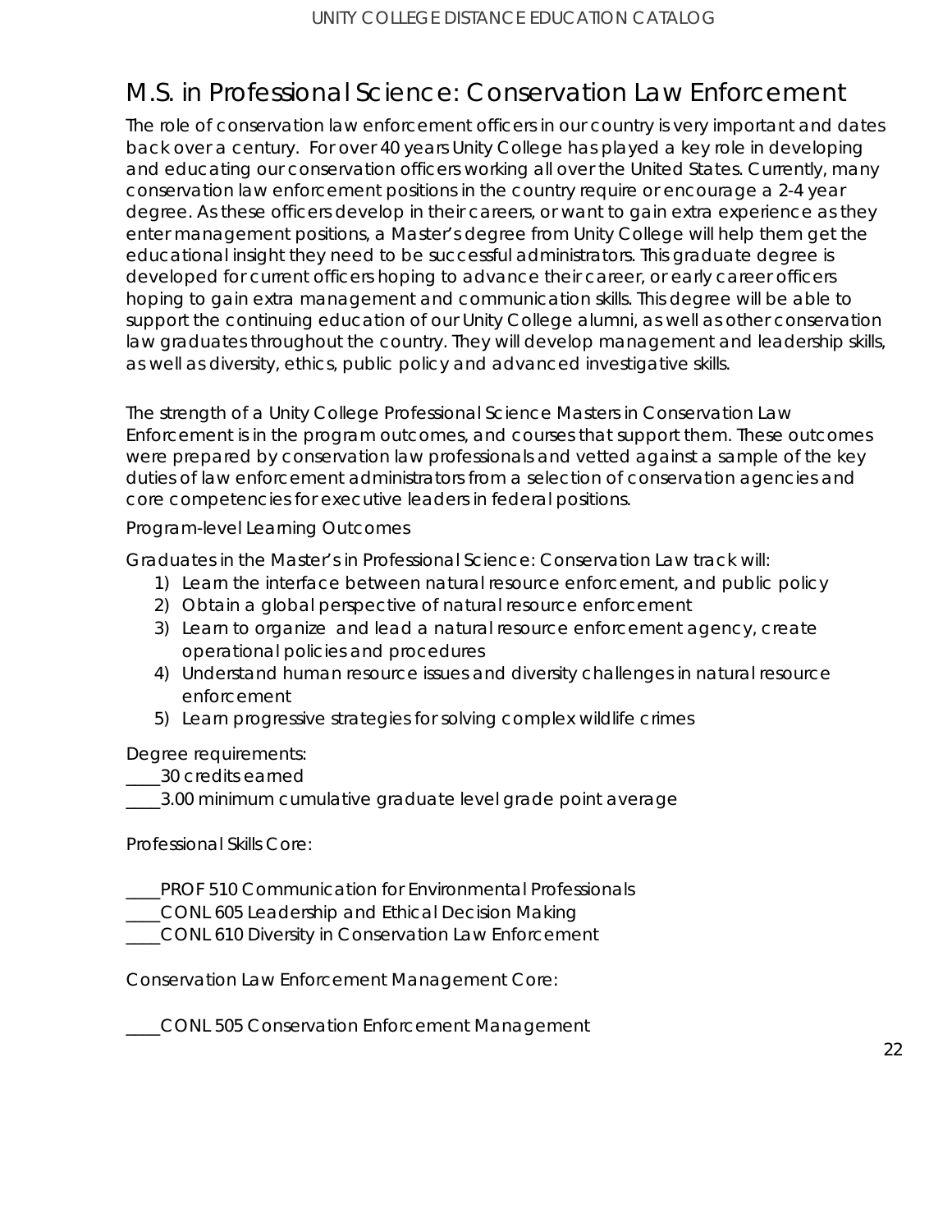# M.S. in Professional Science: Conservation Law Enforcement

The role of conservation law enforcement officers in our country is very important and dates back over a century. For over 40 years Unity College has played a key role in developing and educating our conservation officers working all over the United States. Currently, many conservation law enforcement positions in the country require or encourage a 2-4 year degree. As these officers develop in their careers, or want to gain extra experience as they enter management positions, a Master's degree from Unity College will help them get the educational insight they need to be successful administrators. This graduate degree is developed for current officers hoping to advance their career, or early career officers hoping to gain extra management and communication skills. This degree will be able to support the continuing education of our Unity College alumni, as well as other conservation law graduates throughout the country. They will develop management and leadership skills, as well as diversity, ethics, public policy and advanced investigative skills.

The strength of a Unity College Professional Science Masters in Conservation Law Enforcement is in the program outcomes, and courses that support them. These outcomes were prepared by conservation law professionals and vetted against a sample of the key duties of law enforcement administrators from a selection of conservation agencies and core competencies for executive leaders in federal positions.

Program-level Learning Outcomes

Graduates in the Master's in Professional Science: Conservation Law track will:

1) Learn the interface between natural resource enforcement, and public policy
2) Obtain a global perspective of natural resource enforcement
3) Learn to organize and lead a natural resource enforcement agency, create operational policies and procedures
4) Understand human resource issues and diversity challenges in natural resource enforcement
5) Learn progressive strategies for solving complex wildlife crimes

Degree requirements:

____30 credits earned

____3.00 minimum cumulative graduate level grade point average

Professional Skills Core:

____PROF 510 Communication for Environmental Professionals

____CONL 605 Leadership and Ethical Decision Making

____CONL 610 Diversity in Conservation Law Enforcement

Conservation Law Enforcement Management Core:

____CONL 505 Conservation Enforcement Management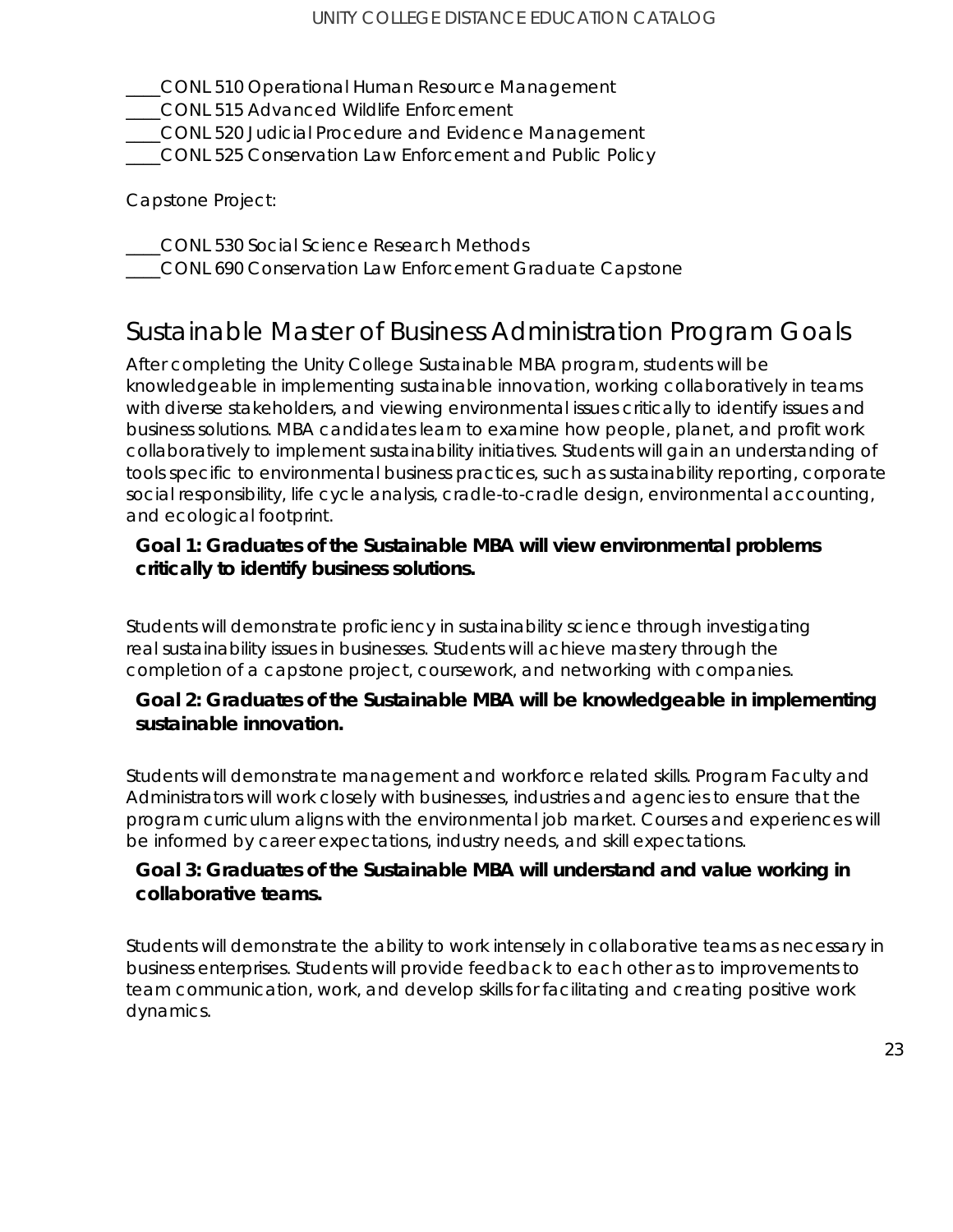____CONL 510 Operational Human Resource Management
____CONL 515 Advanced Wildlife Enforcement
____CONL 520 Judicial Procedure and Evidence Management
____CONL 525 Conservation Law Enforcement and Public Policy

Capstone Project:

____CONL 530 Social Science Research Methods
____CONL 690 Conservation Law Enforcement Graduate Capstone

## Sustainable Master of Business Administration Program Goals

After completing the Unity College Sustainable MBA program, students will be knowledgeable in implementing sustainable innovation, working collaboratively in teams with diverse stakeholders, and viewing environmental issues critically to identify issues and business solutions. MBA candidates learn to examine how people, planet, and profit work collaboratively to implement sustainability initiatives. Students will gain an understanding of tools specific to environmental business practices, such as sustainability reporting, corporate social responsibility, life cycle analysis, cradle-to-cradle design, environmental accounting, and ecological footprint.

**Goal 1: Graduates of the Sustainable MBA will view environmental problems critically to identify business solutions.**

Students will demonstrate proficiency in sustainability science through investigating real sustainability issues in businesses. Students will achieve mastery through the completion of a capstone project, coursework, and networking with companies.

**Goal 2: Graduates of the Sustainable MBA will be knowledgeable in implementing sustainable innovation.**

Students will demonstrate management and workforce related skills. Program Faculty and Administrators will work closely with businesses, industries and agencies to ensure that the program curriculum aligns with the environmental job market. Courses and experiences will be informed by career expectations, industry needs, and skill expectations.

**Goal 3: Graduates of the Sustainable MBA will understand and value working in collaborative teams.**

Students will demonstrate the ability to work intensely in collaborative teams as necessary in business enterprises. Students will provide feedback to each other as to improvements to team communication, work, and develop skills for facilitating and creating positive work dynamics.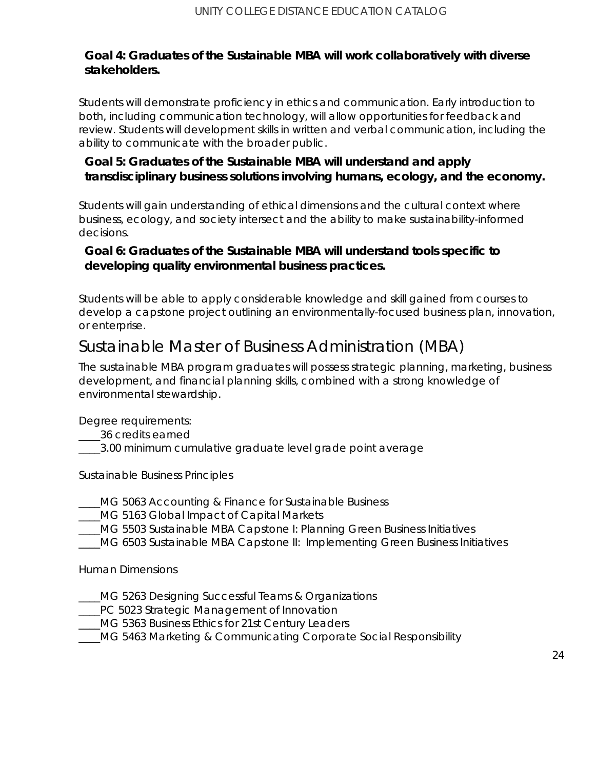### Goal 4: Graduates of the Sustainable MBA will work collaboratively with diverse stakeholders.

Students will demonstrate proficiency in ethics and communication. Early introduction to both, including communication technology, will allow opportunities for feedback and review. Students will development skills in written and verbal communication, including the ability to communicate with the broader public.

### Goal 5: Graduates of the Sustainable MBA will understand and apply transdisciplinary business solutions involving humans, ecology, and the economy.

Students will gain understanding of ethical dimensions and the cultural context where business, ecology, and society intersect and the ability to make sustainability-informed decisions.

### Goal 6: Graduates of the Sustainable MBA will understand tools specific to developing quality environmental business practices.

Students will be able to apply considerable knowledge and skill gained from courses to develop a capstone project outlining an environmentally-focused business plan, innovation, or enterprise.

## Sustainable Master of Business Administration (MBA)

The sustainable MBA program graduates will possess strategic planning, marketing, business development, and financial planning skills, combined with a strong knowledge of environmental stewardship.

Degree requirements:
____36 credits earned
____3.00 minimum cumulative graduate level grade point average

Sustainable Business Principles

____MG 5063 Accounting & Finance for Sustainable Business
____MG 5163 Global Impact of Capital Markets
____MG 5503 Sustainable MBA Capstone I: Planning Green Business Initiatives
____MG 6503 Sustainable MBA Capstone II: Implementing Green Business Initiatives

Human Dimensions

____MG 5263 Designing Successful Teams & Organizations
____PC 5023 Strategic Management of Innovation
____MG 5363 Business Ethics for 21st Century Leaders
____MG 5463 Marketing & Communicating Corporate Social Responsibility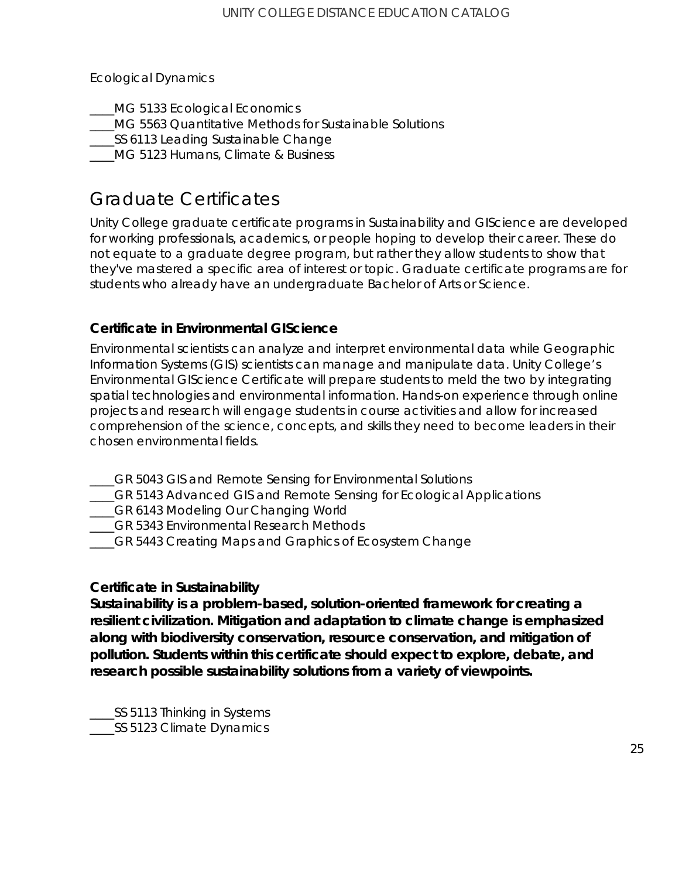Ecological Dynamics

____MG 5133 Ecological Economics
____MG 5563 Quantitative Methods for Sustainable Solutions
____SS 6113 Leading Sustainable Change
____MG 5123 Humans, Climate & Business

## Graduate Certificates

Unity College graduate certificate programs in Sustainability and GIScience are developed for working professionals, academics, or people hoping to develop their career. These do not equate to a graduate degree program, but rather they allow students to show that they've mastered a specific area of interest or topic. Graduate certificate programs are for students who already have an undergraduate Bachelor of Arts or Science.

### Certificate in Environmental GIScience

Environmental scientists can analyze and interpret environmental data while Geographic Information Systems (GIS) scientists can manage and manipulate data. Unity College's Environmental GIScience Certificate will prepare students to meld the two by integrating spatial technologies and environmental information. Hands-on experience through online projects and research will engage students in course activities and allow for increased comprehension of the science, concepts, and skills they need to become leaders in their chosen environmental fields.

____GR 5043 GIS and Remote Sensing for Environmental Solutions
____GR 5143 Advanced GIS and Remote Sensing for Ecological Applications
____GR 6143 Modeling Our Changing World
____GR 5343 Environmental Research Methods
____GR 5443 Creating Maps and Graphics of Ecosystem Change

### Certificate in Sustainability

**Sustainability is a problem-based, solution-oriented framework for creating a resilient civilization. Mitigation and adaptation to climate change is emphasized along with biodiversity conservation, resource conservation, and mitigation of pollution. Students within this certificate should expect to explore, debate, and research possible sustainability solutions from a variety of viewpoints.**

____SS 5113 Thinking in Systems
____SS 5123 Climate Dynamics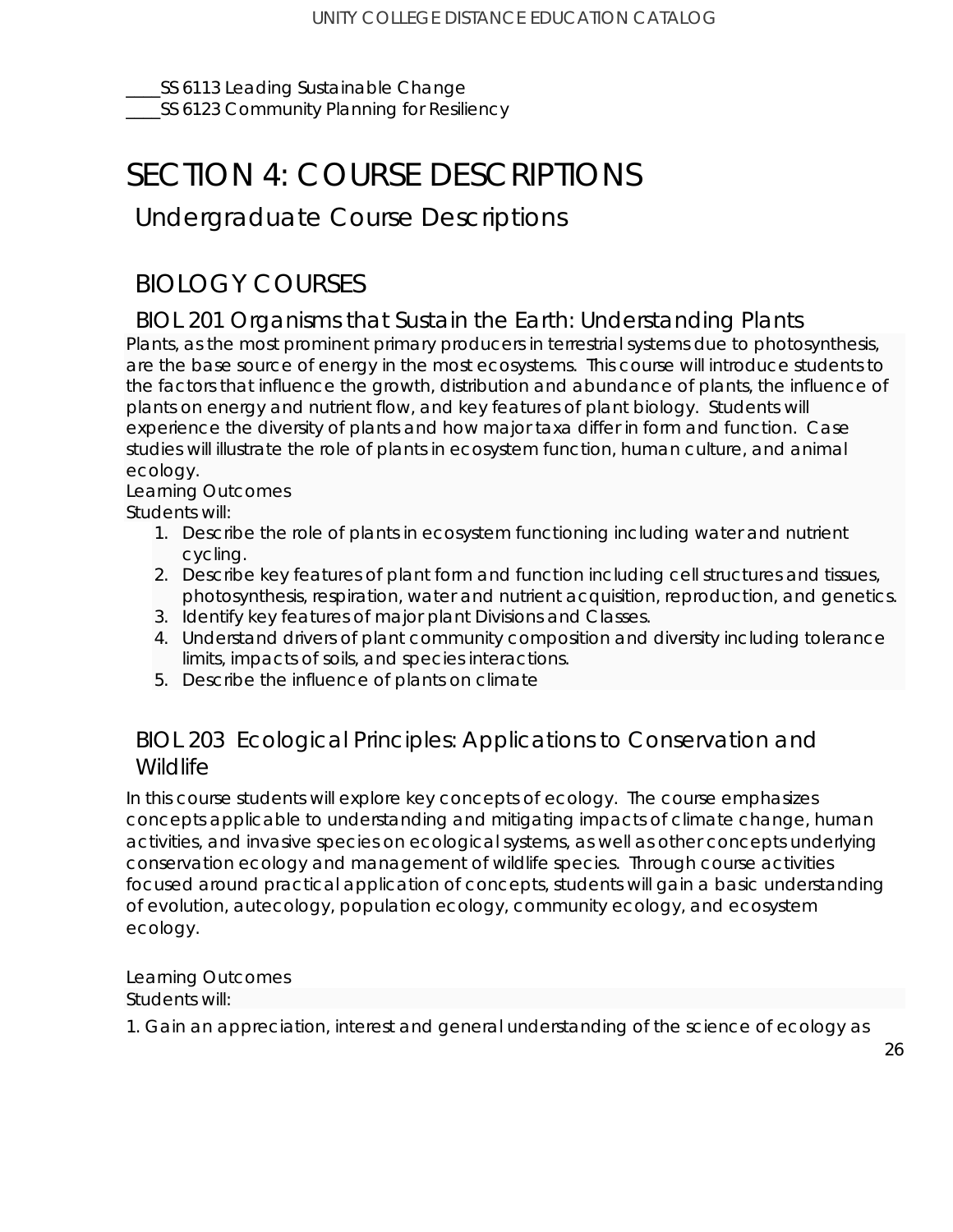____SS 6113 Leading Sustainable Change
____SS 6123 Community Planning for Resiliency

# SECTION 4: COURSE DESCRIPTIONS

## Undergraduate Course Descriptions

## BIOLOGY COURSES

### BIOL 201 Organisms that Sustain the Earth: Understanding Plants

Plants, as the most prominent primary producers in terrestrial systems due to photosynthesis, are the base source of energy in the most ecosystems. This course will introduce students to the factors that influence the growth, distribution and abundance of plants, the influence of plants on energy and nutrient flow, and key features of plant biology. Students will experience the diversity of plants and how major taxa differ in form and function. Case studies will illustrate the role of plants in ecosystem function, human culture, and animal ecology.

Learning Outcomes

Students will:

1. Describe the role of plants in ecosystem functioning including water and nutrient cycling.
2. Describe key features of plant form and function including cell structures and tissues, photosynthesis, respiration, water and nutrient acquisition, reproduction, and genetics.
3. Identify key features of major plant Divisions and Classes.
4. Understand drivers of plant community composition and diversity including tolerance limits, impacts of soils, and species interactions.
5. Describe the influence of plants on climate

### BIOL 203 Ecological Principles: Applications to Conservation and Wildlife

In this course students will explore key concepts of ecology. The course emphasizes concepts applicable to understanding and mitigating impacts of climate change, human activities, and invasive species on ecological systems, as well as other concepts underlying conservation ecology and management of wildlife species. Through course activities focused around practical application of concepts, students will gain a basic understanding of evolution, autecology, population ecology, community ecology, and ecosystem ecology.

Learning Outcomes

Students will:

1. Gain an appreciation, interest and general understanding of the science of ecology as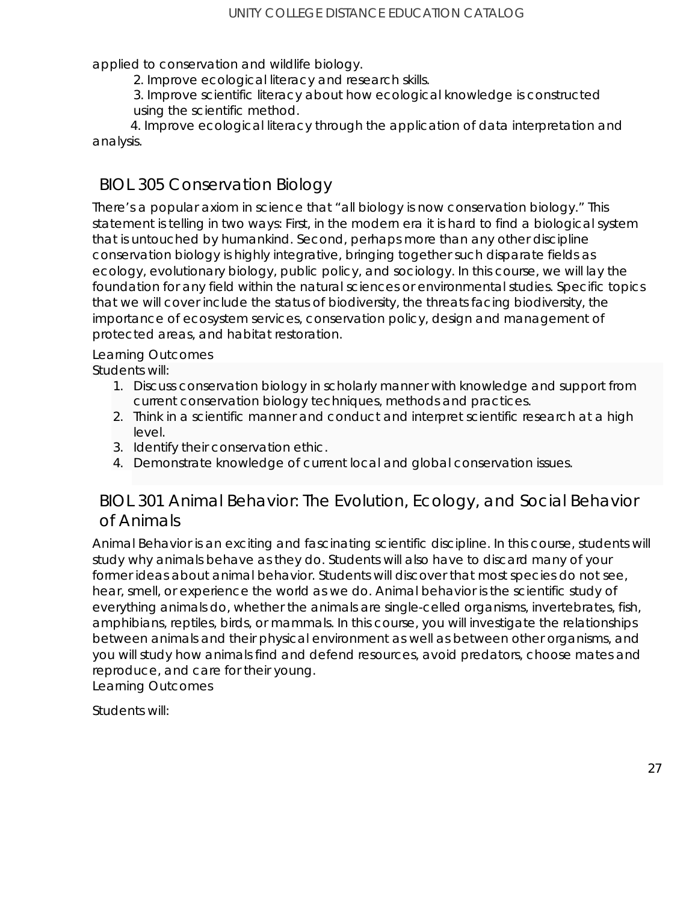applied to conservation and wildlife biology.

2. Improve ecological literacy and research skills.
3. Improve scientific literacy about how ecological knowledge is constructed using the scientific method.
4. Improve ecological literacy through the application of data interpretation and analysis.

## BIOL 305 Conservation Biology

There's a popular axiom in science that "all biology is now conservation biology." This statement is telling in two ways: First, in the modern era it is hard to find a biological system that is untouched by humankind. Second, perhaps more than any other discipline conservation biology is highly integrative, bringing together such disparate fields as ecology, evolutionary biology, public policy, and sociology. In this course, we will lay the foundation for any field within the natural sciences or environmental studies. Specific topics that we will cover include the status of biodiversity, the threats facing biodiversity, the importance of ecosystem services, conservation policy, design and management of protected areas, and habitat restoration.

Learning Outcomes

Students will:

1. Discuss conservation biology in scholarly manner with knowledge and support from current conservation biology techniques, methods and practices.
2. Think in a scientific manner and conduct and interpret scientific research at a high level.
3. Identify their conservation ethic.
4. Demonstrate knowledge of current local and global conservation issues.

## BIOL 301 Animal Behavior: The Evolution, Ecology, and Social Behavior of Animals

Animal Behavior is an exciting and fascinating scientific discipline. In this course, students will study why animals behave as they do. Students will also have to discard many of your former ideas about animal behavior. Students will discover that most species do not see, hear, smell, or experience the world as we do. Animal behavior is the scientific study of everything animals do, whether the animals are single-celled organisms, invertebrates, fish, amphibians, reptiles, birds, or mammals. In this course, you will investigate the relationships between animals and their physical environment as well as between other organisms, and you will study how animals find and defend resources, avoid predators, choose mates and reproduce, and care for their young.

Learning Outcomes

Students will: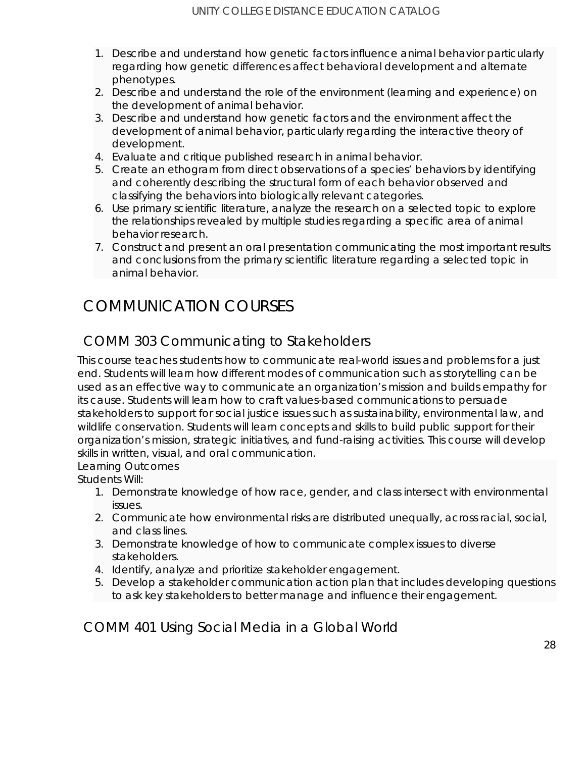1. Describe and understand how genetic factors influence animal behavior particularly regarding how genetic differences affect behavioral development and alternate phenotypes.
2. Describe and understand the role of the environment (learning and experience) on the development of animal behavior.
3. Describe and understand how genetic factors and the environment affect the development of animal behavior, particularly regarding the interactive theory of development.
4. Evaluate and critique published research in animal behavior.
5. Create an ethogram from direct observations of a species' behaviors by identifying and coherently describing the structural form of each behavior observed and classifying the behaviors into biologically relevant categories.
6. Use primary scientific literature, analyze the research on a selected topic to explore the relationships revealed by multiple studies regarding a specific area of animal behavior research.
7. Construct and present an oral presentation communicating the most important results and conclusions from the primary scientific literature regarding a selected topic in animal behavior.

# COMMUNICATION COURSES

## COMM 303 Communicating to Stakeholders

This course teaches students how to communicate real-world issues and problems for a just end. Students will learn how different modes of communication such as storytelling can be used as an effective way to communicate an organization's mission and builds empathy for its cause. Students will learn how to craft values-based communications to persuade stakeholders to support for social justice issues such as sustainability, environmental law, and wildlife conservation. Students will learn concepts and skills to build public support for their organization's mission, strategic initiatives, and fund-raising activities. This course will develop skills in written, visual, and oral communication.

Learning Outcomes

Students Will:

1. Demonstrate knowledge of how race, gender, and class intersect with environmental issues.
2. Communicate how environmental risks are distributed unequally, across racial, social, and class lines.
3. Demonstrate knowledge of how to communicate complex issues to diverse stakeholders.
4. Identify, analyze and prioritize stakeholder engagement.
5. Develop a stakeholder communication action plan that includes developing questions to ask key stakeholders to better manage and influence their engagement.

## COMM 401 Using Social Media in a Global World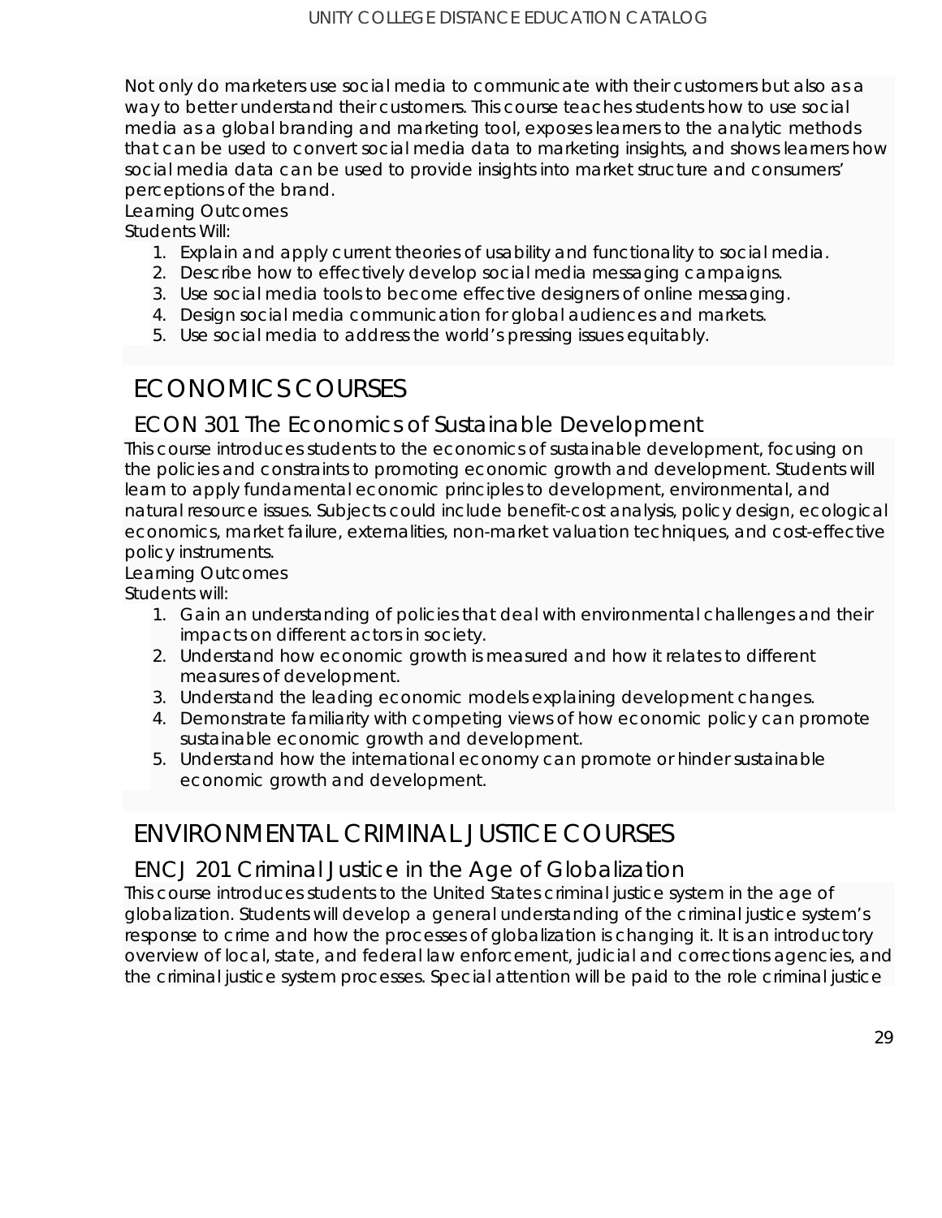Not only do marketers use social media to communicate with their customers but also as a way to better understand their customers. This course teaches students how to use social media as a global branding and marketing tool, exposes learners to the analytic methods that can be used to convert social media data to marketing insights, and shows learners how social media data can be used to provide insights into market structure and consumers' perceptions of the brand.

Learning Outcomes

Students Will:

1. Explain and apply current theories of usability and functionality to social media.
2. Describe how to effectively develop social media messaging campaigns.
3. Use social media tools to become effective designers of online messaging.
4. Design social media communication for global audiences and markets.
5. Use social media to address the world's pressing issues equitably.

# ECONOMICS COURSES

## ECON 301 The Economics of Sustainable Development

This course introduces students to the economics of sustainable development, focusing on the policies and constraints to promoting economic growth and development. Students will learn to apply fundamental economic principles to development, environmental, and natural resource issues. Subjects could include benefit-cost analysis, policy design, ecological economics, market failure, externalities, non-market valuation techniques, and cost-effective policy instruments.

Learning Outcomes

Students will:

1. Gain an understanding of policies that deal with environmental challenges and their impacts on different actors in society.
2. Understand how economic growth is measured and how it relates to different measures of development.
3. Understand the leading economic models explaining development changes.
4. Demonstrate familiarity with competing views of how economic policy can promote sustainable economic growth and development.
5. Understand how the international economy can promote or hinder sustainable economic growth and development.

# ENVIRONMENTAL CRIMINAL JUSTICE COURSES

## ENCJ 201 Criminal Justice in the Age of Globalization

This course introduces students to the United States criminal justice system in the age of globalization. Students will develop a general understanding of the criminal justice system's response to crime and how the processes of globalization is changing it. It is an introductory overview of local, state, and federal law enforcement, judicial and corrections agencies, and the criminal justice system processes. Special attention will be paid to the role criminal justice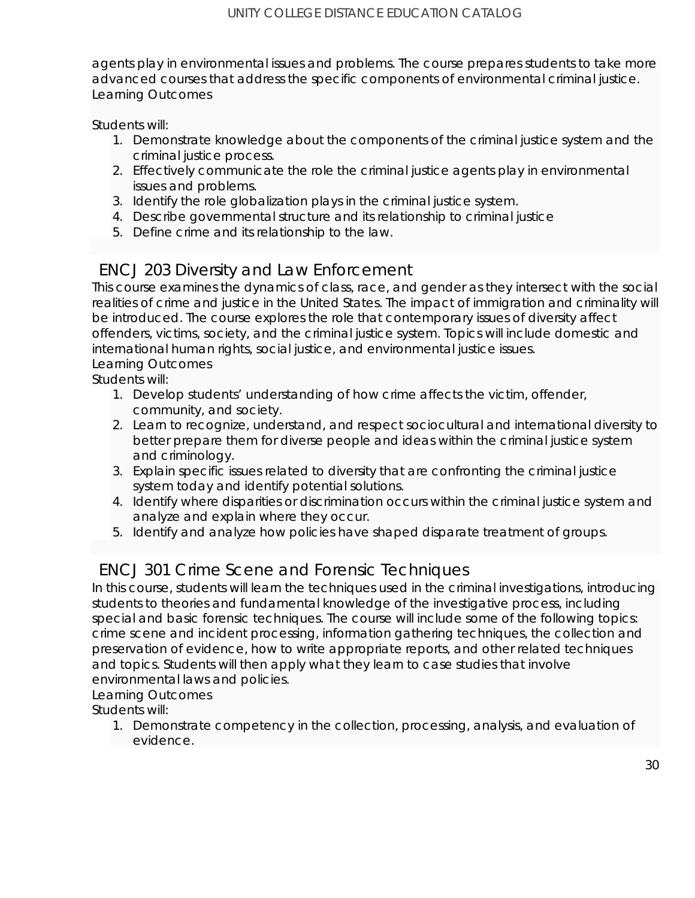agents play in environmental issues and problems. The course prepares students to take more advanced courses that address the specific components of environmental criminal justice.
Learning Outcomes

Students will:

1. Demonstrate knowledge about the components of the criminal justice system and the criminal justice process.
2. Effectively communicate the role the criminal justice agents play in environmental issues and problems.
3. Identify the role globalization plays in the criminal justice system.
4. Describe governmental structure and its relationship to criminal justice
5. Define crime and its relationship to the law.

## ENCJ 203 Diversity and Law Enforcement

This course examines the dynamics of class, race, and gender as they intersect with the social realities of crime and justice in the United States. The impact of immigration and criminality will be introduced. The course explores the role that contemporary issues of diversity affect offenders, victims, society, and the criminal justice system. Topics will include domestic and international human rights, social justice, and environmental justice issues.
Learning Outcomes
Students will:

1. Develop students' understanding of how crime affects the victim, offender, community, and society.
2. Learn to recognize, understand, and respect sociocultural and international diversity to better prepare them for diverse people and ideas within the criminal justice system and criminology.
3. Explain specific issues related to diversity that are confronting the criminal justice system today and identify potential solutions.
4. Identify where disparities or discrimination occurs within the criminal justice system and analyze and explain where they occur.
5. Identify and analyze how policies have shaped disparate treatment of groups.

## ENCJ 301 Crime Scene and Forensic Techniques

In this course, students will learn the techniques used in the criminal investigations, introducing students to theories and fundamental knowledge of the investigative process, including special and basic forensic techniques. The course will include some of the following topics: crime scene and incident processing, information gathering techniques, the collection and preservation of evidence, how to write appropriate reports, and other related techniques and topics. Students will then apply what they learn to case studies that involve environmental laws and policies.
Learning Outcomes
Students will:

1. Demonstrate competency in the collection, processing, analysis, and evaluation of evidence.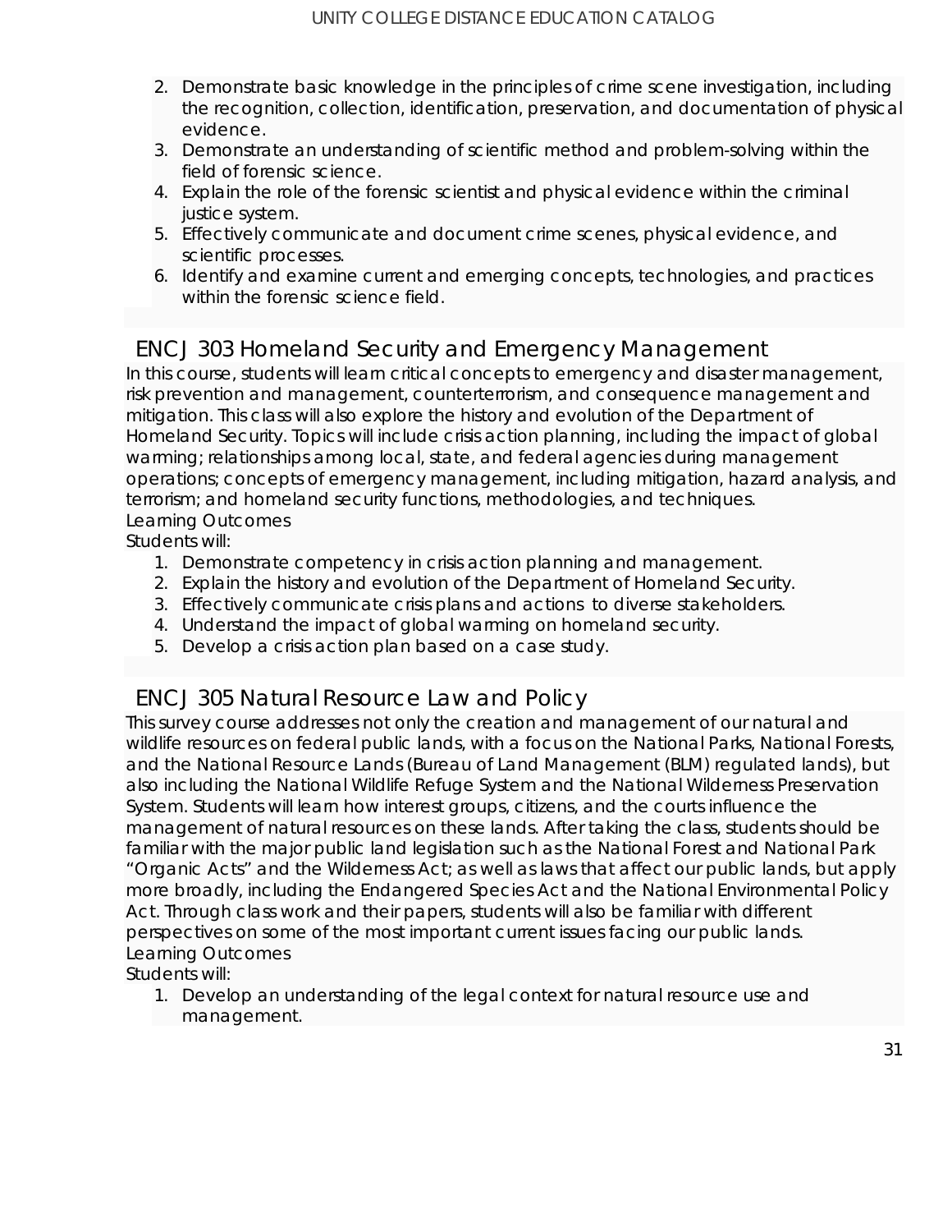2. Demonstrate basic knowledge in the principles of crime scene investigation, including the recognition, collection, identification, preservation, and documentation of physical evidence.
3. Demonstrate an understanding of scientific method and problem-solving within the field of forensic science.
4. Explain the role of the forensic scientist and physical evidence within the criminal justice system.
5. Effectively communicate and document crime scenes, physical evidence, and scientific processes.
6. Identify and examine current and emerging concepts, technologies, and practices within the forensic science field.

## ENCJ 303 Homeland Security and Emergency Management

In this course, students will learn critical concepts to emergency and disaster management, risk prevention and management, counterterrorism, and consequence management and mitigation. This class will also explore the history and evolution of the Department of Homeland Security. Topics will include crisis action planning, including the impact of global warming; relationships among local, state, and federal agencies during management operations; concepts of emergency management, including mitigation, hazard analysis, and terrorism; and homeland security functions, methodologies, and techniques.

Learning Outcomes

Students will:

1. Demonstrate competency in crisis action planning and management.
2. Explain the history and evolution of the Department of Homeland Security.
3. Effectively communicate crisis plans and actions to diverse stakeholders.
4. Understand the impact of global warming on homeland security.
5. Develop a crisis action plan based on a case study.

## ENCJ 305 Natural Resource Law and Policy

This survey course addresses not only the creation and management of our natural and wildlife resources on federal public lands, with a focus on the National Parks, National Forests, and the National Resource Lands (Bureau of Land Management (BLM) regulated lands), but also including the National Wildlife Refuge System and the National Wilderness Preservation System. Students will learn how interest groups, citizens, and the courts influence the management of natural resources on these lands. After taking the class, students should be familiar with the major public land legislation such as the National Forest and National Park "Organic Acts" and the Wilderness Act; as well as laws that affect our public lands, but apply more broadly, including the Endangered Species Act and the National Environmental Policy Act. Through class work and their papers, students will also be familiar with different perspectives on some of the most important current issues facing our public lands.

Learning Outcomes

Students will:

1. Develop an understanding of the legal context for natural resource use and management.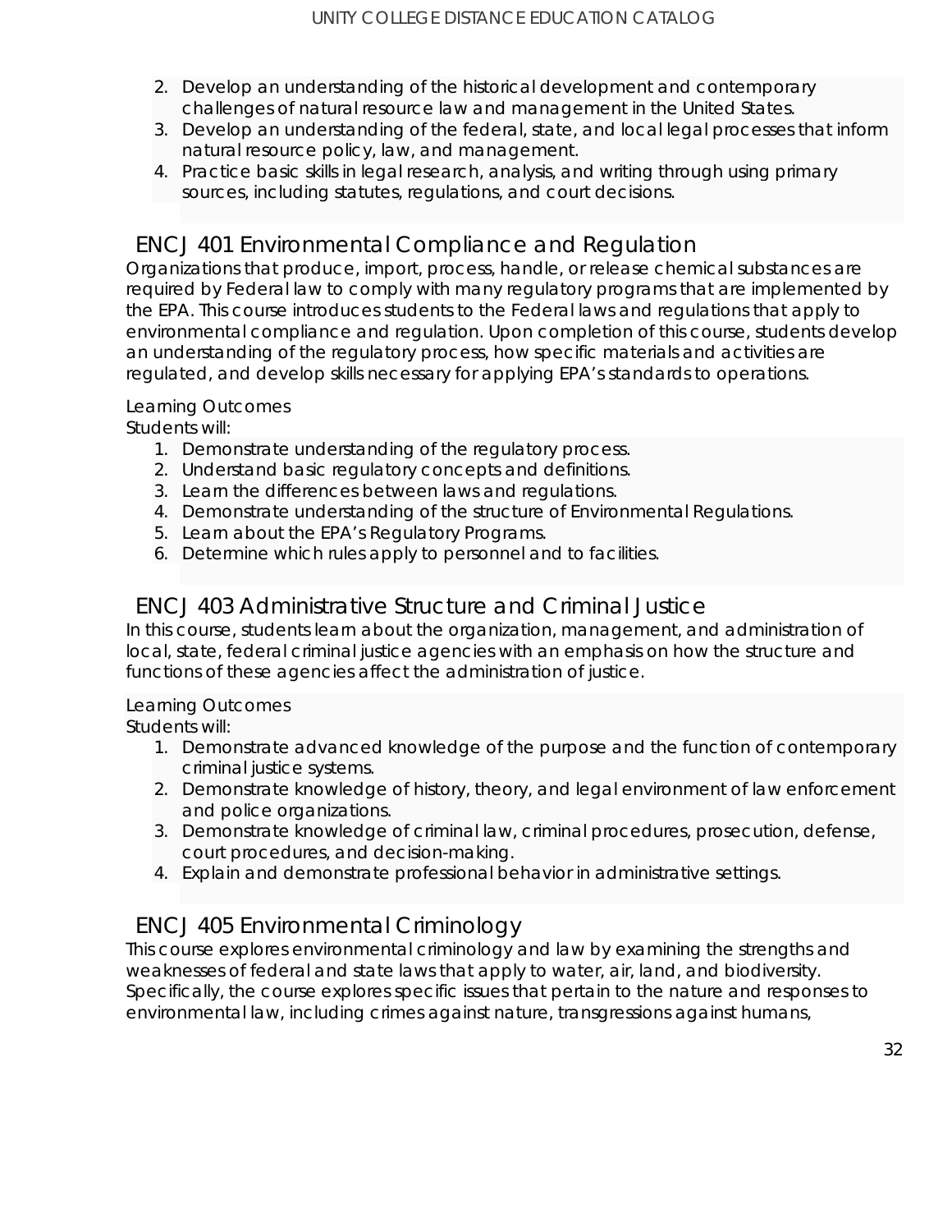2. Develop an understanding of the historical development and contemporary challenges of natural resource law and management in the United States.
3. Develop an understanding of the federal, state, and local legal processes that inform natural resource policy, law, and management.
4. Practice basic skills in legal research, analysis, and writing through using primary sources, including statutes, regulations, and court decisions.

## ENCJ 401 Environmental Compliance and Regulation

Organizations that produce, import, process, handle, or release chemical substances are required by Federal law to comply with many regulatory programs that are implemented by the EPA. This course introduces students to the Federal laws and regulations that apply to environmental compliance and regulation. Upon completion of this course, students develop an understanding of the regulatory process, how specific materials and activities are regulated, and develop skills necessary for applying EPA's standards to operations.

Learning Outcomes

Students will:

1. Demonstrate understanding of the regulatory process.
2. Understand basic regulatory concepts and definitions.
3. Learn the differences between laws and regulations.
4. Demonstrate understanding of the structure of Environmental Regulations.
5. Learn about the EPA's Regulatory Programs.
6. Determine which rules apply to personnel and to facilities.

## ENCJ 403 Administrative Structure and Criminal Justice

In this course, students learn about the organization, management, and administration of local, state, federal criminal justice agencies with an emphasis on how the structure and functions of these agencies affect the administration of justice.

Learning Outcomes

Students will:

1. Demonstrate advanced knowledge of the purpose and the function of contemporary criminal justice systems.
2. Demonstrate knowledge of history, theory, and legal environment of law enforcement and police organizations.
3. Demonstrate knowledge of criminal law, criminal procedures, prosecution, defense, court procedures, and decision-making.
4. Explain and demonstrate professional behavior in administrative settings.

## ENCJ 405 Environmental Criminology

This course explores environmental criminology and law by examining the strengths and weaknesses of federal and state laws that apply to water, air, land, and biodiversity. Specifically, the course explores specific issues that pertain to the nature and responses to environmental law, including crimes against nature, transgressions against humans,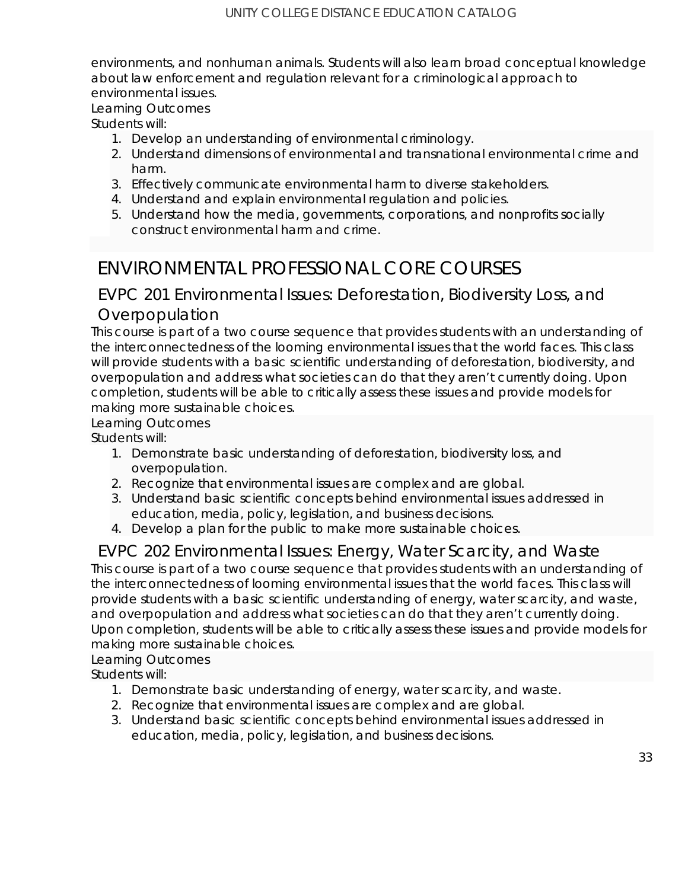environments, and nonhuman animals. Students will also learn broad conceptual knowledge about law enforcement and regulation relevant for a criminological approach to environmental issues.

Learning Outcomes

Students will:

1. Develop an understanding of environmental criminology.
2. Understand dimensions of environmental and transnational environmental crime and harm.
3. Effectively communicate environmental harm to diverse stakeholders.
4. Understand and explain environmental regulation and policies.
5. Understand how the media, governments, corporations, and nonprofits socially construct environmental harm and crime.

# ENVIRONMENTAL PROFESSIONAL CORE COURSES

## EVPC 201 Environmental Issues: Deforestation, Biodiversity Loss, and Overpopulation

This course is part of a two course sequence that provides students with an understanding of the interconnectedness of the looming environmental issues that the world faces. This class will provide students with a basic scientific understanding of deforestation, biodiversity, and overpopulation and address what societies can do that they aren't currently doing. Upon completion, students will be able to critically assess these issues and provide models for making more sustainable choices.

Learning Outcomes

Students will:

1. Demonstrate basic understanding of deforestation, biodiversity loss, and overpopulation.
2. Recognize that environmental issues are complex and are global.
3. Understand basic scientific concepts behind environmental issues addressed in education, media, policy, legislation, and business decisions.
4. Develop a plan for the public to make more sustainable choices.

## EVPC 202 Environmental Issues: Energy, Water Scarcity, and Waste

This course is part of a two course sequence that provides students with an understanding of the interconnectedness of looming environmental issues that the world faces. This class will provide students with a basic scientific understanding of energy, water scarcity, and waste, and overpopulation and address what societies can do that they aren't currently doing. Upon completion, students will be able to critically assess these issues and provide models for making more sustainable choices.

Learning Outcomes

Students will:

1. Demonstrate basic understanding of energy, water scarcity, and waste.
2. Recognize that environmental issues are complex and are global.
3. Understand basic scientific concepts behind environmental issues addressed in education, media, policy, legislation, and business decisions.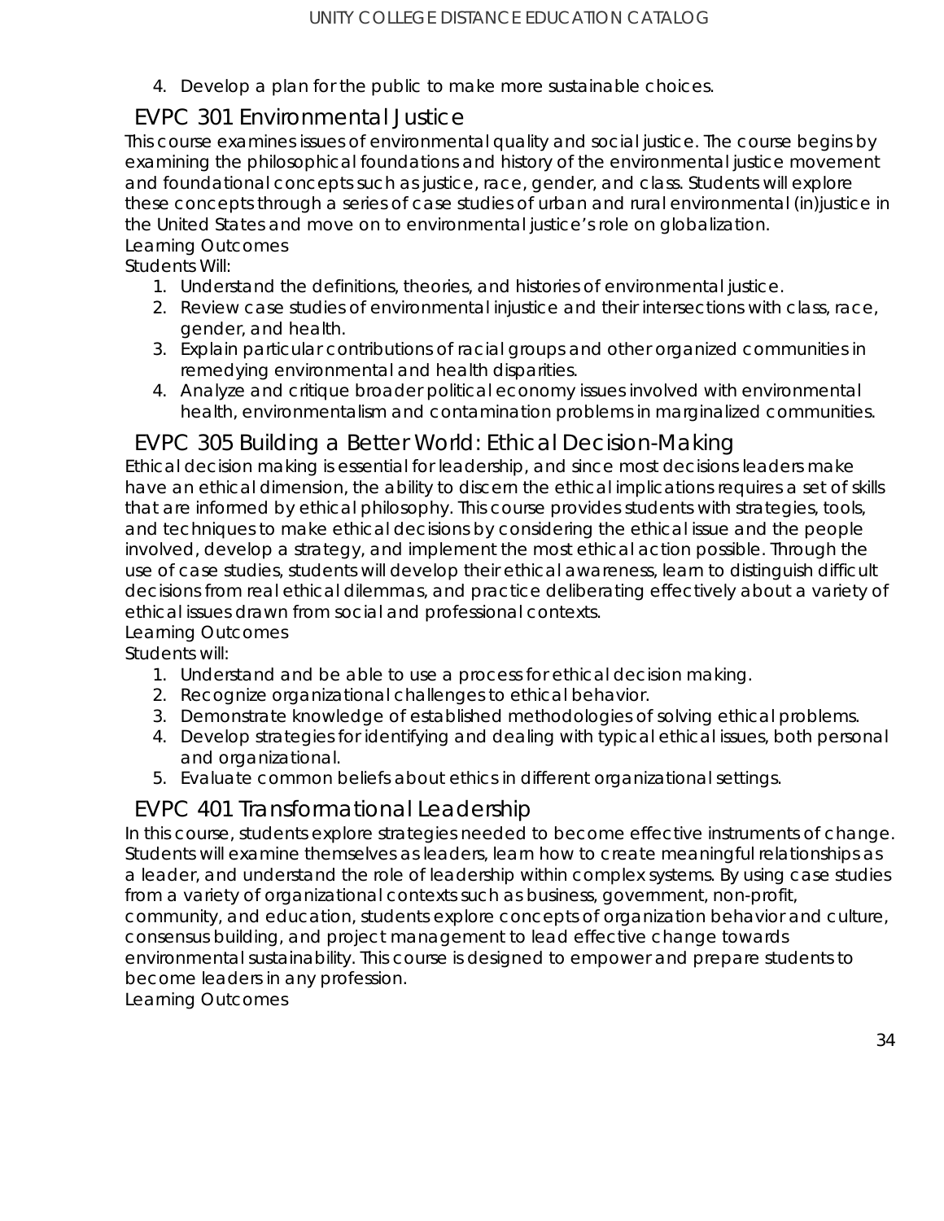4. Develop a plan for the public to make more sustainable choices.

## EVPC 301 Environmental Justice

This course examines issues of environmental quality and social justice. The course begins by examining the philosophical foundations and history of the environmental justice movement and foundational concepts such as justice, race, gender, and class. Students will explore these concepts through a series of case studies of urban and rural environmental (in)justice in the United States and move on to environmental justice's role on globalization.

Learning Outcomes

Students Will:

1. Understand the definitions, theories, and histories of environmental justice.
2. Review case studies of environmental injustice and their intersections with class, race, gender, and health.
3. Explain particular contributions of racial groups and other organized communities in remedying environmental and health disparities.
4. Analyze and critique broader political economy issues involved with environmental health, environmentalism and contamination problems in marginalized communities.

## EVPC 305 Building a Better World: Ethical Decision-Making

Ethical decision making is essential for leadership, and since most decisions leaders make have an ethical dimension, the ability to discern the ethical implications requires a set of skills that are informed by ethical philosophy. This course provides students with strategies, tools, and techniques to make ethical decisions by considering the ethical issue and the people involved, develop a strategy, and implement the most ethical action possible. Through the use of case studies, students will develop their ethical awareness, learn to distinguish difficult decisions from real ethical dilemmas, and practice deliberating effectively about a variety of ethical issues drawn from social and professional contexts.

Learning Outcomes

Students will:

1. Understand and be able to use a process for ethical decision making.
2. Recognize organizational challenges to ethical behavior.
3. Demonstrate knowledge of established methodologies of solving ethical problems.
4. Develop strategies for identifying and dealing with typical ethical issues, both personal and organizational.
5. Evaluate common beliefs about ethics in different organizational settings.

## EVPC 401 Transformational Leadership

In this course, students explore strategies needed to become effective instruments of change. Students will examine themselves as leaders, learn how to create meaningful relationships as a leader, and understand the role of leadership within complex systems. By using case studies from a variety of organizational contexts such as business, government, non-profit, community, and education, students explore concepts of organization behavior and culture, consensus building, and project management to lead effective change towards environmental sustainability. This course is designed to empower and prepare students to become leaders in any profession.

Learning Outcomes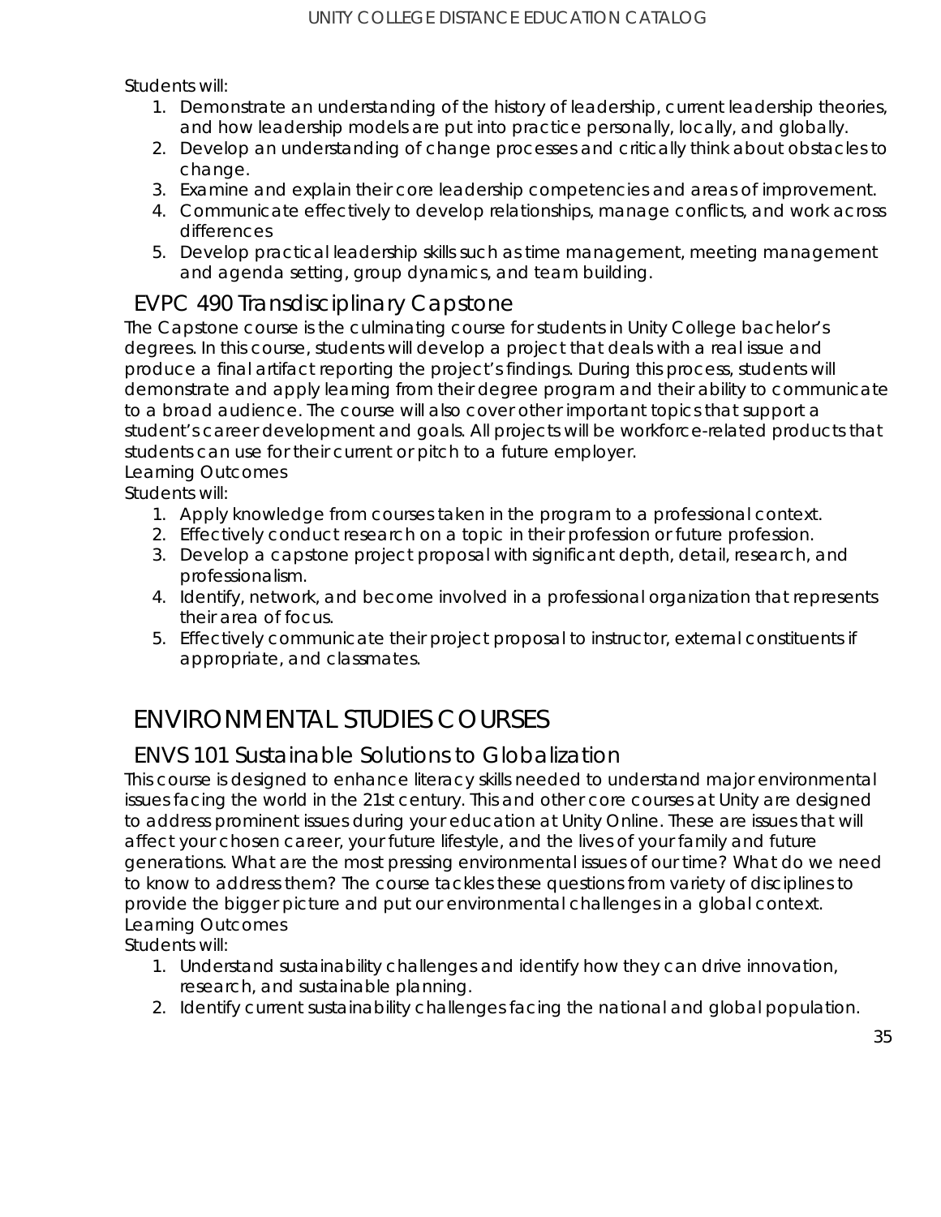Students will:

1. Demonstrate an understanding of the history of leadership, current leadership theories, and how leadership models are put into practice personally, locally, and globally.
2. Develop an understanding of change processes and critically think about obstacles to change.
3. Examine and explain their core leadership competencies and areas of improvement.
4. Communicate effectively to develop relationships, manage conflicts, and work across differences
5. Develop practical leadership skills such as time management, meeting management and agenda setting, group dynamics, and team building.

## EVPC 490 Transdisciplinary Capstone

The Capstone course is the culminating course for students in Unity College bachelor's degrees. In this course, students will develop a project that deals with a real issue and produce a final artifact reporting the project's findings. During this process, students will demonstrate and apply learning from their degree program and their ability to communicate to a broad audience. The course will also cover other important topics that support a student's career development and goals. All projects will be workforce-related products that students can use for their current or pitch to a future employer.

Learning Outcomes

Students will:

1. Apply knowledge from courses taken in the program to a professional context.
2. Effectively conduct research on a topic in their profession or future profession.
3. Develop a capstone project proposal with significant depth, detail, research, and professionalism.
4. Identify, network, and become involved in a professional organization that represents their area of focus.
5. Effectively communicate their project proposal to instructor, external constituents if appropriate, and classmates.

# ENVIRONMENTAL STUDIES COURSES

## ENVS 101 Sustainable Solutions to Globalization

This course is designed to enhance literacy skills needed to understand major environmental issues facing the world in the 21st century. This and other core courses at Unity are designed to address prominent issues during your education at Unity Online. These are issues that will affect your chosen career, your future lifestyle, and the lives of your family and future generations. What are the most pressing environmental issues of our time? What do we need to know to address them? The course tackles these questions from variety of disciplines to provide the bigger picture and put our environmental challenges in a global context.

Learning Outcomes

Students will:

1. Understand sustainability challenges and identify how they can drive innovation, research, and sustainable planning.
2. Identify current sustainability challenges facing the national and global population.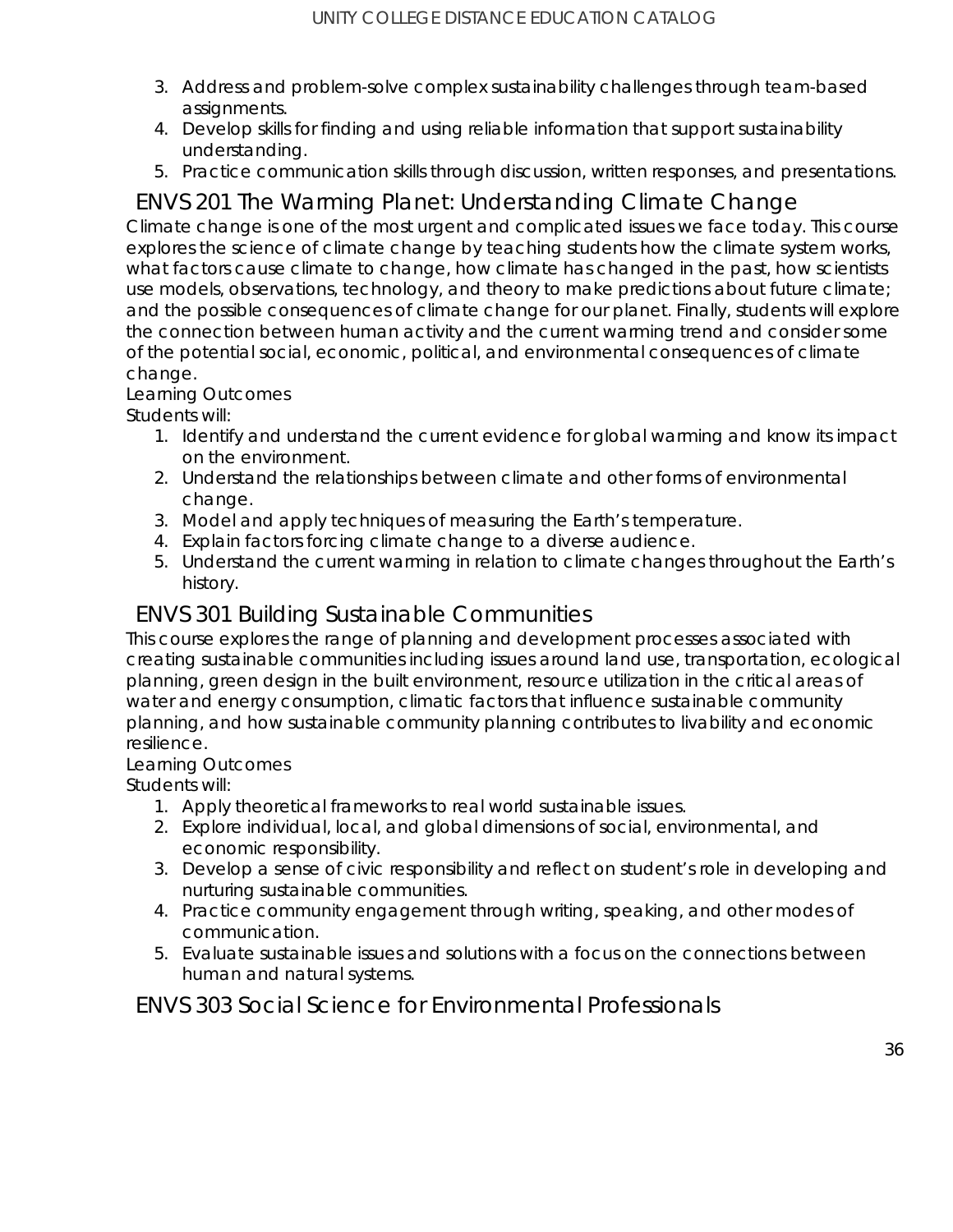3. Address and problem-solve complex sustainability challenges through team-based assignments.
4. Develop skills for finding and using reliable information that support sustainability understanding.
5. Practice communication skills through discussion, written responses, and presentations.

## ENVS 201 The Warming Planet: Understanding Climate Change

Climate change is one of the most urgent and complicated issues we face today. This course explores the science of climate change by teaching students how the climate system works, what factors cause climate to change, how climate has changed in the past, how scientists use models, observations, technology, and theory to make predictions about future climate; and the possible consequences of climate change for our planet. Finally, students will explore the connection between human activity and the current warming trend and consider some of the potential social, economic, political, and environmental consequences of climate change.

Learning Outcomes

Students will:

1. Identify and understand the current evidence for global warming and know its impact on the environment.
2. Understand the relationships between climate and other forms of environmental change.
3. Model and apply techniques of measuring the Earth's temperature.
4. Explain factors forcing climate change to a diverse audience.
5. Understand the current warming in relation to climate changes throughout the Earth's history.

## ENVS 301 Building Sustainable Communities

This course explores the range of planning and development processes associated with creating sustainable communities including issues around land use, transportation, ecological planning, green design in the built environment, resource utilization in the critical areas of water and energy consumption, climatic factors that influence sustainable community planning, and how sustainable community planning contributes to livability and economic resilience.

Learning Outcomes

Students will:

1. Apply theoretical frameworks to real world sustainable issues.
2. Explore individual, local, and global dimensions of social, environmental, and economic responsibility.
3. Develop a sense of civic responsibility and reflect on student's role in developing and nurturing sustainable communities.
4. Practice community engagement through writing, speaking, and other modes of communication.
5. Evaluate sustainable issues and solutions with a focus on the connections between human and natural systems.

## ENVS 303 Social Science for Environmental Professionals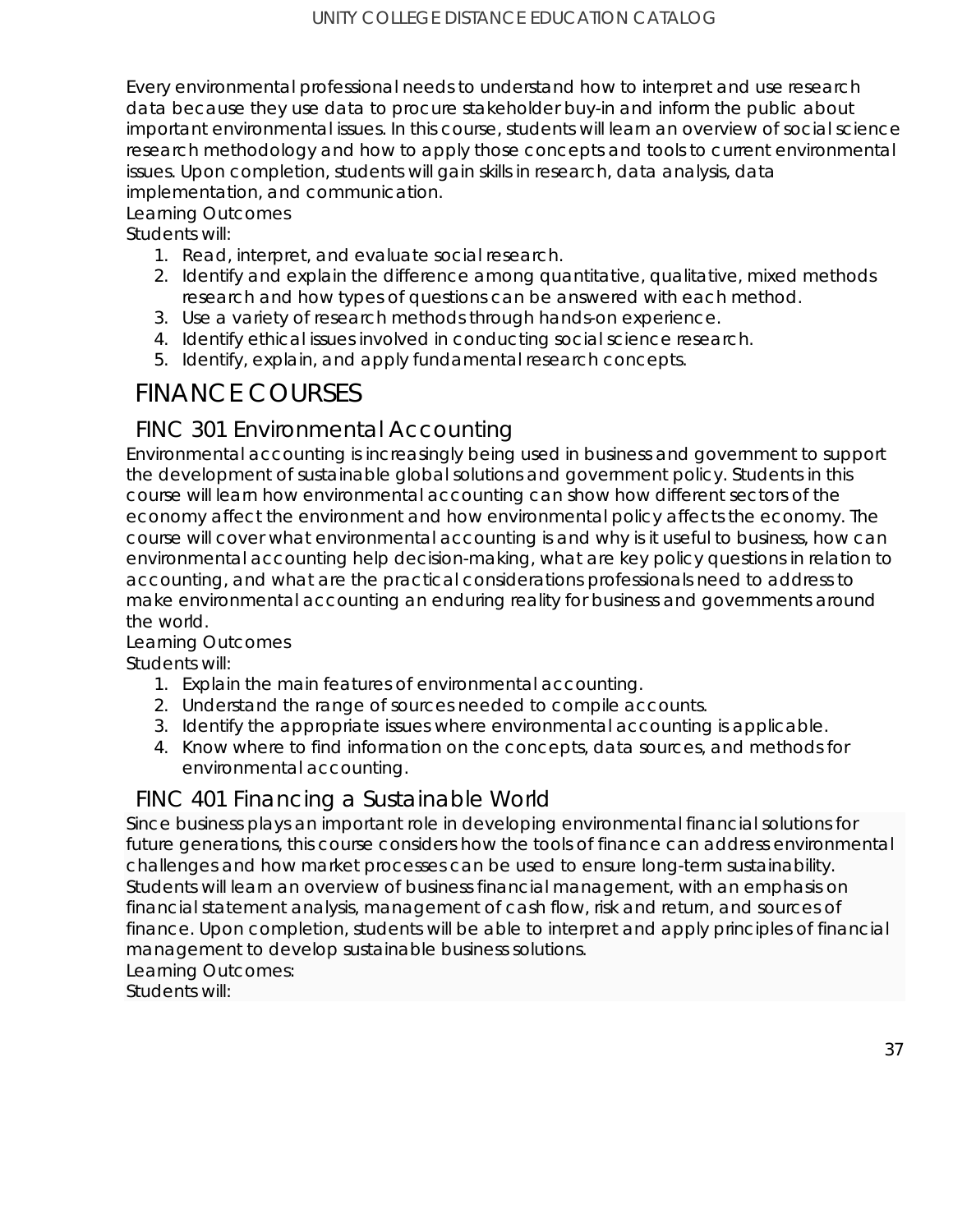Every environmental professional needs to understand how to interpret and use research data because they use data to procure stakeholder buy-in and inform the public about important environmental issues. In this course, students will learn an overview of social science research methodology and how to apply those concepts and tools to current environmental issues. Upon completion, students will gain skills in research, data analysis, data implementation, and communication.

Learning Outcomes

Students will:

1. Read, interpret, and evaluate social research.
2. Identify and explain the difference among quantitative, qualitative, mixed methods research and how types of questions can be answered with each method.
3. Use a variety of research methods through hands-on experience.
4. Identify ethical issues involved in conducting social science research.
5. Identify, explain, and apply fundamental research concepts.

# FINANCE COURSES

## FINC 301 Environmental Accounting

Environmental accounting is increasingly being used in business and government to support the development of sustainable global solutions and government policy. Students in this course will learn how environmental accounting can show how different sectors of the economy affect the environment and how environmental policy affects the economy. The course will cover what environmental accounting is and why is it useful to business, how can environmental accounting help decision-making, what are key policy questions in relation to accounting, and what are the practical considerations professionals need to address to make environmental accounting an enduring reality for business and governments around the world.

Learning Outcomes

Students will:

1. Explain the main features of environmental accounting.
2. Understand the range of sources needed to compile accounts.
3. Identify the appropriate issues where environmental accounting is applicable.
4. Know where to find information on the concepts, data sources, and methods for environmental accounting.

## FINC 401 Financing a Sustainable World

Since business plays an important role in developing environmental financial solutions for future generations, this course considers how the tools of finance can address environmental challenges and how market processes can be used to ensure long-term sustainability. Students will learn an overview of business financial management, with an emphasis on financial statement analysis, management of cash flow, risk and return, and sources of finance. Upon completion, students will be able to interpret and apply principles of financial management to develop sustainable business solutions.

Learning Outcomes:

Students will: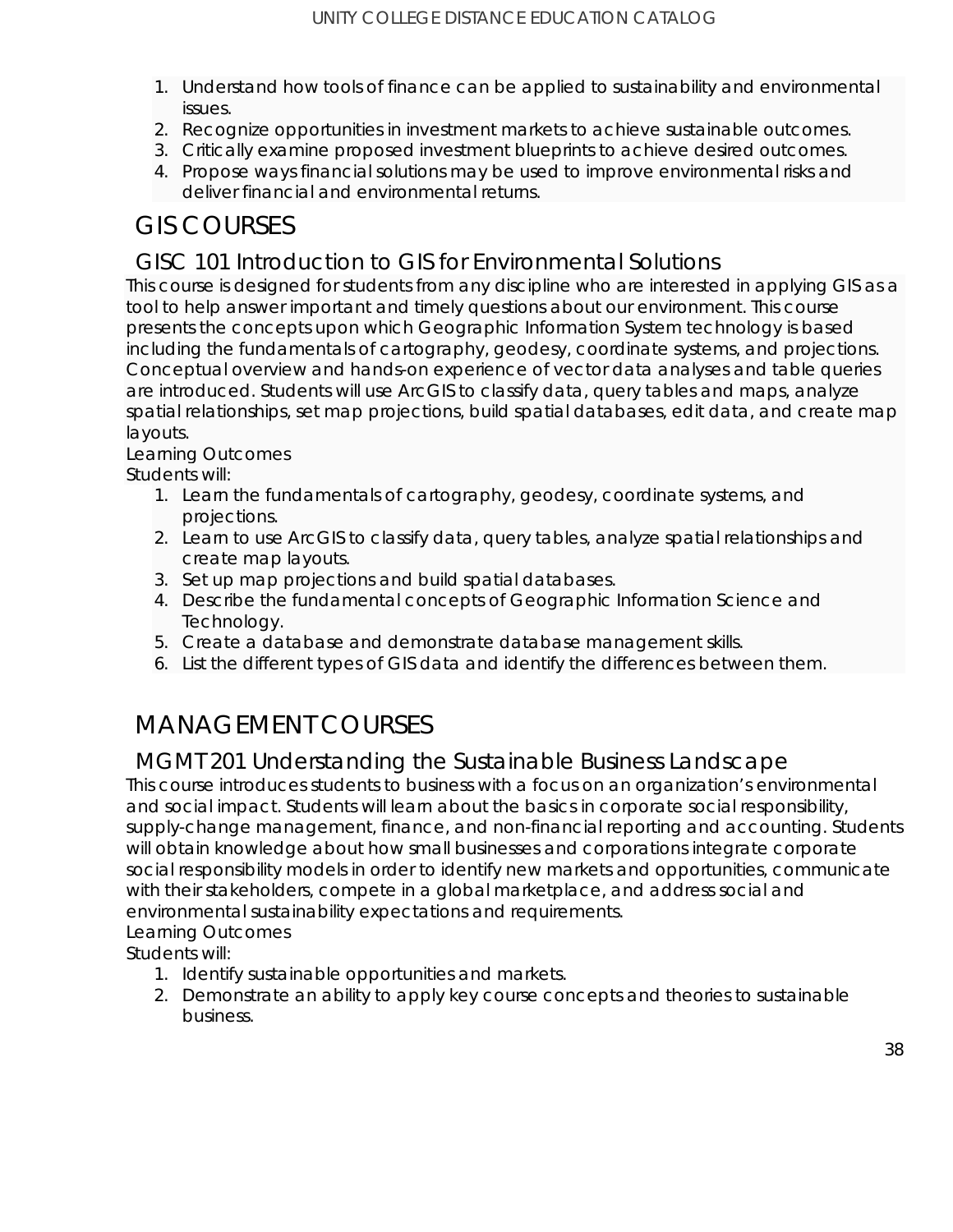1. Understand how tools of finance can be applied to sustainability and environmental issues.
2. Recognize opportunities in investment markets to achieve sustainable outcomes.
3. Critically examine proposed investment blueprints to achieve desired outcomes.
4. Propose ways financial solutions may be used to improve environmental risks and deliver financial and environmental returns.

# GIS COURSES

## GISC 101 Introduction to GIS for Environmental Solutions

This course is designed for students from any discipline who are interested in applying GIS as a tool to help answer important and timely questions about our environment. This course presents the concepts upon which Geographic Information System technology is based including the fundamentals of cartography, geodesy, coordinate systems, and projections. Conceptual overview and hands-on experience of vector data analyses and table queries are introduced. Students will use ArcGIS to classify data, query tables and maps, analyze spatial relationships, set map projections, build spatial databases, edit data, and create map layouts.

Learning Outcomes

Students will:

1. Learn the fundamentals of cartography, geodesy, coordinate systems, and projections.
2. Learn to use ArcGIS to classify data, query tables, analyze spatial relationships and create map layouts.
3. Set up map projections and build spatial databases.
4. Describe the fundamental concepts of Geographic Information Science and Technology.
5. Create a database and demonstrate database management skills.
6. List the different types of GIS data and identify the differences between them.

# MANAGEMENT COURSES

## MGMT 201 Understanding the Sustainable Business Landscape

This course introduces students to business with a focus on an organization's environmental and social impact. Students will learn about the basics in corporate social responsibility, supply-change management, finance, and non-financial reporting and accounting. Students will obtain knowledge about how small businesses and corporations integrate corporate social responsibility models in order to identify new markets and opportunities, communicate with their stakeholders, compete in a global marketplace, and address social and environmental sustainability expectations and requirements.

Learning Outcomes

Students will:

1. Identify sustainable opportunities and markets.
2. Demonstrate an ability to apply key course concepts and theories to sustainable business.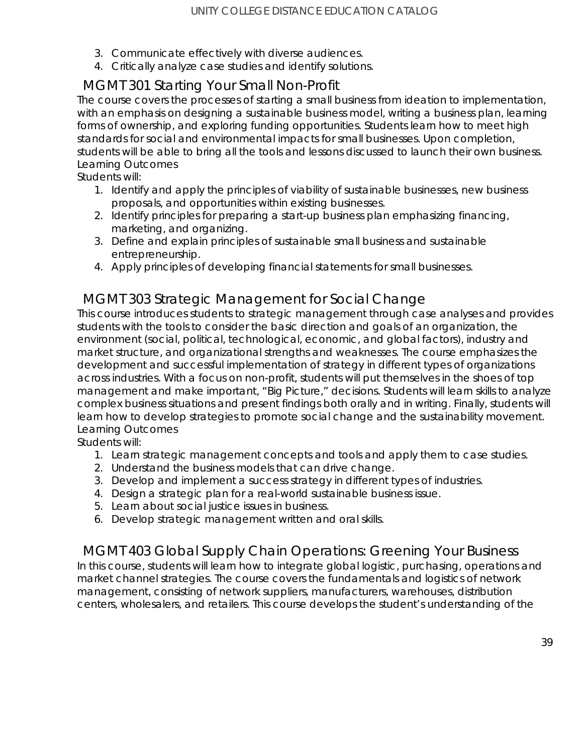3. Communicate effectively with diverse audiences.
4. Critically analyze case studies and identify solutions.

## MGMT 301 Starting Your Small Non-Profit

The course covers the processes of starting a small business from ideation to implementation, with an emphasis on designing a sustainable business model, writing a business plan, learning forms of ownership, and exploring funding opportunities. Students learn how to meet high standards for social and environmental impacts for small businesses. Upon completion, students will be able to bring all the tools and lessons discussed to launch their own business.

Learning Outcomes

Students will:

1. Identify and apply the principles of viability of sustainable businesses, new business proposals, and opportunities within existing businesses.
2. Identify principles for preparing a start-up business plan emphasizing financing, marketing, and organizing.
3. Define and explain principles of sustainable small business and sustainable entrepreneurship.
4. Apply principles of developing financial statements for small businesses.

## MGMT 303 Strategic Management for Social Change

This course introduces students to strategic management through case analyses and provides students with the tools to consider the basic direction and goals of an organization, the environment (social, political, technological, economic, and global factors), industry and market structure, and organizational strengths and weaknesses. The course emphasizes the development and successful implementation of strategy in different types of organizations across industries. With a focus on non-profit, students will put themselves in the shoes of top management and make important, "Big Picture," decisions. Students will learn skills to analyze complex business situations and present findings both orally and in writing. Finally, students will learn how to develop strategies to promote social change and the sustainability movement.

Learning Outcomes

Students will:

1. Learn strategic management concepts and tools and apply them to case studies.
2. Understand the business models that can drive change.
3. Develop and implement a success strategy in different types of industries.
4. Design a strategic plan for a real-world sustainable business issue.
5. Learn about social justice issues in business.
6. Develop strategic management written and oral skills.

## MGMT 403 Global Supply Chain Operations: Greening Your Business

In this course, students will learn how to integrate global logistic, purchasing, operations and market channel strategies. The course covers the fundamentals and logistics of network management, consisting of network suppliers, manufacturers, warehouses, distribution centers, wholesalers, and retailers. This course develops the student's understanding of the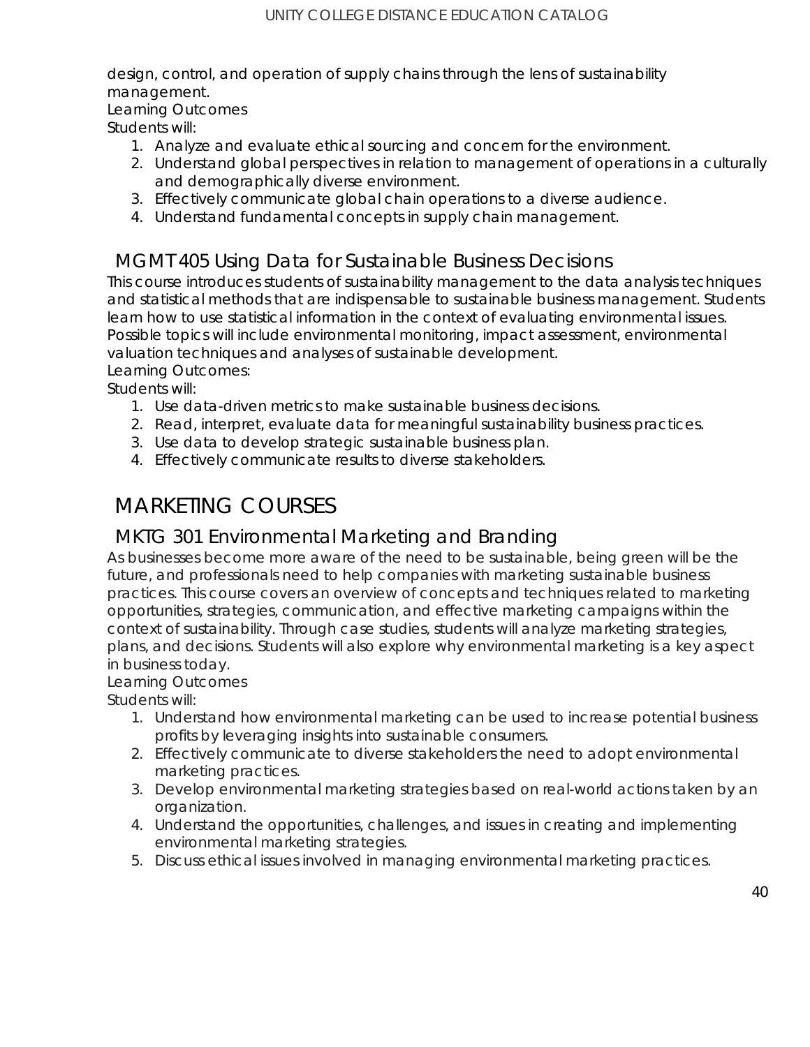design, control, and operation of supply chains through the lens of sustainability management.

Learning Outcomes

Students will:

1. Analyze and evaluate ethical sourcing and concern for the environment.
2. Understand global perspectives in relation to management of operations in a culturally and demographically diverse environment.
3. Effectively communicate global chain operations to a diverse audience.
4. Understand fundamental concepts in supply chain management.

## MGMT 405 Using Data for Sustainable Business Decisions

This course introduces students of sustainability management to the data analysis techniques and statistical methods that are indispensable to sustainable business management. Students learn how to use statistical information in the context of evaluating environmental issues. Possible topics will include environmental monitoring, impact assessment, environmental valuation techniques and analyses of sustainable development.

Learning Outcomes:

Students will:

1. Use data-driven metrics to make sustainable business decisions.
2. Read, interpret, evaluate data for meaningful sustainability business practices.
3. Use data to develop strategic sustainable business plan.
4. Effectively communicate results to diverse stakeholders.

# MARKETING COURSES

## MKTG 301 Environmental Marketing and Branding

As businesses become more aware of the need to be sustainable, being green will be the future, and professionals need to help companies with marketing sustainable business practices. This course covers an overview of concepts and techniques related to marketing opportunities, strategies, communication, and effective marketing campaigns within the context of sustainability. Through case studies, students will analyze marketing strategies, plans, and decisions. Students will also explore why environmental marketing is a key aspect in business today.

Learning Outcomes

Students will:

1. Understand how environmental marketing can be used to increase potential business profits by leveraging insights into sustainable consumers.
2. Effectively communicate to diverse stakeholders the need to adopt environmental marketing practices.
3. Develop environmental marketing strategies based on real-world actions taken by an organization.
4. Understand the opportunities, challenges, and issues in creating and implementing environmental marketing strategies.
5. Discuss ethical issues involved in managing environmental marketing practices.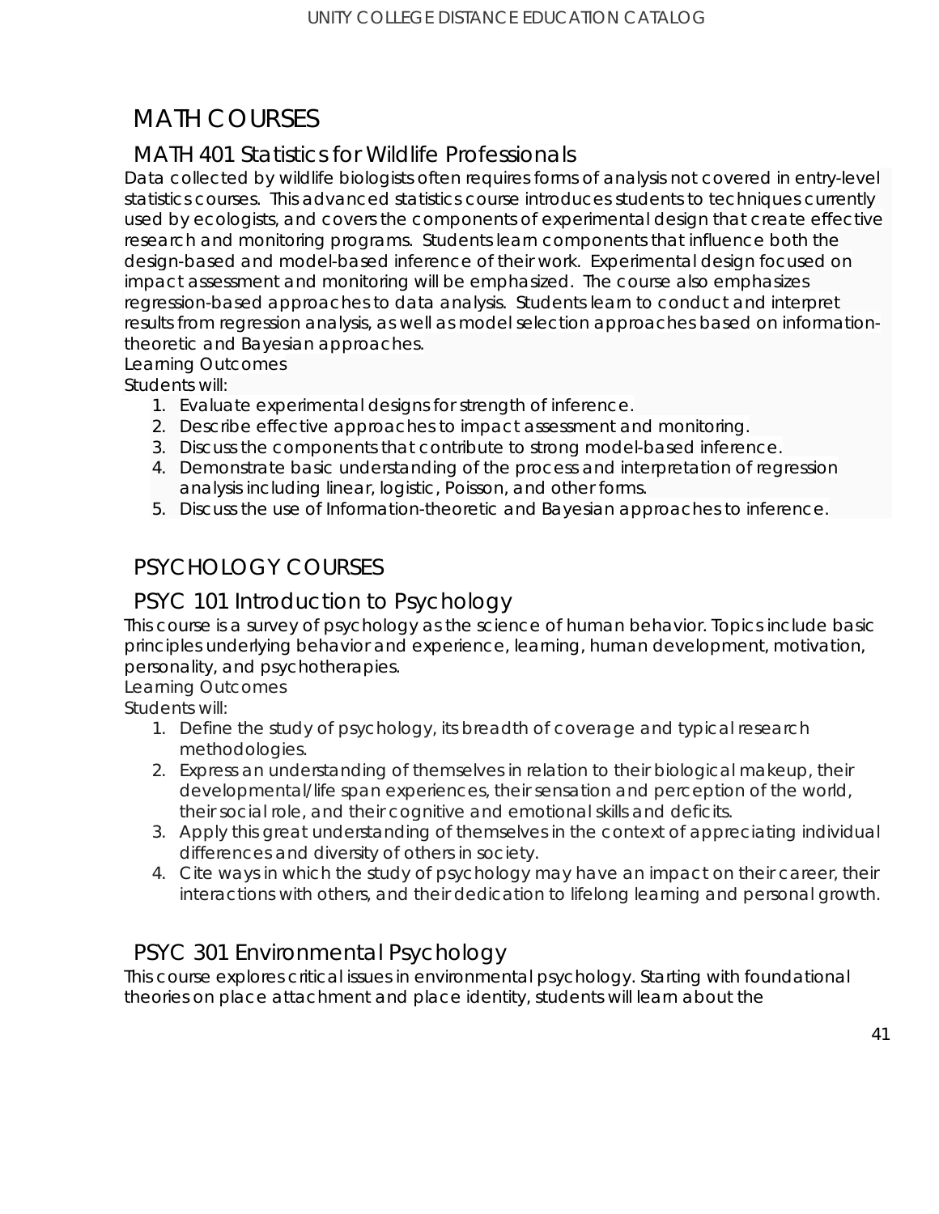# MATH COURSES

## MATH 401 Statistics for Wildlife Professionals

Data collected by wildlife biologists often requires forms of analysis not covered in entry-level statistics courses. This advanced statistics course introduces students to techniques currently used by ecologists, and covers the components of experimental design that create effective research and monitoring programs. Students learn components that influence both the design-based and model-based inference of their work. Experimental design focused on impact assessment and monitoring will be emphasized. The course also emphasizes regression-based approaches to data analysis. Students learn to conduct and interpret results from regression analysis, as well as model selection approaches based on information-theoretic and Bayesian approaches.

Learning Outcomes

Students will:

1. Evaluate experimental designs for strength of inference.
2. Describe effective approaches to impact assessment and monitoring.
3. Discuss the components that contribute to strong model-based inference.
4. Demonstrate basic understanding of the process and interpretation of regression analysis including linear, logistic, Poisson, and other forms.
5. Discuss the use of Information-theoretic and Bayesian approaches to inference.

# PSYCHOLOGY COURSES

## PSYC 101 Introduction to Psychology

This course is a survey of psychology as the science of human behavior. Topics include basic principles underlying behavior and experience, learning, human development, motivation, personality, and psychotherapies.

Learning Outcomes

Students will:

1. Define the study of psychology, its breadth of coverage and typical research methodologies.
2. Express an understanding of themselves in relation to their biological makeup, their developmental/life span experiences, their sensation and perception of the world, their social role, and their cognitive and emotional skills and deficits.
3. Apply this great understanding of themselves in the context of appreciating individual differences and diversity of others in society.
4. Cite ways in which the study of psychology may have an impact on their career, their interactions with others, and their dedication to lifelong learning and personal growth.

## PSYC 301 Environmental Psychology

This course explores critical issues in environmental psychology. Starting with foundational theories on place attachment and place identity, students will learn about the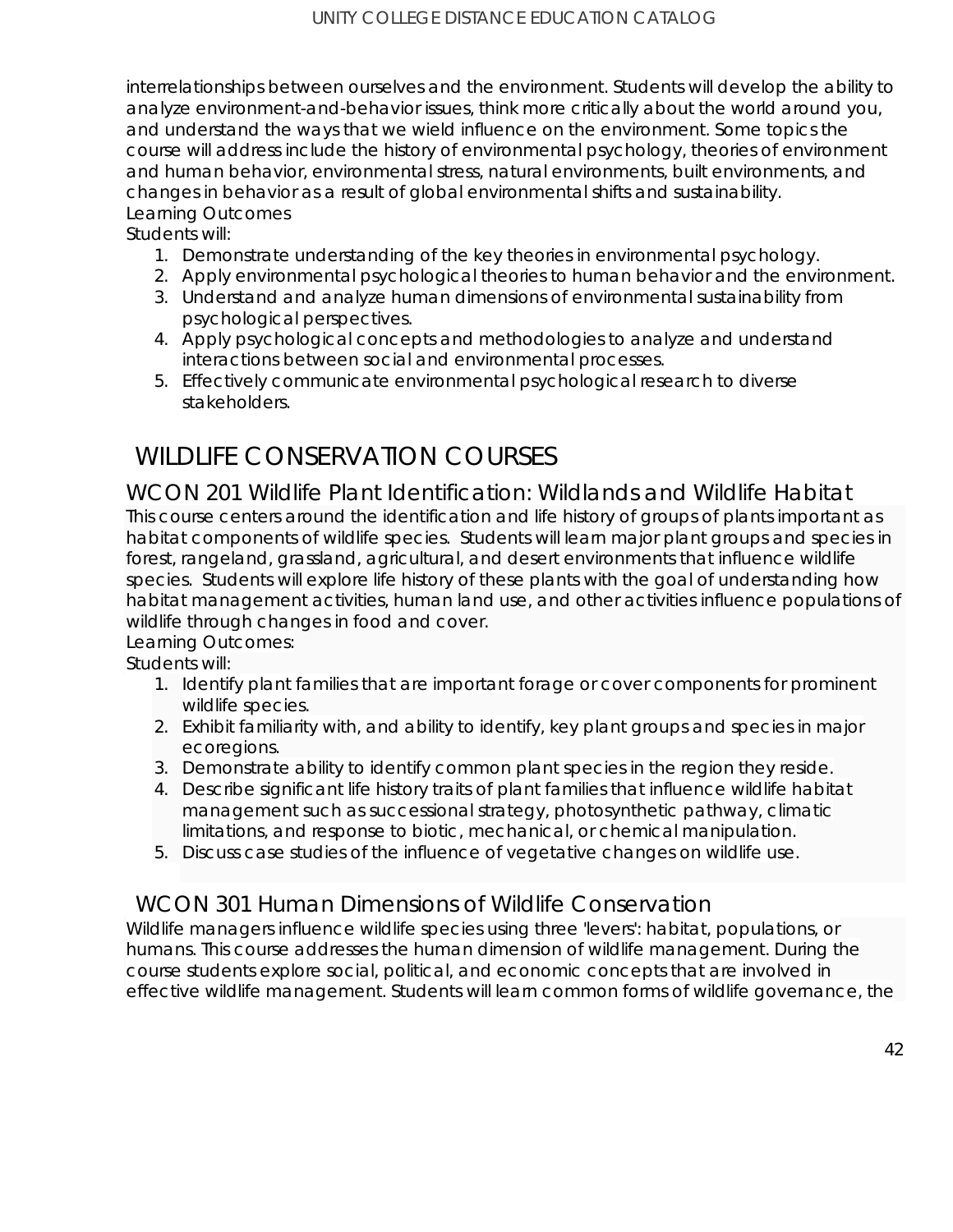interrelationships between ourselves and the environment. Students will develop the ability to analyze environment-and-behavior issues, think more critically about the world around you, and understand the ways that we wield influence on the environment. Some topics the course will address include the history of environmental psychology, theories of environment and human behavior, environmental stress, natural environments, built environments, and changes in behavior as a result of global environmental shifts and sustainability.

Learning Outcomes

Students will:

1. Demonstrate understanding of the key theories in environmental psychology.
2. Apply environmental psychological theories to human behavior and the environment.
3. Understand and analyze human dimensions of environmental sustainability from psychological perspectives.
4. Apply psychological concepts and methodologies to analyze and understand interactions between social and environmental processes.
5. Effectively communicate environmental psychological research to diverse stakeholders.

# WILDLIFE CONSERVATION COURSES

## WCON 201 Wildlife Plant Identification: Wildlands and Wildlife Habitat

This course centers around the identification and life history of groups of plants important as habitat components of wildlife species. Students will learn major plant groups and species in forest, rangeland, grassland, agricultural, and desert environments that influence wildlife species. Students will explore life history of these plants with the goal of understanding how habitat management activities, human land use, and other activities influence populations of wildlife through changes in food and cover.

Learning Outcomes:

Students will:

1. Identify plant families that are important forage or cover components for prominent wildlife species.
2. Exhibit familiarity with, and ability to identify, key plant groups and species in major ecoregions.
3. Demonstrate ability to identify common plant species in the region they reside.
4. Describe significant life history traits of plant families that influence wildlife habitat management such as successional strategy, photosynthetic pathway, climatic limitations, and response to biotic, mechanical, or chemical manipulation.
5. Discuss case studies of the influence of vegetative changes on wildlife use.

## WCON 301 Human Dimensions of Wildlife Conservation

Wildlife managers influence wildlife species using three 'levers': habitat, populations, or humans. This course addresses the human dimension of wildlife management. During the course students explore social, political, and economic concepts that are involved in effective wildlife management. Students will learn common forms of wildlife governance, the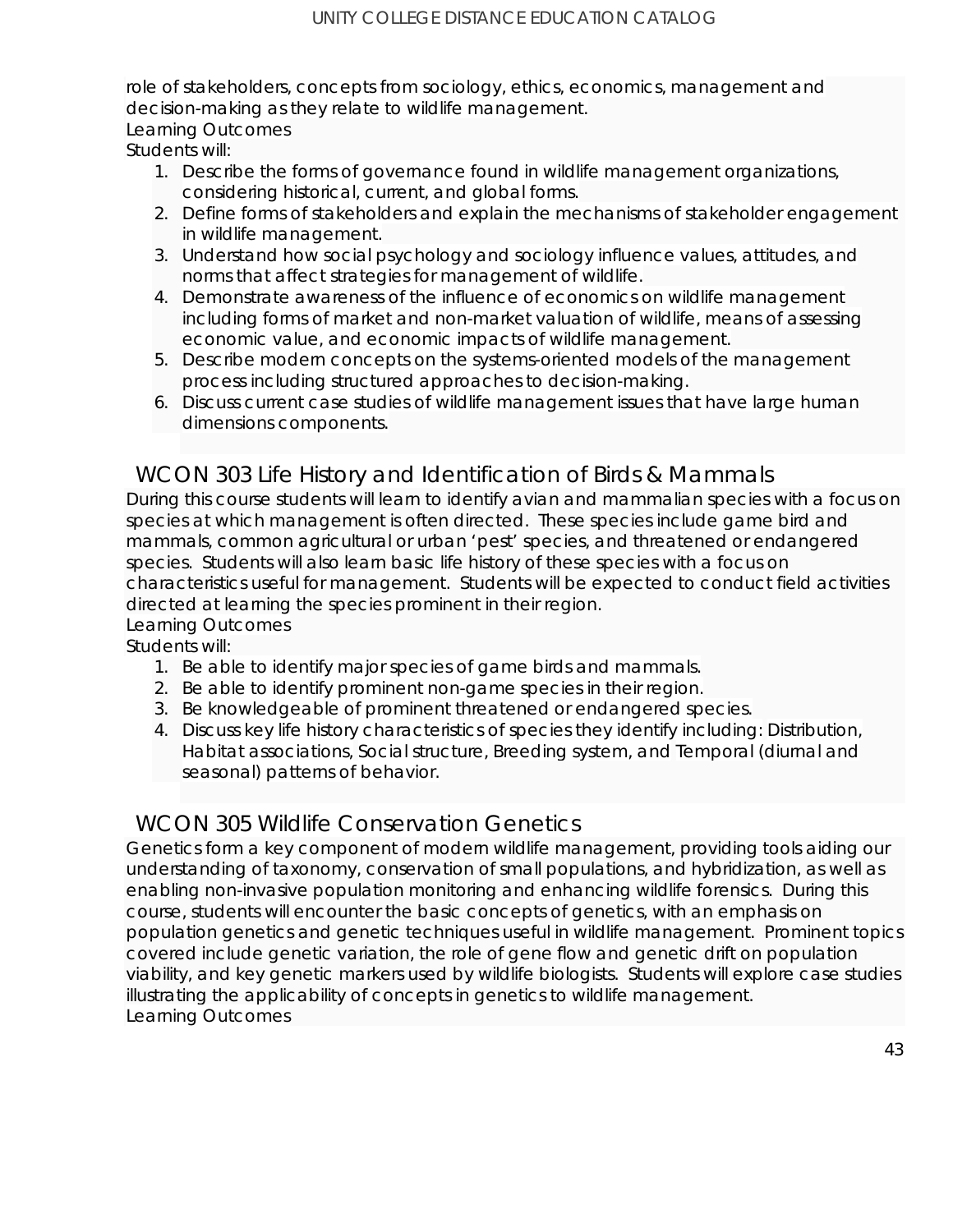role of stakeholders, concepts from sociology, ethics, economics, management and decision-making as they relate to wildlife management.

Learning Outcomes

Students will:

1. Describe the forms of governance found in wildlife management organizations, considering historical, current, and global forms.
2. Define forms of stakeholders and explain the mechanisms of stakeholder engagement in wildlife management.
3. Understand how social psychology and sociology influence values, attitudes, and norms that affect strategies for management of wildlife.
4. Demonstrate awareness of the influence of economics on wildlife management including forms of market and non-market valuation of wildlife, means of assessing economic value, and economic impacts of wildlife management.
5. Describe modern concepts on the systems-oriented models of the management process including structured approaches to decision-making.
6. Discuss current case studies of wildlife management issues that have large human dimensions components.

## WCON 303 Life History and Identification of Birds & Mammals

During this course students will learn to identify avian and mammalian species with a focus on species at which management is often directed. These species include game bird and mammals, common agricultural or urban 'pest' species, and threatened or endangered species. Students will also learn basic life history of these species with a focus on characteristics useful for management. Students will be expected to conduct field activities directed at learning the species prominent in their region.

Learning Outcomes

Students will:

1. Be able to identify major species of game birds and mammals.
2. Be able to identify prominent non-game species in their region.
3. Be knowledgeable of prominent threatened or endangered species.
4. Discuss key life history characteristics of species they identify including: Distribution, Habitat associations, Social structure, Breeding system, and Temporal (diurnal and seasonal) patterns of behavior.

## WCON 305 Wildlife Conservation Genetics

Genetics form a key component of modern wildlife management, providing tools aiding our understanding of taxonomy, conservation of small populations, and hybridization, as well as enabling non-invasive population monitoring and enhancing wildlife forensics. During this course, students will encounter the basic concepts of genetics, with an emphasis on population genetics and genetic techniques useful in wildlife management. Prominent topics covered include genetic variation, the role of gene flow and genetic drift on population viability, and key genetic markers used by wildlife biologists. Students will explore case studies illustrating the applicability of concepts in genetics to wildlife management.

Learning Outcomes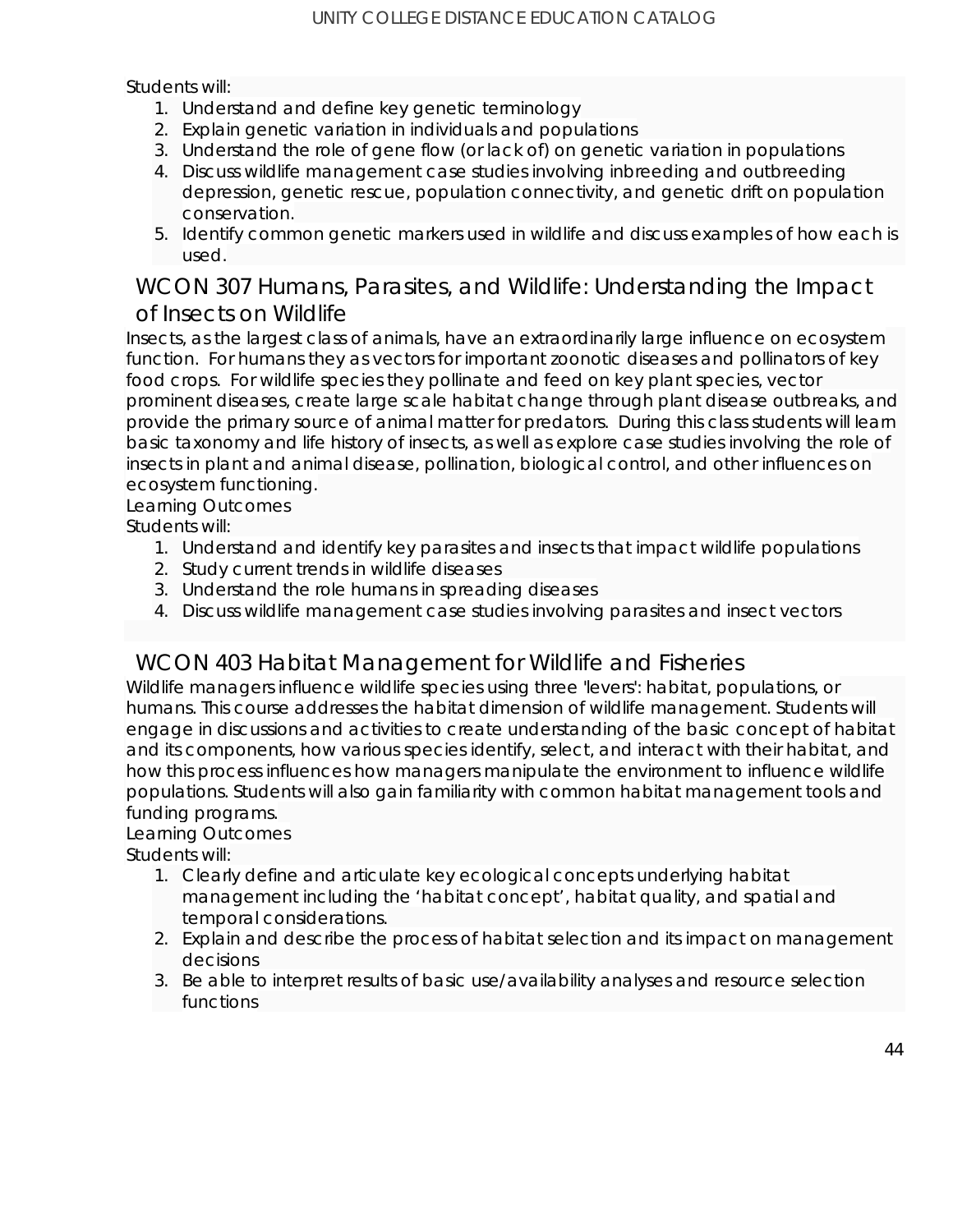Students will:

1. Understand and define key genetic terminology
2. Explain genetic variation in individuals and populations
3. Understand the role of gene flow (or lack of) on genetic variation in populations
4. Discuss wildlife management case studies involving inbreeding and outbreeding depression, genetic rescue, population connectivity, and genetic drift on population conservation.
5. Identify common genetic markers used in wildlife and discuss examples of how each is used.

## WCON 307 Humans, Parasites, and Wildlife: Understanding the Impact of Insects on Wildlife

Insects, as the largest class of animals, have an extraordinarily large influence on ecosystem function. For humans they as vectors for important zoonotic diseases and pollinators of key food crops. For wildlife species they pollinate and feed on key plant species, vector prominent diseases, create large scale habitat change through plant disease outbreaks, and provide the primary source of animal matter for predators. During this class students will learn basic taxonomy and life history of insects, as well as explore case studies involving the role of insects in plant and animal disease, pollination, biological control, and other influences on ecosystem functioning.

Learning Outcomes

Students will:

1. Understand and identify key parasites and insects that impact wildlife populations
2. Study current trends in wildlife diseases
3. Understand the role humans in spreading diseases
4. Discuss wildlife management case studies involving parasites and insect vectors

## WCON 403 Habitat Management for Wildlife and Fisheries

Wildlife managers influence wildlife species using three 'levers': habitat, populations, or humans. This course addresses the habitat dimension of wildlife management. Students will engage in discussions and activities to create understanding of the basic concept of habitat and its components, how various species identify, select, and interact with their habitat, and how this process influences how managers manipulate the environment to influence wildlife populations. Students will also gain familiarity with common habitat management tools and funding programs.

Learning Outcomes

Students will:

1. Clearly define and articulate key ecological concepts underlying habitat management including the ‘habitat concept’, habitat quality, and spatial and temporal considerations.
2. Explain and describe the process of habitat selection and its impact on management decisions
3. Be able to interpret results of basic use/availability analyses and resource selection functions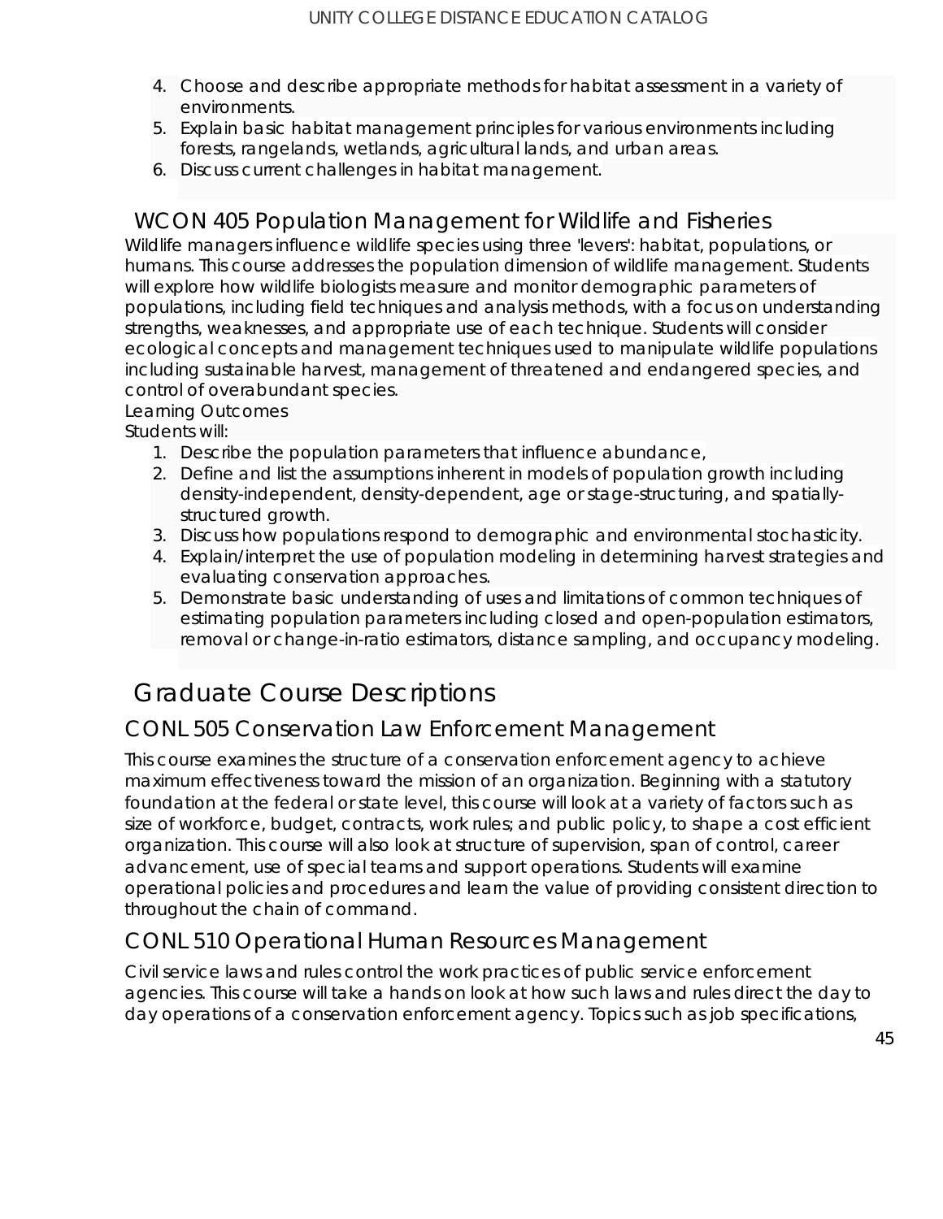4. Choose and describe appropriate methods for habitat assessment in a variety of environments.
5. Explain basic habitat management principles for various environments including forests, rangelands, wetlands, agricultural lands, and urban areas.
6. Discuss current challenges in habitat management.

### WCON 405 Population Management for Wildlife and Fisheries

Wildlife managers influence wildlife species using three 'levers': habitat, populations, or humans. This course addresses the population dimension of wildlife management. Students will explore how wildlife biologists measure and monitor demographic parameters of populations, including field techniques and analysis methods, with a focus on understanding strengths, weaknesses, and appropriate use of each technique. Students will consider ecological concepts and management techniques used to manipulate wildlife populations including sustainable harvest, management of threatened and endangered species, and control of overabundant species.

Learning Outcomes

Students will:

1. Describe the population parameters that influence abundance,
2. Define and list the assumptions inherent in models of population growth including density-independent, density-dependent, age or stage-structuring, and spatially-structured growth.
3. Discuss how populations respond to demographic and environmental stochasticity.
4. Explain/interpret the use of population modeling in determining harvest strategies and evaluating conservation approaches.
5. Demonstrate basic understanding of uses and limitations of common techniques of estimating population parameters including closed and open-population estimators, removal or change-in-ratio estimators, distance sampling, and occupancy modeling.

## Graduate Course Descriptions

### CONL 505 Conservation Law Enforcement Management

This course examines the structure of a conservation enforcement agency to achieve maximum effectiveness toward the mission of an organization. Beginning with a statutory foundation at the federal or state level, this course will look at a variety of factors such as size of workforce, budget, contracts, work rules; and public policy, to shape a cost efficient organization. This course will also look at structure of supervision, span of control, career advancement, use of special teams and support operations. Students will examine operational policies and procedures and learn the value of providing consistent direction to throughout the chain of command.

### CONL 510 Operational Human Resources Management

Civil service laws and rules control the work practices of public service enforcement agencies. This course will take a hands on look at how such laws and rules direct the day to day operations of a conservation enforcement agency. Topics such as job specifications,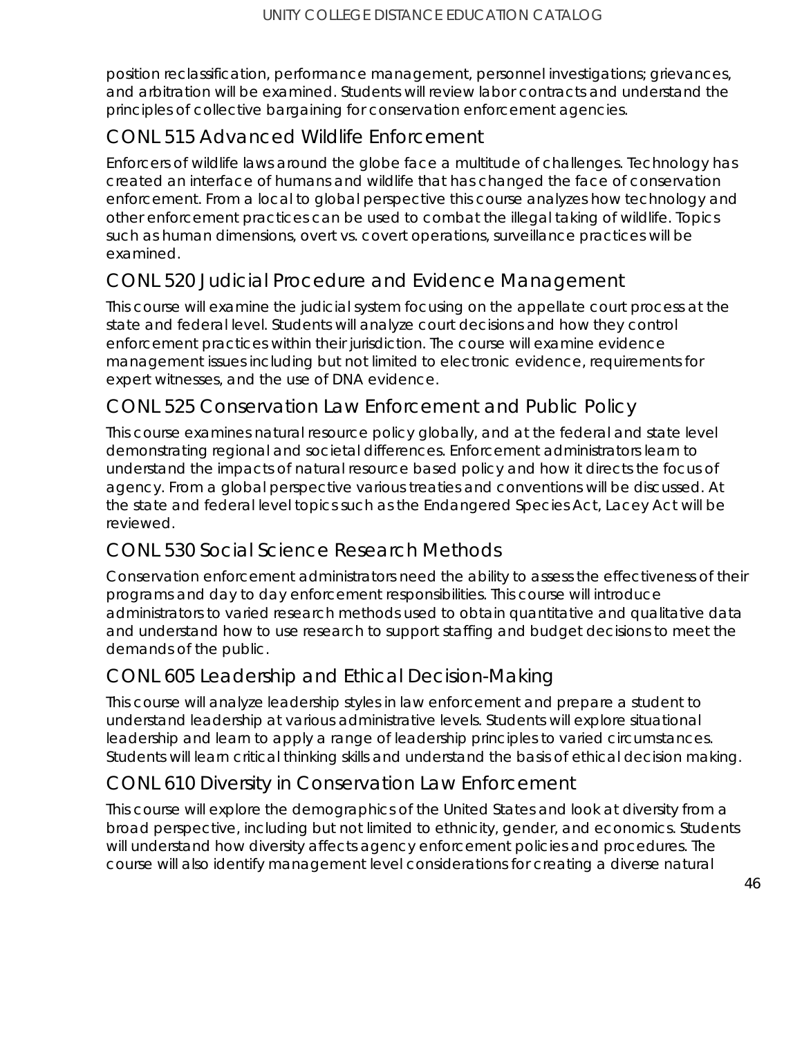position reclassification, performance management, personnel investigations; grievances, and arbitration will be examined. Students will review labor contracts and understand the principles of collective bargaining for conservation enforcement agencies.

## CONL 515 Advanced Wildlife Enforcement

Enforcers of wildlife laws around the globe face a multitude of challenges. Technology has created an interface of humans and wildlife that has changed the face of conservation enforcement. From a local to global perspective this course analyzes how technology and other enforcement practices can be used to combat the illegal taking of wildlife. Topics such as human dimensions, overt vs. covert operations, surveillance practices will be examined.

## CONL 520 Judicial Procedure and Evidence Management

This course will examine the judicial system focusing on the appellate court process at the state and federal level. Students will analyze court decisions and how they control enforcement practices within their jurisdiction. The course will examine evidence management issues including but not limited to electronic evidence, requirements for expert witnesses, and the use of DNA evidence.

## CONL 525 Conservation Law Enforcement and Public Policy

This course examines natural resource policy globally, and at the federal and state level demonstrating regional and societal differences. Enforcement administrators learn to understand the impacts of natural resource based policy and how it directs the focus of agency. From a global perspective various treaties and conventions will be discussed. At the state and federal level topics such as the Endangered Species Act, Lacey Act will be reviewed.

## CONL 530 Social Science Research Methods

Conservation enforcement administrators need the ability to assess the effectiveness of their programs and day to day enforcement responsibilities. This course will introduce administrators to varied research methods used to obtain quantitative and qualitative data and understand how to use research to support staffing and budget decisions to meet the demands of the public.

## CONL 605 Leadership and Ethical Decision-Making

This course will analyze leadership styles in law enforcement and prepare a student to understand leadership at various administrative levels. Students will explore situational leadership and learn to apply a range of leadership principles to varied circumstances. Students will learn critical thinking skills and understand the basis of ethical decision making.

## CONL 610 Diversity in Conservation Law Enforcement

This course will explore the demographics of the United States and look at diversity from a broad perspective, including but not limited to ethnicity, gender, and economics. Students will understand how diversity affects agency enforcement policies and procedures. The course will also identify management level considerations for creating a diverse natural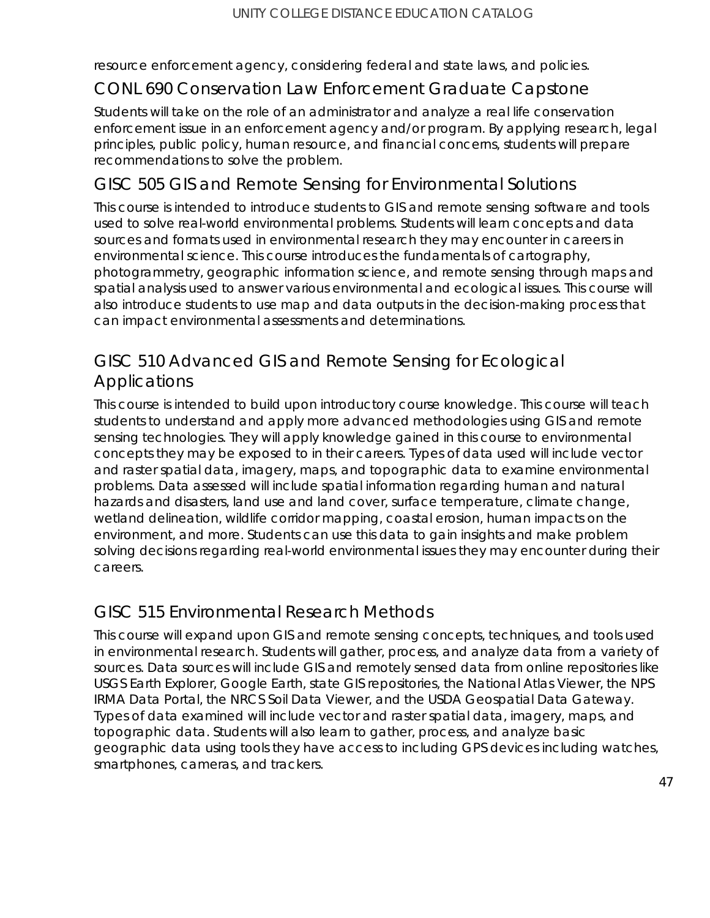resource enforcement agency, considering federal and state laws, and policies.

## CONL 690 Conservation Law Enforcement Graduate Capstone

Students will take on the role of an administrator and analyze a real life conservation enforcement issue in an enforcement agency and/or program. By applying research, legal principles, public policy, human resource, and financial concerns, students will prepare recommendations to solve the problem.

## GISC 505 GIS and Remote Sensing for Environmental Solutions

This course is intended to introduce students to GIS and remote sensing software and tools used to solve real-world environmental problems. Students will learn concepts and data sources and formats used in environmental research they may encounter in careers in environmental science. This course introduces the fundamentals of cartography, photogrammetry, geographic information science, and remote sensing through maps and spatial analysis used to answer various environmental and ecological issues. This course will also introduce students to use map and data outputs in the decision-making process that can impact environmental assessments and determinations.

## GISC 510 Advanced GIS and Remote Sensing for Ecological Applications

This course is intended to build upon introductory course knowledge. This course will teach students to understand and apply more advanced methodologies using GIS and remote sensing technologies. They will apply knowledge gained in this course to environmental concepts they may be exposed to in their careers. Types of data used will include vector and raster spatial data, imagery, maps, and topographic data to examine environmental problems. Data assessed will include spatial information regarding human and natural hazards and disasters, land use and land cover, surface temperature, climate change, wetland delineation, wildlife corridor mapping, coastal erosion, human impacts on the environment, and more. Students can use this data to gain insights and make problem solving decisions regarding real-world environmental issues they may encounter during their careers.

## GISC 515 Environmental Research Methods

This course will expand upon GIS and remote sensing concepts, techniques, and tools used in environmental research. Students will gather, process, and analyze data from a variety of sources. Data sources will include GIS and remotely sensed data from online repositories like USGS Earth Explorer, Google Earth, state GIS repositories, the National Atlas Viewer, the NPS IRMA Data Portal, the NRCS Soil Data Viewer, and the USDA Geospatial Data Gateway. Types of data examined will include vector and raster spatial data, imagery, maps, and topographic data. Students will also learn to gather, process, and analyze basic geographic data using tools they have access to including GPS devices including watches, smartphones, cameras, and trackers.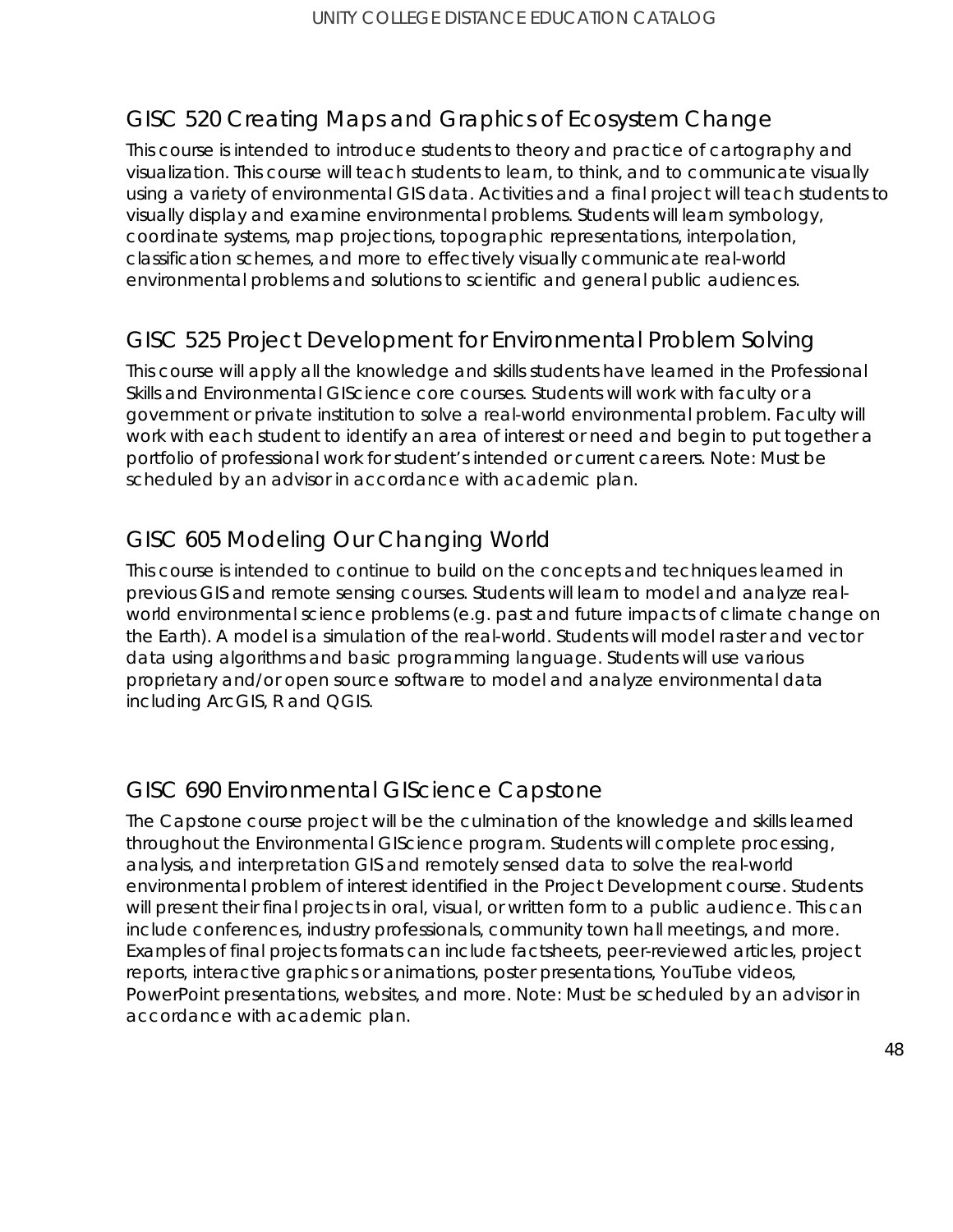## GISC 520 Creating Maps and Graphics of Ecosystem Change

This course is intended to introduce students to theory and practice of cartography and visualization. This course will teach students to learn, to think, and to communicate visually using a variety of environmental GIS data. Activities and a final project will teach students to visually display and examine environmental problems. Students will learn symbology, coordinate systems, map projections, topographic representations, interpolation, classification schemes, and more to effectively visually communicate real-world environmental problems and solutions to scientific and general public audiences.

## GISC 525 Project Development for Environmental Problem Solving

This course will apply all the knowledge and skills students have learned in the Professional Skills and Environmental GIScience core courses. Students will work with faculty or a government or private institution to solve a real-world environmental problem. Faculty will work with each student to identify an area of interest or need and begin to put together a portfolio of professional work for student's intended or current careers. Note: Must be scheduled by an advisor in accordance with academic plan.

## GISC 605 Modeling Our Changing World

This course is intended to continue to build on the concepts and techniques learned in previous GIS and remote sensing courses. Students will learn to model and analyze real-world environmental science problems (e.g. past and future impacts of climate change on the Earth). A model is a simulation of the real-world. Students will model raster and vector data using algorithms and basic programming language. Students will use various proprietary and/or open source software to model and analyze environmental data including ArcGIS, R and QGIS.

## GISC 690 Environmental GIScience Capstone

The Capstone course project will be the culmination of the knowledge and skills learned throughout the Environmental GIScience program. Students will complete processing, analysis, and interpretation GIS and remotely sensed data to solve the real-world environmental problem of interest identified in the Project Development course. Students will present their final projects in oral, visual, or written form to a public audience. This can include conferences, industry professionals, community town hall meetings, and more. Examples of final projects formats can include factsheets, peer-reviewed articles, project reports, interactive graphics or animations, poster presentations, YouTube videos, PowerPoint presentations, websites, and more. Note: Must be scheduled by an advisor in accordance with academic plan.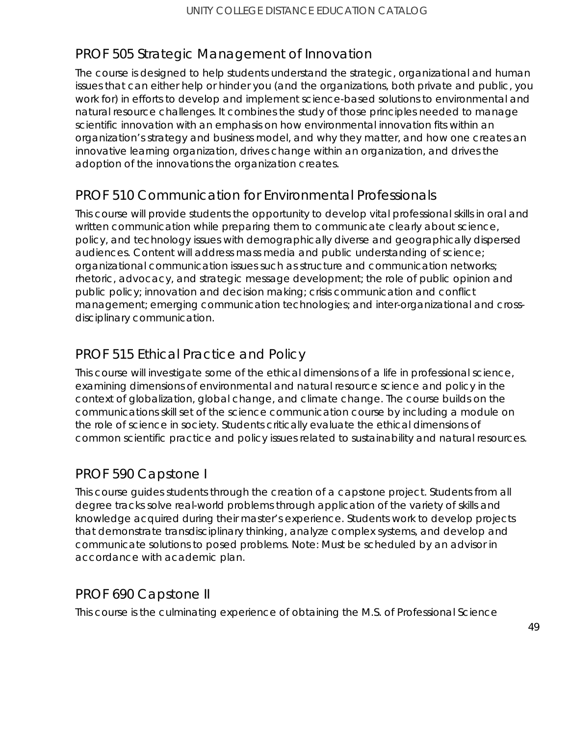## PROF 505 Strategic Management of Innovation

The course is designed to help students understand the strategic, organizational and human issues that can either help or hinder you (and the organizations, both private and public, you work for) in efforts to develop and implement science-based solutions to environmental and natural resource challenges. It combines the study of those principles needed to manage scientific innovation with an emphasis on how environmental innovation fits within an organization's strategy and business model, and why they matter, and how one creates an innovative learning organization, drives change within an organization, and drives the adoption of the innovations the organization creates.

## PROF 510 Communication for Environmental Professionals

This course will provide students the opportunity to develop vital professional skills in oral and written communication while preparing them to communicate clearly about science, policy, and technology issues with demographically diverse and geographically dispersed audiences. Content will address mass media and public understanding of science; organizational communication issues such as structure and communication networks; rhetoric, advocacy, and strategic message development; the role of public opinion and public policy; innovation and decision making; crisis communication and conflict management; emerging communication technologies; and inter-organizational and cross-disciplinary communication.

## PROF 515 Ethical Practice and Policy

This course will investigate some of the ethical dimensions of a life in professional science, examining dimensions of environmental and natural resource science and policy in the context of globalization, global change, and climate change. The course builds on the communications skill set of the science communication course by including a module on the role of science in society. Students critically evaluate the ethical dimensions of common scientific practice and policy issues related to sustainability and natural resources.

## PROF 590 Capstone I

This course guides students through the creation of a capstone project. Students from all degree tracks solve real-world problems through application of the variety of skills and knowledge acquired during their master's experience. Students work to develop projects that demonstrate transdisciplinary thinking, analyze complex systems, and develop and communicate solutions to posed problems. Note: Must be scheduled by an advisor in accordance with academic plan.

## PROF 690 Capstone II

This course is the culminating experience of obtaining the M.S. of Professional Science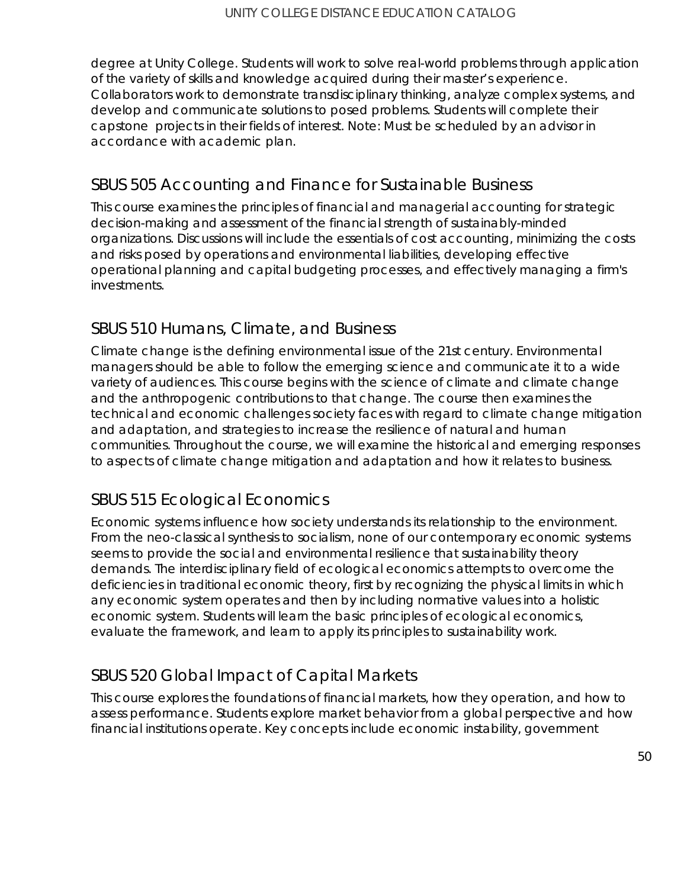degree at Unity College. Students will work to solve real-world problems through application of the variety of skills and knowledge acquired during their master's experience. Collaborators work to demonstrate transdisciplinary thinking, analyze complex systems, and develop and communicate solutions to posed problems. Students will complete their capstone projects in their fields of interest. Note: Must be scheduled by an advisor in accordance with academic plan.

## SBUS 505 Accounting and Finance for Sustainable Business

This course examines the principles of financial and managerial accounting for strategic decision-making and assessment of the financial strength of sustainably-minded organizations. Discussions will include the essentials of cost accounting, minimizing the costs and risks posed by operations and environmental liabilities, developing effective operational planning and capital budgeting processes, and effectively managing a firm's investments.

## SBUS 510 Humans, Climate, and Business

Climate change is the defining environmental issue of the 21st century. Environmental managers should be able to follow the emerging science and communicate it to a wide variety of audiences. This course begins with the science of climate and climate change and the anthropogenic contributions to that change. The course then examines the technical and economic challenges society faces with regard to climate change mitigation and adaptation, and strategies to increase the resilience of natural and human communities. Throughout the course, we will examine the historical and emerging responses to aspects of climate change mitigation and adaptation and how it relates to business.

## SBUS 515 Ecological Economics

Economic systems influence how society understands its relationship to the environment. From the neo-classical synthesis to socialism, none of our contemporary economic systems seems to provide the social and environmental resilience that sustainability theory demands. The interdisciplinary field of ecological economics attempts to overcome the deficiencies in traditional economic theory, first by recognizing the physical limits in which any economic system operates and then by including normative values into a holistic economic system. Students will learn the basic principles of ecological economics, evaluate the framework, and learn to apply its principles to sustainability work.

## SBUS 520 Global Impact of Capital Markets

This course explores the foundations of financial markets, how they operation, and how to assess performance. Students explore market behavior from a global perspective and how financial institutions operate. Key concepts include economic instability, government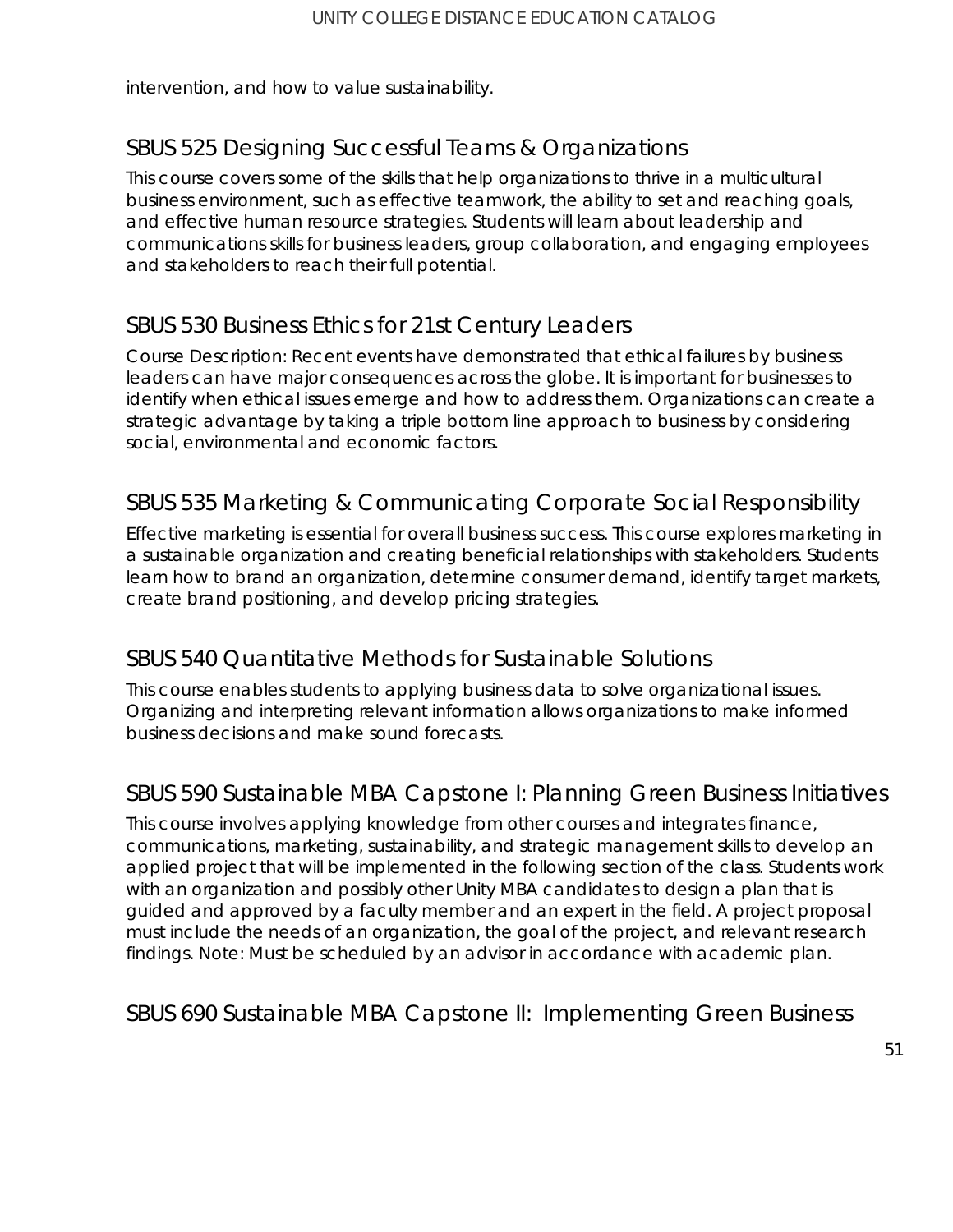intervention, and how to value sustainability.

## SBUS 525 Designing Successful Teams & Organizations

This course covers some of the skills that help organizations to thrive in a multicultural business environment, such as effective teamwork, the ability to set and reaching goals, and effective human resource strategies. Students will learn about leadership and communications skills for business leaders, group collaboration, and engaging employees and stakeholders to reach their full potential.

## SBUS 530 Business Ethics for 21st Century Leaders

Course Description: Recent events have demonstrated that ethical failures by business leaders can have major consequences across the globe. It is important for businesses to identify when ethical issues emerge and how to address them. Organizations can create a strategic advantage by taking a triple bottom line approach to business by considering social, environmental and economic factors.

## SBUS 535 Marketing & Communicating Corporate Social Responsibility

Effective marketing is essential for overall business success. This course explores marketing in a sustainable organization and creating beneficial relationships with stakeholders. Students learn how to brand an organization, determine consumer demand, identify target markets, create brand positioning, and develop pricing strategies.

## SBUS 540 Quantitative Methods for Sustainable Solutions

This course enables students to applying business data to solve organizational issues. Organizing and interpreting relevant information allows organizations to make informed business decisions and make sound forecasts.

## SBUS 590 Sustainable MBA Capstone I: Planning Green Business Initiatives

This course involves applying knowledge from other courses and integrates finance, communications, marketing, sustainability, and strategic management skills to develop an applied project that will be implemented in the following section of the class. Students work with an organization and possibly other Unity MBA candidates to design a plan that is guided and approved by a faculty member and an expert in the field. A project proposal must include the needs of an organization, the goal of the project, and relevant research findings. Note: Must be scheduled by an advisor in accordance with academic plan.

## SBUS 690 Sustainable MBA Capstone II: Implementing Green Business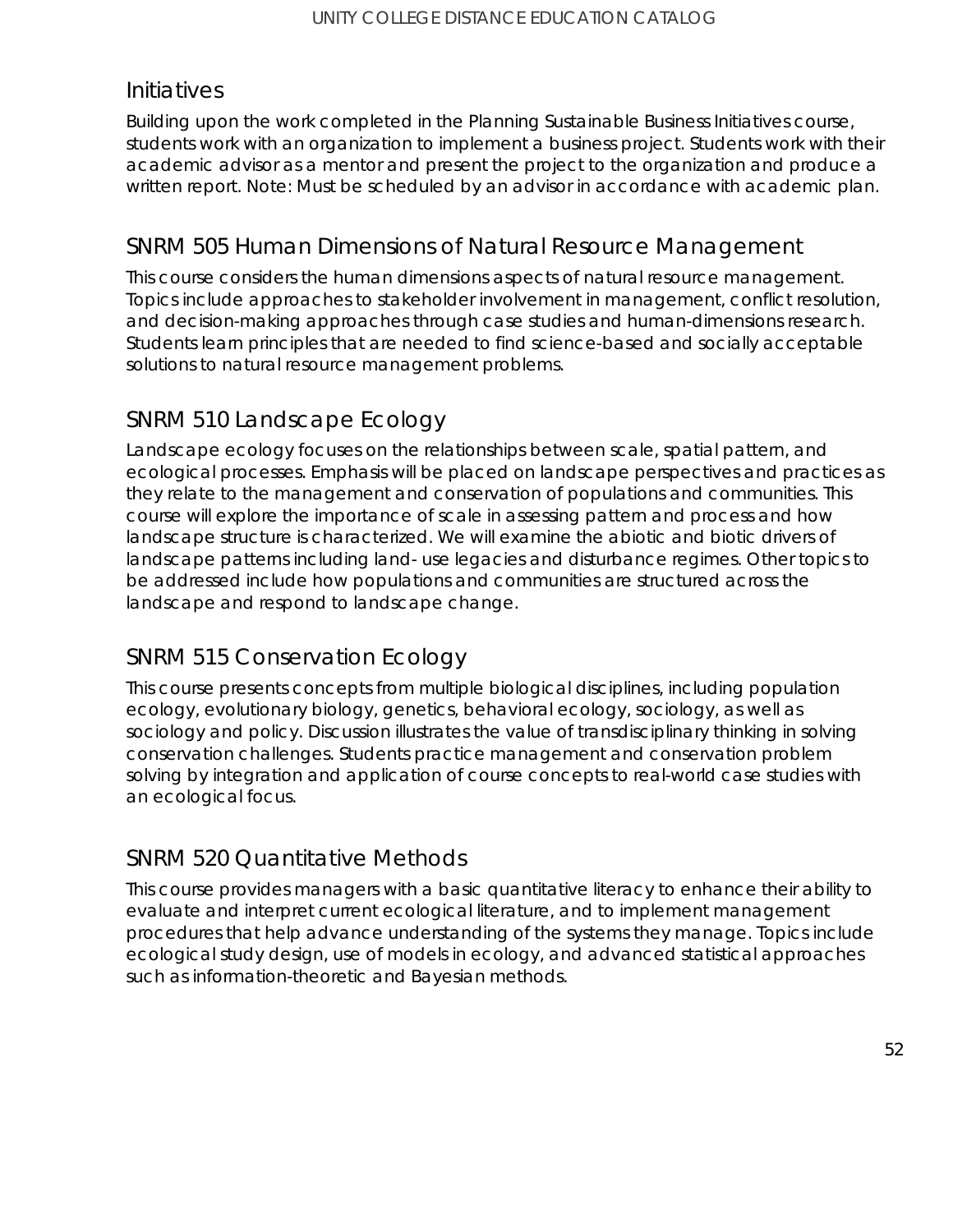## Initiatives

Building upon the work completed in the Planning Sustainable Business Initiatives course, students work with an organization to implement a business project. Students work with their academic advisor as a mentor and present the project to the organization and produce a written report. Note: Must be scheduled by an advisor in accordance with academic plan.

## SNRM 505 Human Dimensions of Natural Resource Management

This course considers the human dimensions aspects of natural resource management. Topics include approaches to stakeholder involvement in management, conflict resolution, and decision-making approaches through case studies and human-dimensions research. Students learn principles that are needed to find science-based and socially acceptable solutions to natural resource management problems.

## SNRM 510 Landscape Ecology

Landscape ecology focuses on the relationships between scale, spatial pattern, and ecological processes. Emphasis will be placed on landscape perspectives and practices as they relate to the management and conservation of populations and communities. This course will explore the importance of scale in assessing pattern and process and how landscape structure is characterized. We will examine the abiotic and biotic drivers of landscape patterns including land- use legacies and disturbance regimes. Other topics to be addressed include how populations and communities are structured across the landscape and respond to landscape change.

## SNRM 515 Conservation Ecology

This course presents concepts from multiple biological disciplines, including population ecology, evolutionary biology, genetics, behavioral ecology, sociology, as well as sociology and policy. Discussion illustrates the value of transdisciplinary thinking in solving conservation challenges. Students practice management and conservation problem solving by integration and application of course concepts to real-world case studies with an ecological focus.

## SNRM 520 Quantitative Methods

This course provides managers with a basic quantitative literacy to enhance their ability to evaluate and interpret current ecological literature, and to implement management procedures that help advance understanding of the systems they manage. Topics include ecological study design, use of models in ecology, and advanced statistical approaches such as information-theoretic and Bayesian methods.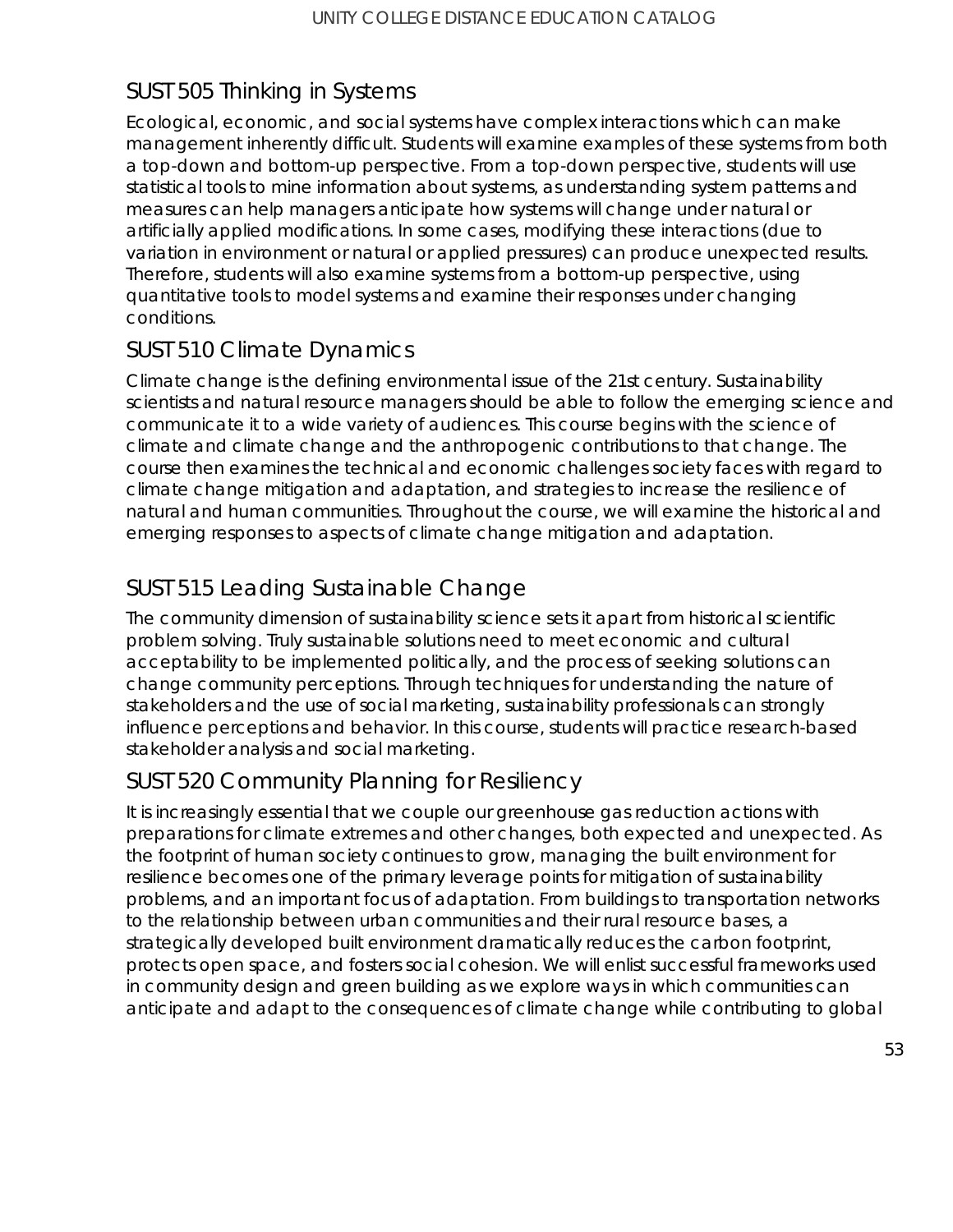## SUST 505 Thinking in Systems

Ecological, economic, and social systems have complex interactions which can make management inherently difficult. Students will examine examples of these systems from both a top-down and bottom-up perspective. From a top-down perspective, students will use statistical tools to mine information about systems, as understanding system patterns and measures can help managers anticipate how systems will change under natural or artificially applied modifications. In some cases, modifying these interactions (due to variation in environment or natural or applied pressures) can produce unexpected results. Therefore, students will also examine systems from a bottom-up perspective, using quantitative tools to model systems and examine their responses under changing conditions.

## SUST 510 Climate Dynamics

Climate change is the defining environmental issue of the 21st century. Sustainability scientists and natural resource managers should be able to follow the emerging science and communicate it to a wide variety of audiences. This course begins with the science of climate and climate change and the anthropogenic contributions to that change. The course then examines the technical and economic challenges society faces with regard to climate change mitigation and adaptation, and strategies to increase the resilience of natural and human communities. Throughout the course, we will examine the historical and emerging responses to aspects of climate change mitigation and adaptation.

## SUST 515 Leading Sustainable Change

The community dimension of sustainability science sets it apart from historical scientific problem solving. Truly sustainable solutions need to meet economic and cultural acceptability to be implemented politically, and the process of seeking solutions can change community perceptions. Through techniques for understanding the nature of stakeholders and the use of social marketing, sustainability professionals can strongly influence perceptions and behavior. In this course, students will practice research-based stakeholder analysis and social marketing.

## SUST 520 Community Planning for Resiliency

It is increasingly essential that we couple our greenhouse gas reduction actions with preparations for climate extremes and other changes, both expected and unexpected. As the footprint of human society continues to grow, managing the built environment for resilience becomes one of the primary leverage points for mitigation of sustainability problems, and an important focus of adaptation. From buildings to transportation networks to the relationship between urban communities and their rural resource bases, a strategically developed built environment dramatically reduces the carbon footprint, protects open space, and fosters social cohesion. We will enlist successful frameworks used in community design and green building as we explore ways in which communities can anticipate and adapt to the consequences of climate change while contributing to global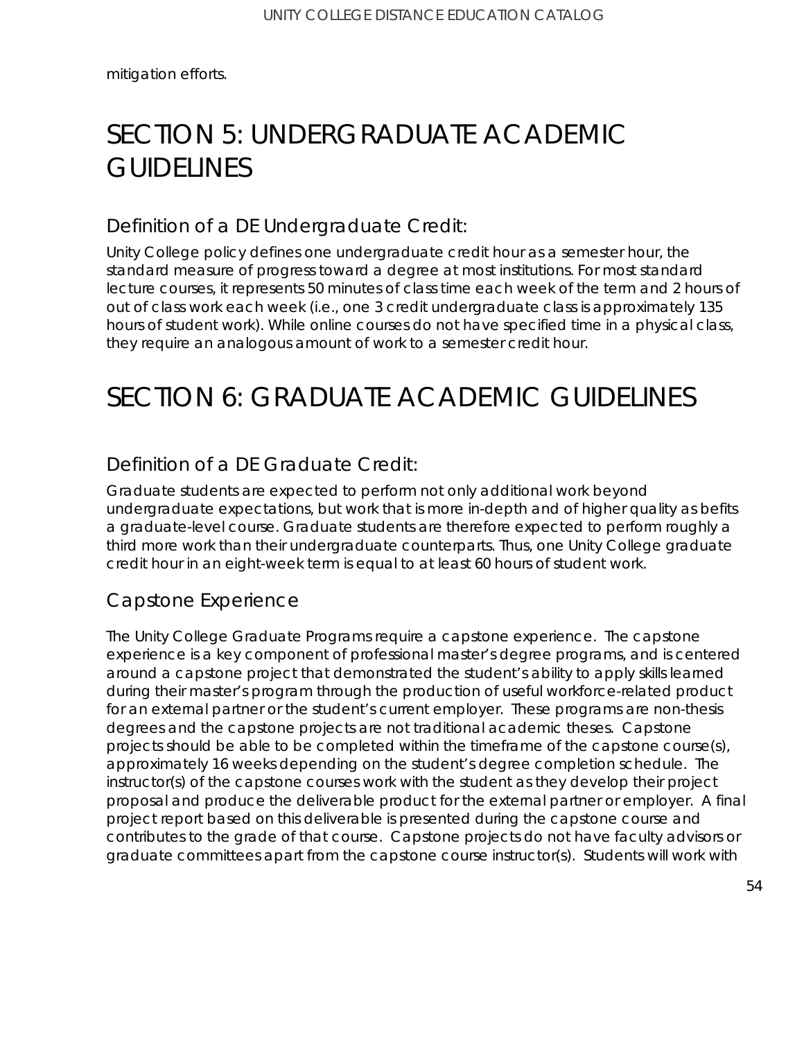mitigation efforts.

# SECTION 5: UNDERGRADUATE ACADEMIC GUIDELINES

## Definition of a DE Undergraduate Credit:

Unity College policy defines one undergraduate credit hour as a semester hour, the standard measure of progress toward a degree at most institutions. For most standard lecture courses, it represents 50 minutes of class time each week of the term and 2 hours of out of class work each week (i.e., one 3 credit undergraduate class is approximately 135 hours of student work). While online courses do not have specified time in a physical class, they require an analogous amount of work to a semester credit hour.

# SECTION 6: GRADUATE ACADEMIC GUIDELINES

## Definition of a DE Graduate Credit:

Graduate students are expected to perform not only additional work beyond undergraduate expectations, but work that is more in-depth and of higher quality as befits a graduate-level course. Graduate students are therefore expected to perform roughly a third more work than their undergraduate counterparts. Thus, one Unity College graduate credit hour in an eight-week term is equal to at least 60 hours of student work.

## Capstone Experience

The Unity College Graduate Programs require a capstone experience. The capstone experience is a key component of professional master's degree programs, and is centered around a capstone project that demonstrated the student's ability to apply skills learned during their master's program through the production of useful workforce-related product for an external partner or the student's current employer. These programs are non-thesis degrees and the capstone projects are not traditional academic theses. Capstone projects should be able to be completed within the timeframe of the capstone course(s), approximately 16 weeks depending on the student's degree completion schedule. The instructor(s) of the capstone courses work with the student as they develop their project proposal and produce the deliverable product for the external partner or employer. A final project report based on this deliverable is presented during the capstone course and contributes to the grade of that course. Capstone projects do not have faculty advisors or graduate committees apart from the capstone course instructor(s). Students will work with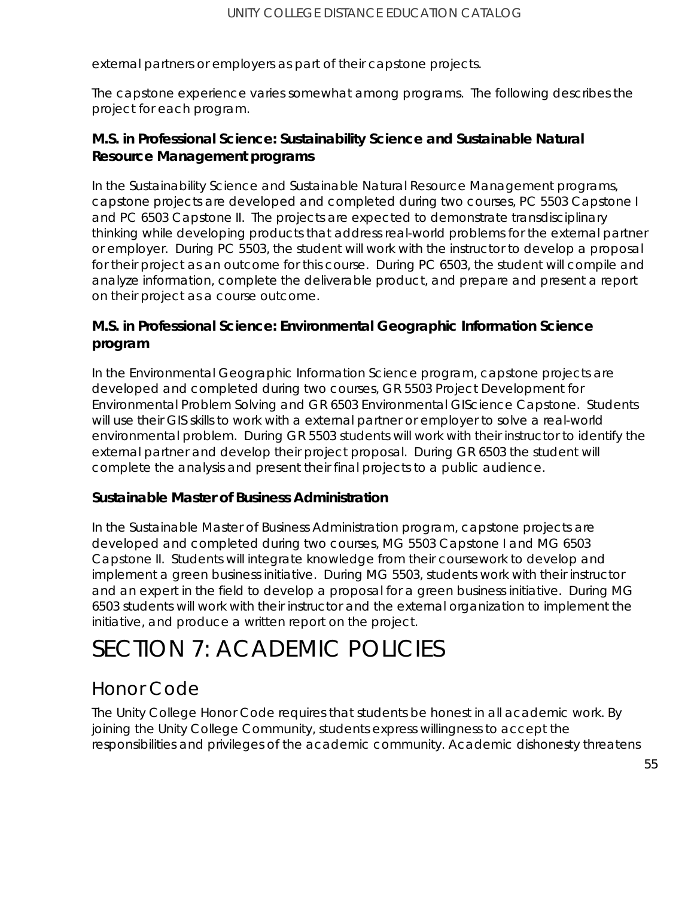external partners or employers as part of their capstone projects.

The capstone experience varies somewhat among programs. The following describes the project for each program.

### M.S. in Professional Science: Sustainability Science and Sustainable Natural Resource Management programs

In the Sustainability Science and Sustainable Natural Resource Management programs, capstone projects are developed and completed during two courses, PC 5503 Capstone I and PC 6503 Capstone II. The projects are expected to demonstrate transdisciplinary thinking while developing products that address real-world problems for the external partner or employer. During PC 5503, the student will work with the instructor to develop a proposal for their project as an outcome for this course. During PC 6503, the student will compile and analyze information, complete the deliverable product, and prepare and present a report on their project as a course outcome.

### M.S. in Professional Science: Environmental Geographic Information Science program

In the Environmental Geographic Information Science program, capstone projects are developed and completed during two courses, GR 5503 Project Development for Environmental Problem Solving and GR 6503 Environmental GIScience Capstone. Students will use their GIS skills to work with a external partner or employer to solve a real-world environmental problem. During GR 5503 students will work with their instructor to identify the external partner and develop their project proposal. During GR 6503 the student will complete the analysis and present their final projects to a public audience.

### Sustainable Master of Business Administration

In the Sustainable Master of Business Administration program, capstone projects are developed and completed during two courses, MG 5503 Capstone I and MG 6503 Capstone II. Students will integrate knowledge from their coursework to develop and implement a green business initiative. During MG 5503, students work with their instructor and an expert in the field to develop a proposal for a green business initiative. During MG 6503 students will work with their instructor and the external organization to implement the initiative, and produce a written report on the project.

# SECTION 7: ACADEMIC POLICIES

## Honor Code

The Unity College Honor Code requires that students be honest in all academic work. By joining the Unity College Community, students express willingness to accept the responsibilities and privileges of the academic community. Academic dishonesty threatens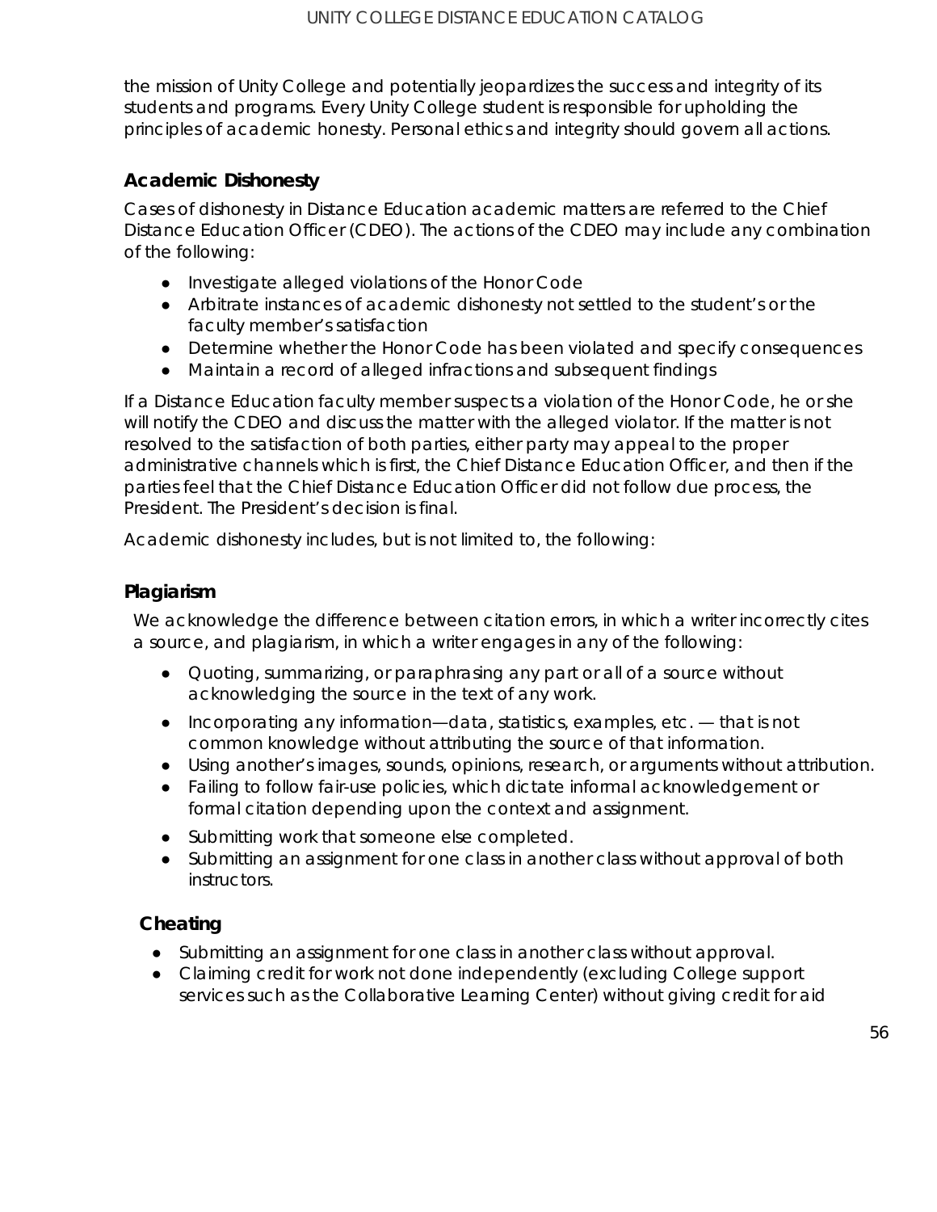the mission of Unity College and potentially jeopardizes the success and integrity of its students and programs. Every Unity College student is responsible for upholding the principles of academic honesty. Personal ethics and integrity should govern all actions.

### Academic Dishonesty

Cases of dishonesty in Distance Education academic matters are referred to the Chief Distance Education Officer (CDEO). The actions of the CDEO may include any combination of the following:

- Investigate alleged violations of the Honor Code
- Arbitrate instances of academic dishonesty not settled to the student's or the faculty member's satisfaction
- Determine whether the Honor Code has been violated and specify consequences
- Maintain a record of alleged infractions and subsequent findings

If a Distance Education faculty member suspects a violation of the Honor Code, he or she will notify the CDEO and discuss the matter with the alleged violator. If the matter is not resolved to the satisfaction of both parties, either party may appeal to the proper administrative channels which is first, the Chief Distance Education Officer, and then if the parties feel that the Chief Distance Education Officer did not follow due process, the President. The President's decision is final.

Academic dishonesty includes, but is not limited to, the following:

### Plagiarism

We acknowledge the difference between citation errors, in which a writer incorrectly cites a source, and plagiarism, in which a writer engages in any of the following:

- Quoting, summarizing, or paraphrasing any part or all of a source without acknowledging the source in the text of any work.
- Incorporating any information—data, statistics, examples, etc. — that is not common knowledge without attributing the source of that information.
- Using another's images, sounds, opinions, research, or arguments without attribution.
- Failing to follow fair-use policies, which dictate informal acknowledgement or formal citation depending upon the context and assignment.
- Submitting work that someone else completed.
- Submitting an assignment for one class in another class without approval of both instructors.

### Cheating

- Submitting an assignment for one class in another class without approval.
- Claiming credit for work not done independently (excluding College support services such as the Collaborative Learning Center) without giving credit for aid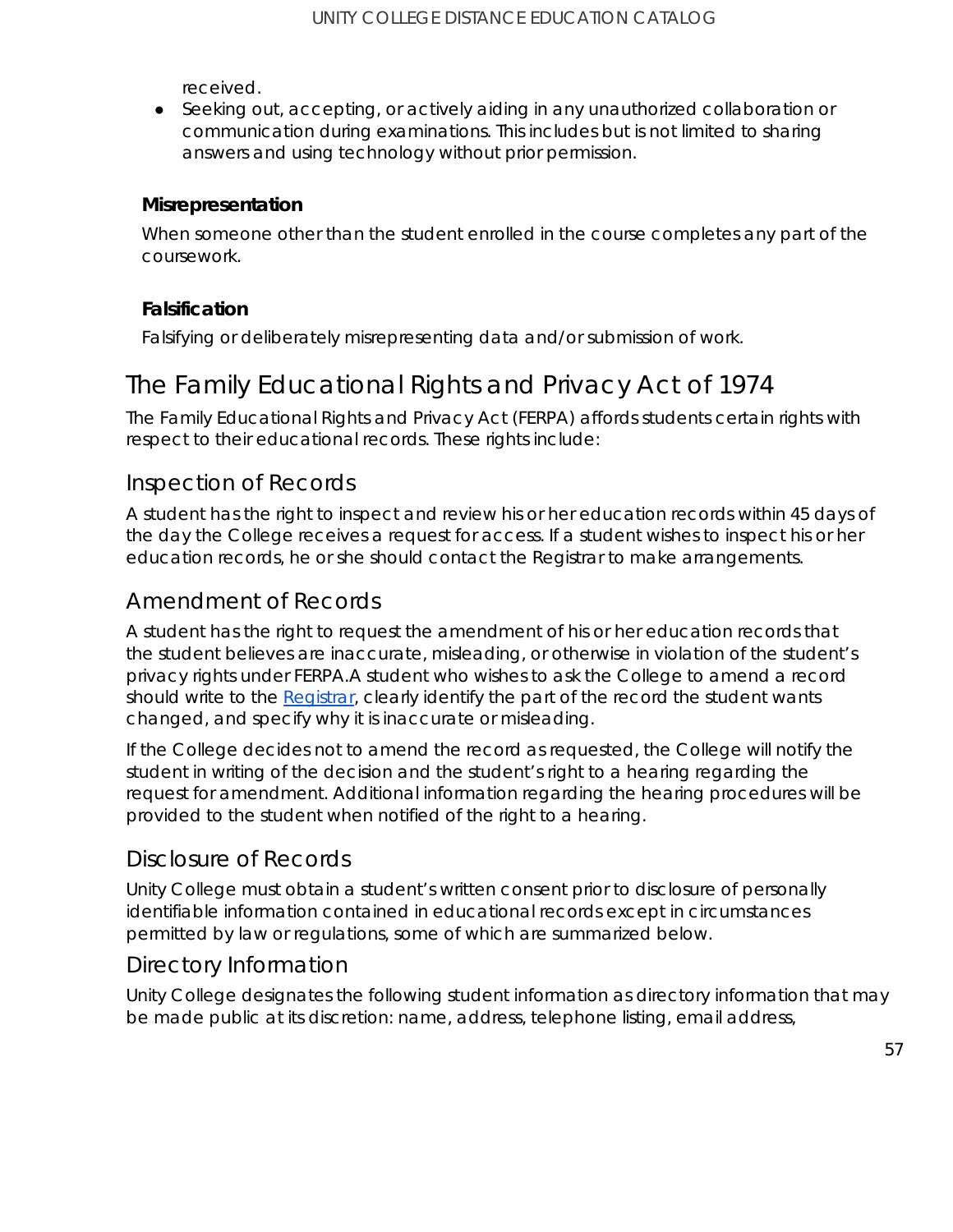received.

- Seeking out, accepting, or actively aiding in any unauthorized collaboration or communication during examinations. This includes but is not limited to sharing answers and using technology without prior permission.

**Misrepresentation**

When someone other than the student enrolled in the course completes any part of the coursework.

**Falsification**

Falsifying or deliberately misrepresenting data and/or submission of work.

# The Family Educational Rights and Privacy Act of 1974

The Family Educational Rights and Privacy Act (FERPA) affords students certain rights with respect to their educational records. These rights include:

## Inspection of Records

A student has the right to inspect and review his or her education records within 45 days of the day the College receives a request for access. If a student wishes to inspect his or her education records, he or she should contact the Registrar to make arrangements.

## Amendment of Records

A student has the right to request the amendment of his or her education records that the student believes are inaccurate, misleading, or otherwise in violation of the student's privacy rights under FERPA.A student who wishes to ask the College to amend a record should write to the Registrar, clearly identify the part of the record the student wants changed, and specify why it is inaccurate or misleading.

If the College decides not to amend the record as requested, the College will notify the student in writing of the decision and the student's right to a hearing regarding the request for amendment. Additional information regarding the hearing procedures will be provided to the student when notified of the right to a hearing.

## Disclosure of Records

Unity College must obtain a student's written consent prior to disclosure of personally identifiable information contained in educational records except in circumstances permitted by law or regulations, some of which are summarized below.

## Directory Information

Unity College designates the following student information as directory information that may be made public at its discretion: name, address, telephone listing, email address,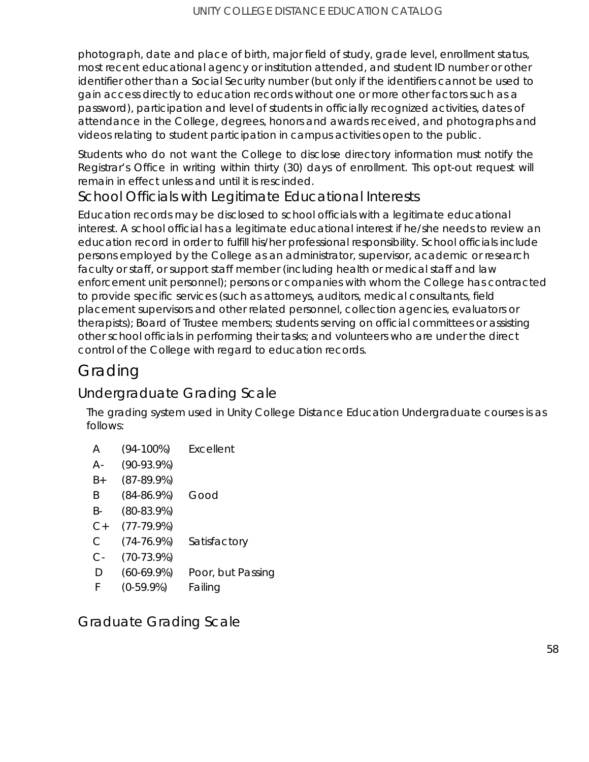photograph, date and place of birth, major field of study, grade level, enrollment status, most recent educational agency or institution attended, and student ID number or other identifier other than a Social Security number (but only if the identifiers cannot be used to gain access directly to education records without one or more other factors such as a password), participation and level of students in officially recognized activities, dates of attendance in the College, degrees, honors and awards received, and photographs and videos relating to student participation in campus activities open to the public.

Students who do not want the College to disclose directory information must notify the Registrar's Office in writing within thirty (30) days of enrollment. This opt-out request will remain in effect unless and until it is rescinded.

## School Officials with Legitimate Educational Interests

Education records may be disclosed to school officials with a legitimate educational interest. A school official has a legitimate educational interest if he/she needs to review an education record in order to fulfill his/her professional responsibility. School officials include persons employed by the College as an administrator, supervisor, academic or research faculty or staff, or support staff member (including health or medical staff and law enforcement unit personnel); persons or companies with whom the College has contracted to provide specific services (such as attorneys, auditors, medical consultants, field placement supervisors and other related personnel, collection agencies, evaluators or therapists); Board of Trustee members; students serving on official committees or assisting other school officials in performing their tasks; and volunteers who are under the direct control of the College with regard to education records.

# Grading

## Undergraduate Grading Scale

The grading system used in Unity College Distance Education Undergraduate courses is as follows:

| Grade | Range | Description |
|---|---|---|
| A | (94-100%) | Excellent |
| A- | (90-93.9%) | |
| B+ | (87-89.9%) | |
| B | (84-86.9%) | Good |
| B- | (80-83.9%) | |
| C+ | (77-79.9%) | |
| C | (74-76.9%) | Satisfactory |
| C- | (70-73.9%) | |
| D | (60-69.9%) | Poor, but Passing |
| F | (0-59.9%) | Failing |

## Graduate Grading Scale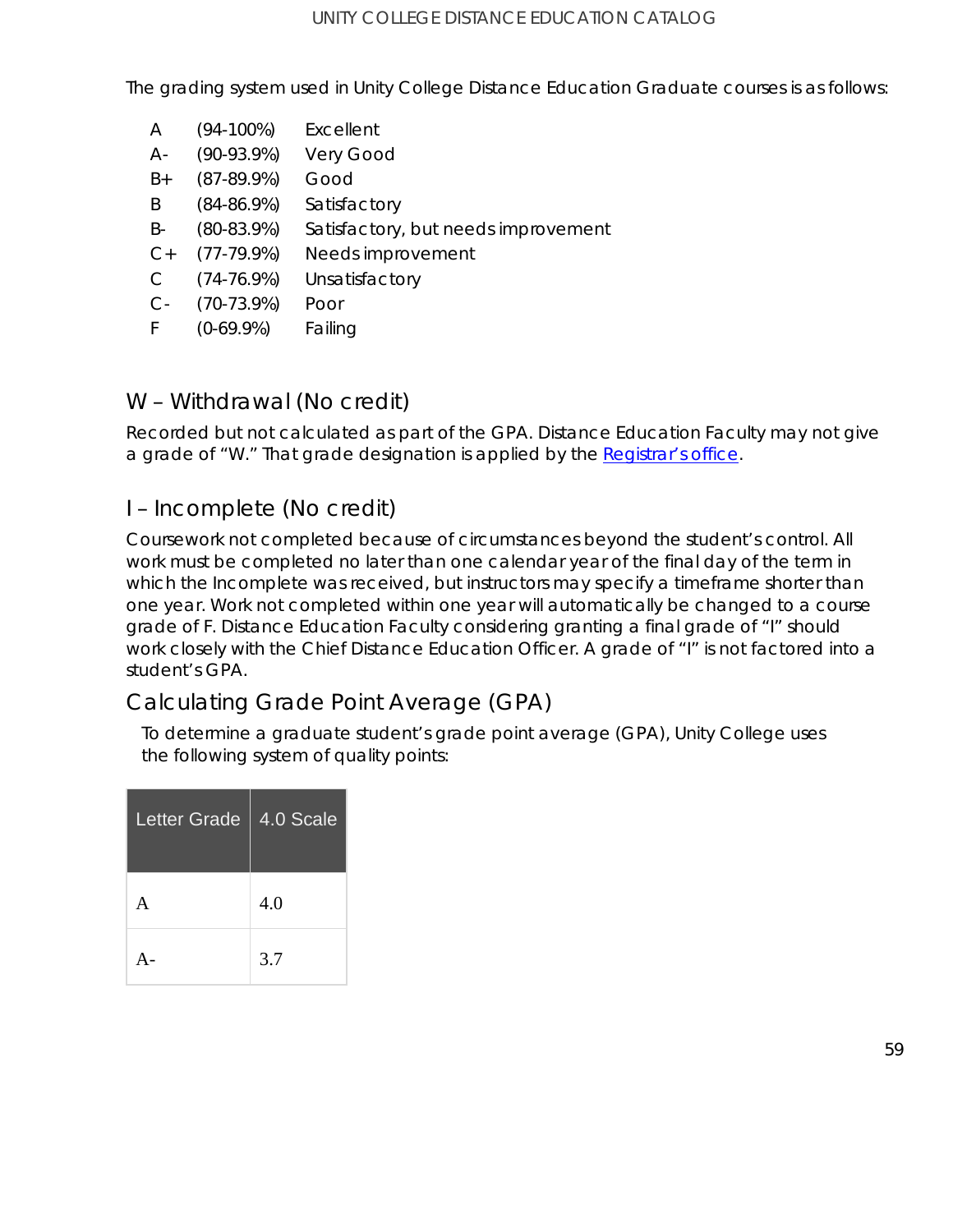The grading system used in Unity College Distance Education Graduate courses is as follows:

| | | |
|---|---|---|
| A | (94-100%) | Excellent |
| A- | (90-93.9%) | Very Good |
| B+ | (87-89.9%) | Good |
| B | (84-86.9%) | Satisfactory |
| B- | (80-83.9%) | Satisfactory, but needs improvement |
| C+ | (77-79.9%) | Needs improvement |
| C | (74-76.9%) | Unsatisfactory |
| C- | (70-73.9%) | Poor |
| F | (0-69.9%) | Failing |

## W – Withdrawal (No credit)

Recorded but not calculated as part of the GPA. Distance Education Faculty may not give a grade of "W." That grade designation is applied by the Registrar's office.

## I – Incomplete (No credit)

Coursework not completed because of circumstances beyond the student's control. All work must be completed no later than one calendar year of the final day of the term in which the Incomplete was received, but instructors may specify a timeframe shorter than one year. Work not completed within one year will automatically be changed to a course grade of F. Distance Education Faculty considering granting a final grade of "I" should work closely with the Chief Distance Education Officer. A grade of "I" is not factored into a student's GPA.

## Calculating Grade Point Average (GPA)

To determine a graduate student's grade point average (GPA), Unity College uses the following system of quality points:

| Letter Grade | 4.0 Scale |
|---|---|
| A | 4.0 |
| A- | 3.7 |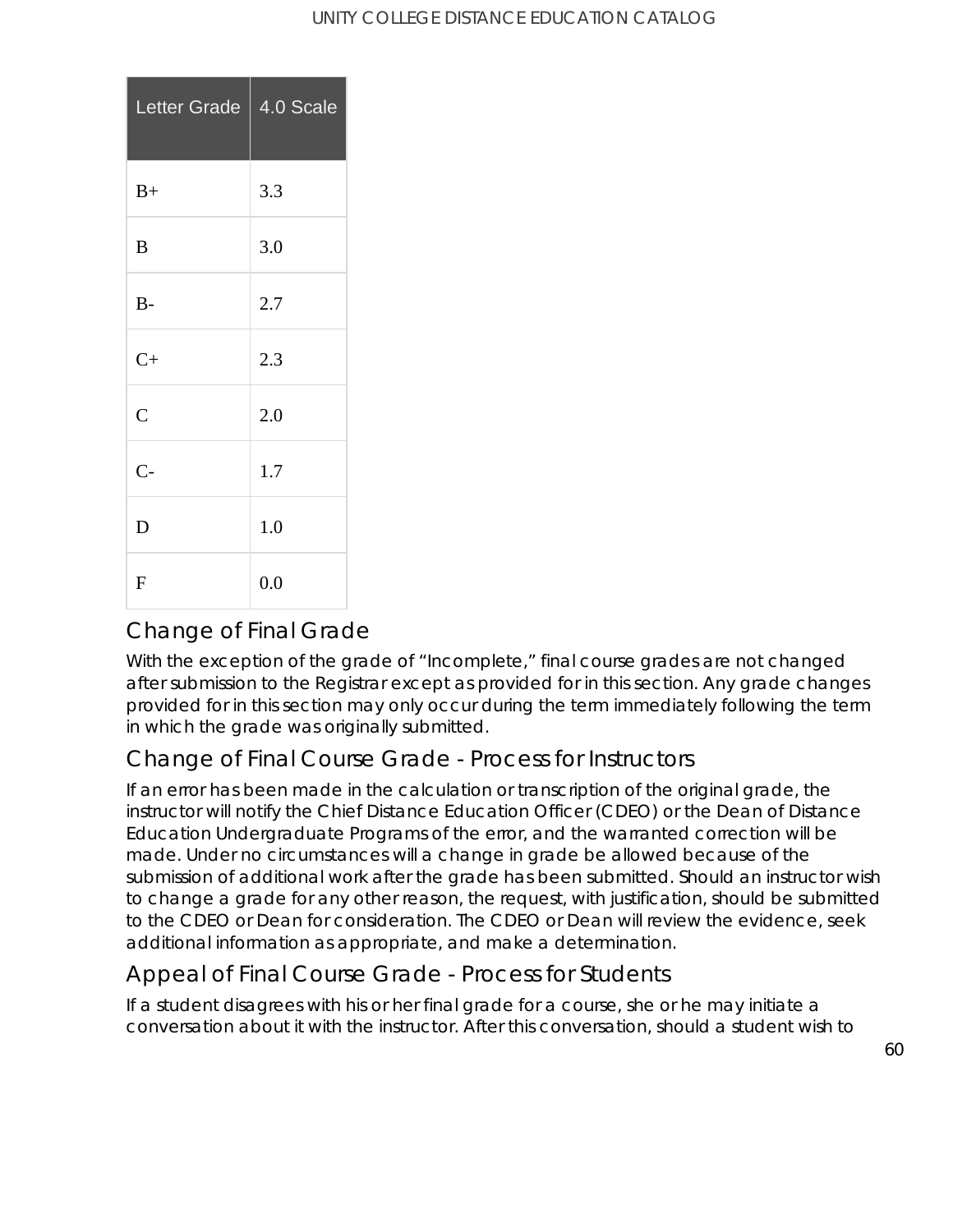| Letter Grade | 4.0 Scale |
|---|---|
| B+ | 3.3 |
| B | 3.0 |
| B- | 2.7 |
| C+ | 2.3 |
| C | 2.0 |
| C- | 1.7 |
| D | 1.0 |
| F | 0.0 |

## Change of Final Grade

With the exception of the grade of "Incomplete," final course grades are not changed after submission to the Registrar except as provided for in this section. Any grade changes provided for in this section may only occur during the term immediately following the term in which the grade was originally submitted.

## Change of Final Course Grade - Process for Instructors

If an error has been made in the calculation or transcription of the original grade, the instructor will notify the Chief Distance Education Officer (CDEO) or the Dean of Distance Education Undergraduate Programs of the error, and the warranted correction will be made. Under no circumstances will a change in grade be allowed because of the submission of additional work after the grade has been submitted. Should an instructor wish to change a grade for any other reason, the request, with justification, should be submitted to the CDEO or Dean for consideration. The CDEO or Dean will review the evidence, seek additional information as appropriate, and make a determination.

## Appeal of Final Course Grade - Process for Students

If a student disagrees with his or her final grade for a course, she or he may initiate a conversation about it with the instructor. After this conversation, should a student wish to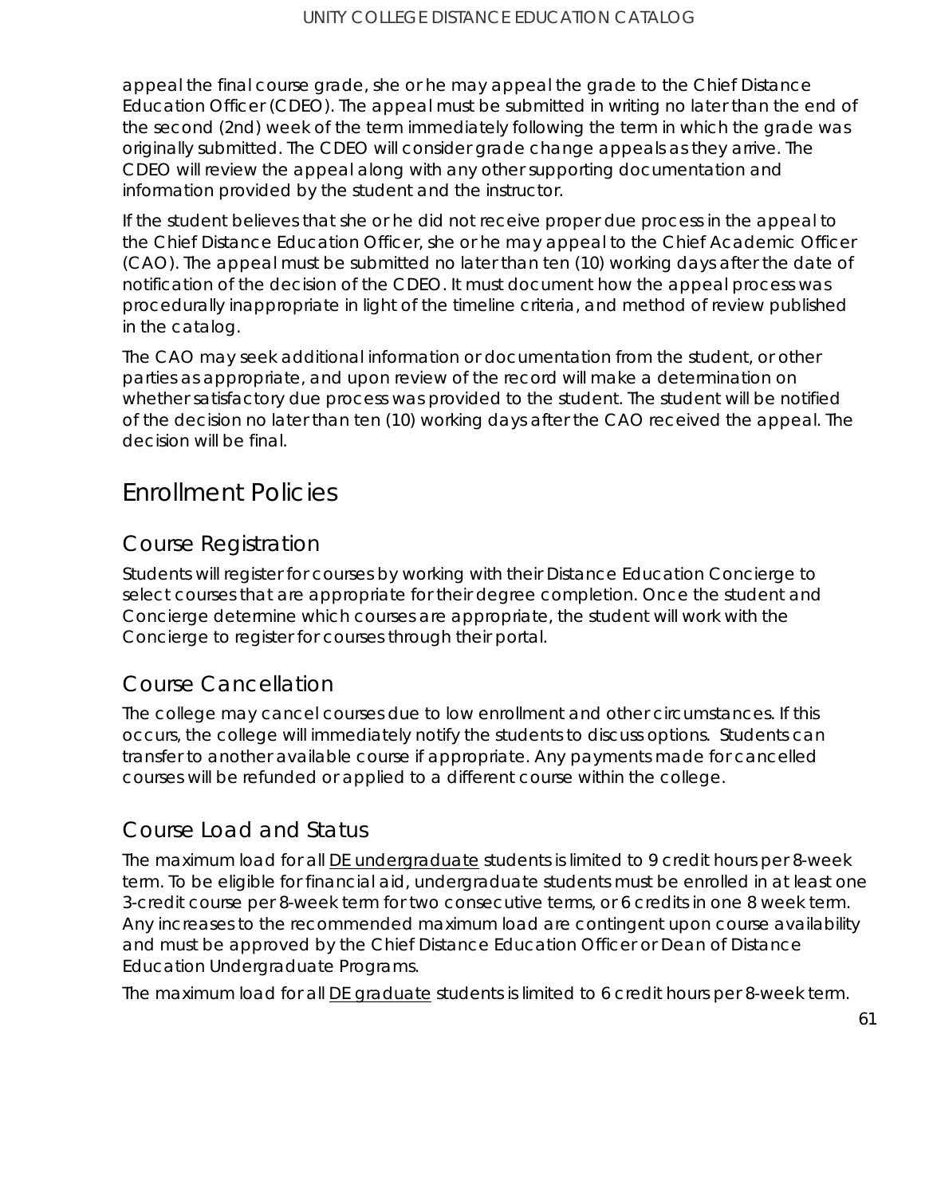appeal the final course grade, she or he may appeal the grade to the Chief Distance Education Officer (CDEO). The appeal must be submitted in writing no later than the end of the second (2nd) week of the term immediately following the term in which the grade was originally submitted. The CDEO will consider grade change appeals as they arrive. The CDEO will review the appeal along with any other supporting documentation and information provided by the student and the instructor.

If the student believes that she or he did not receive proper due process in the appeal to the Chief Distance Education Officer, she or he may appeal to the Chief Academic Officer (CAO). The appeal must be submitted no later than ten (10) working days after the date of notification of the decision of the CDEO. It must document how the appeal process was procedurally inappropriate in light of the timeline criteria, and method of review published in the catalog.

The CAO may seek additional information or documentation from the student, or other parties as appropriate, and upon review of the record will make a determination on whether satisfactory due process was provided to the student. The student will be notified of the decision no later than ten (10) working days after the CAO received the appeal. The decision will be final.

# Enrollment Policies

## Course Registration

Students will register for courses by working with their Distance Education Concierge to select courses that are appropriate for their degree completion. Once the student and Concierge determine which courses are appropriate, the student will work with the Concierge to register for courses through their portal.

## Course Cancellation

The college may cancel courses due to low enrollment and other circumstances. If this occurs, the college will immediately notify the students to discuss options. Students can transfer to another available course if appropriate. Any payments made for cancelled courses will be refunded or applied to a different course within the college.

## Course Load and Status

The maximum load for all DE undergraduate students is limited to 9 credit hours per 8-week term. To be eligible for financial aid, undergraduate students must be enrolled in at least one 3-credit course per 8-week term for two consecutive terms, or 6 credits in one 8 week term. Any increases to the recommended maximum load are contingent upon course availability and must be approved by the Chief Distance Education Officer or Dean of Distance Education Undergraduate Programs.

The maximum load for all DE graduate students is limited to 6 credit hours per 8-week term.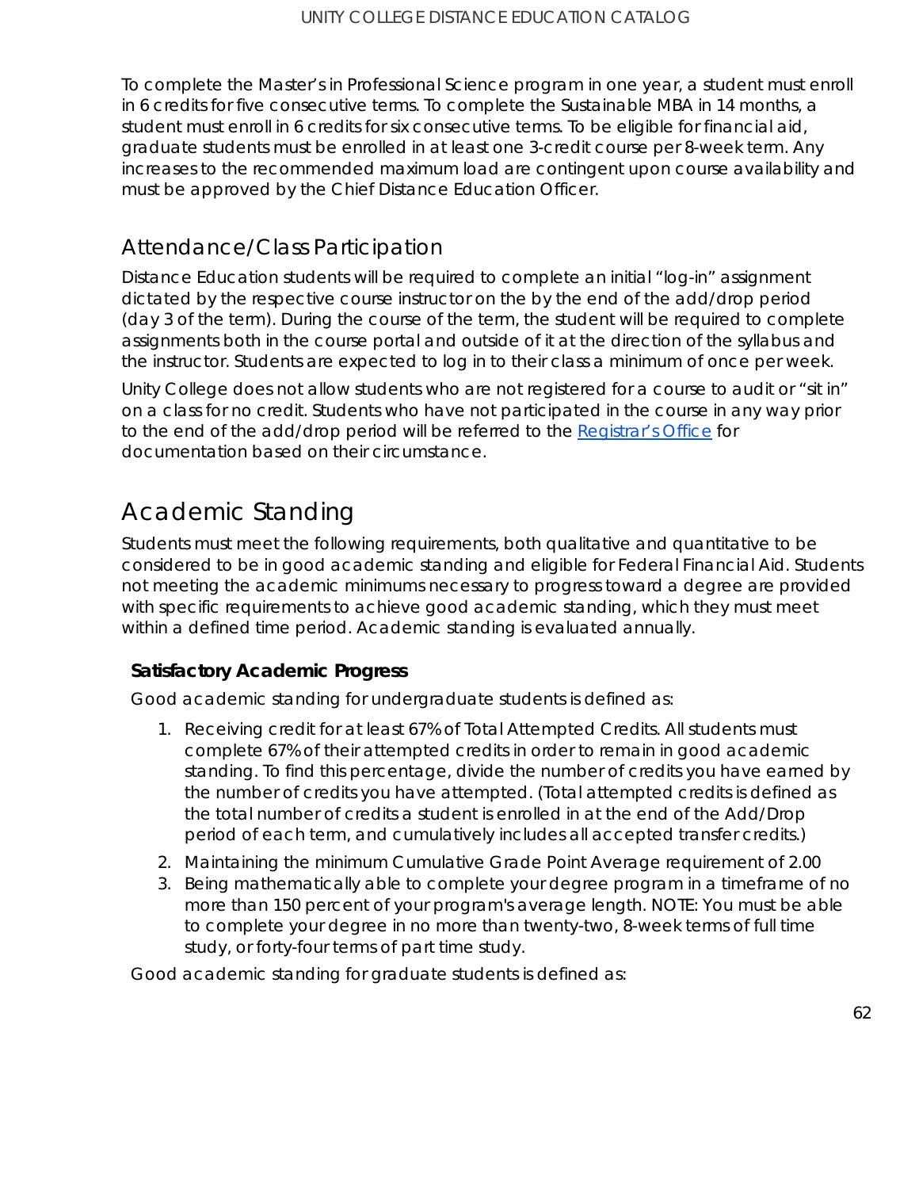To complete the Master's in Professional Science program in one year, a student must enroll in 6 credits for five consecutive terms. To complete the Sustainable MBA in 14 months, a student must enroll in 6 credits for six consecutive terms. To be eligible for financial aid, graduate students must be enrolled in at least one 3-credit course per 8-week term. Any increases to the recommended maximum load are contingent upon course availability and must be approved by the Chief Distance Education Officer.

## Attendance/Class Participation

Distance Education students will be required to complete an initial "log-in" assignment dictated by the respective course instructor on the by the end of the add/drop period (day 3 of the term). During the course of the term, the student will be required to complete assignments both in the course portal and outside of it at the direction of the syllabus and the instructor. Students are expected to log in to their class a minimum of once per week.

Unity College does not allow students who are not registered for a course to audit or "sit in" on a class for no credit. Students who have not participated in the course in any way prior to the end of the add/drop period will be referred to the [Registrar's Office]() for documentation based on their circumstance.

# Academic Standing

Students must meet the following requirements, both qualitative and quantitative to be considered to be in good academic standing and eligible for Federal Financial Aid. Students not meeting the academic minimums necessary to progress toward a degree are provided with specific requirements to achieve good academic standing, which they must meet within a defined time period. Academic standing is evaluated annually.

### Satisfactory Academic Progress

Good academic standing for undergraduate students is defined as:

1. Receiving credit for at least 67% of Total Attempted Credits. All students must complete 67% of their attempted credits in order to remain in good academic standing. To find this percentage, divide the number of credits you have earned by the number of credits you have attempted. (Total attempted credits is defined as the total number of credits a student is enrolled in at the end of the Add/Drop period of each term, and cumulatively includes all accepted transfer credits.)
2. Maintaining the minimum Cumulative Grade Point Average requirement of 2.00
3. Being mathematically able to complete your degree program in a timeframe of no more than 150 percent of your program's average length. NOTE: You must be able to complete your degree in no more than twenty-two, 8-week terms of full time study, or forty-four terms of part time study.

Good academic standing for graduate students is defined as: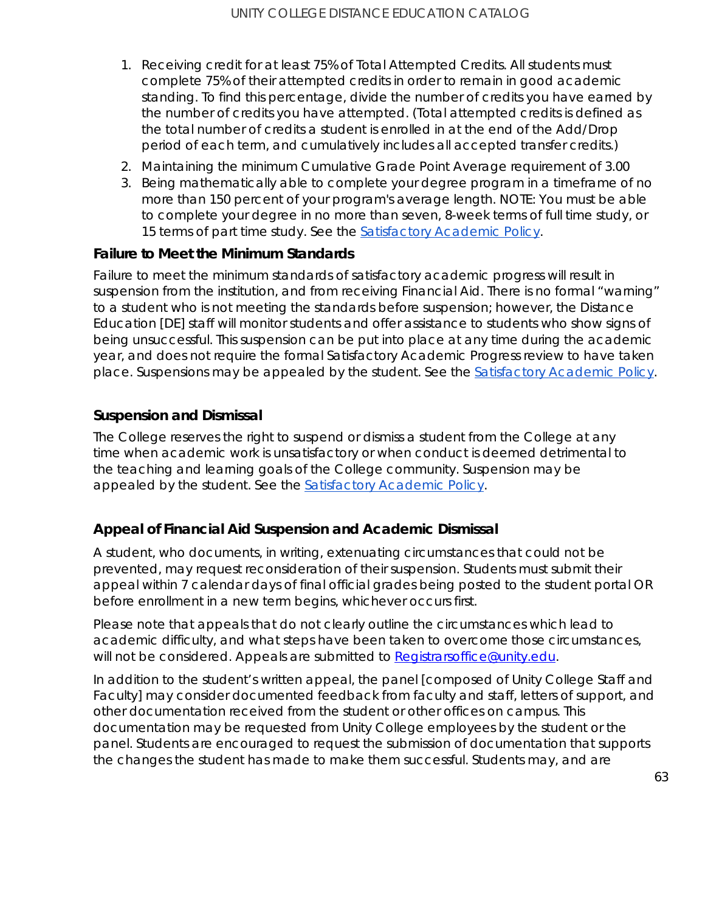1. Receiving credit for at least 75% of Total Attempted Credits. All students must complete 75% of their attempted credits in order to remain in good academic standing. To find this percentage, divide the number of credits you have earned by the number of credits you have attempted. (Total attempted credits is defined as the total number of credits a student is enrolled in at the end of the Add/Drop period of each term, and cumulatively includes all accepted transfer credits.)
2. Maintaining the minimum Cumulative Grade Point Average requirement of 3.00
3. Being mathematically able to complete your degree program in a timeframe of no more than 150 percent of your program's average length. NOTE: You must be able to complete your degree in no more than seven, 8-week terms of full time study, or 15 terms of part time study. See the [Satisfactory Academic Policy](#).

### Failure to Meet the Minimum Standards

Failure to meet the minimum standards of satisfactory academic progress will result in suspension from the institution, and from receiving Financial Aid. There is no formal "warning" to a student who is not meeting the standards before suspension; however, the Distance Education [DE] staff will monitor students and offer assistance to students who show signs of being unsuccessful. This suspension can be put into place at any time during the academic year, and does not require the formal Satisfactory Academic Progress review to have taken place. Suspensions may be appealed by the student. See the [Satisfactory Academic Policy](#).

### Suspension and Dismissal

The College reserves the right to suspend or dismiss a student from the College at any time when academic work is unsatisfactory or when conduct is deemed detrimental to the teaching and learning goals of the College community. Suspension may be appealed by the student. See the [Satisfactory Academic Policy](#).

### Appeal of Financial Aid Suspension and Academic Dismissal

A student, who documents, in writing, extenuating circumstances that could not be prevented, may request reconsideration of their suspension. Students must submit their appeal within 7 calendar days of final official grades being posted to the student portal OR before enrollment in a new term begins, whichever occurs first.

Please note that appeals that do not clearly outline the circumstances which lead to academic difficulty, and what steps have been taken to overcome those circumstances, will not be considered. Appeals are submitted to [Registrarsoffice@unity.edu](mailto:Registrarsoffice@unity.edu).

In addition to the student's written appeal, the panel [composed of Unity College Staff and Faculty] may consider documented feedback from faculty and staff, letters of support, and other documentation received from the student or other offices on campus. This documentation may be requested from Unity College employees by the student or the panel. Students are encouraged to request the submission of documentation that supports the changes the student has made to make them successful. Students may, and are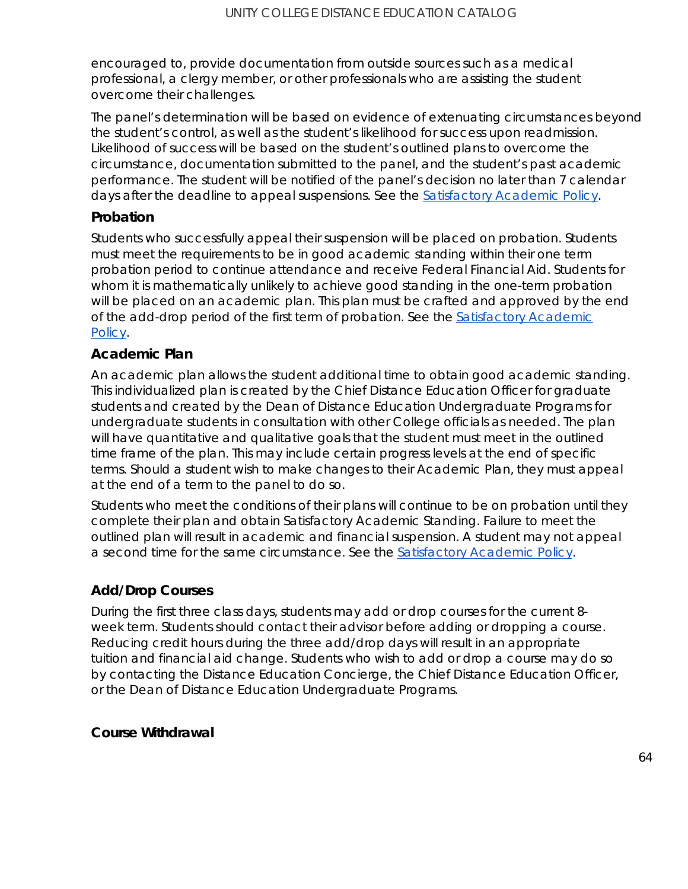encouraged to, provide documentation from outside sources such as a medical professional, a clergy member, or other professionals who are assisting the student overcome their challenges.

The panel's determination will be based on evidence of extenuating circumstances beyond the student's control, as well as the student's likelihood for success upon readmission. Likelihood of success will be based on the student's outlined plans to overcome the circumstance, documentation submitted to the panel, and the student's past academic performance. The student will be notified of the panel's decision no later than 7 calendar days after the deadline to appeal suspensions. See the [Satisfactory Academic Policy](#).

### Probation

Students who successfully appeal their suspension will be placed on probation. Students must meet the requirements to be in good academic standing within their one term probation period to continue attendance and receive Federal Financial Aid. Students for whom it is mathematically unlikely to achieve good standing in the one-term probation will be placed on an academic plan. This plan must be crafted and approved by the end of the add-drop period of the first term of probation. See the [Satisfactory Academic Policy](#).

### Academic Plan

An academic plan allows the student additional time to obtain good academic standing. This individualized plan is created by the Chief Distance Education Officer for graduate students and created by the Dean of Distance Education Undergraduate Programs for undergraduate students in consultation with other College officials as needed. The plan will have quantitative and qualitative goals that the student must meet in the outlined time frame of the plan. This may include certain progress levels at the end of specific terms. Should a student wish to make changes to their Academic Plan, they must appeal at the end of a term to the panel to do so.

Students who meet the conditions of their plans will continue to be on probation until they complete their plan and obtain Satisfactory Academic Standing. Failure to meet the outlined plan will result in academic and financial suspension. A student may not appeal a second time for the same circumstance. See the [Satisfactory Academic Policy](#).

### Add/Drop Courses

During the first three class days, students may add or drop courses for the current 8-week term. Students should contact their advisor before adding or dropping a course. Reducing credit hours during the three add/drop days will result in an appropriate tuition and financial aid change. Students who wish to add or drop a course may do so by contacting the Distance Education Concierge, the Chief Distance Education Officer, or the Dean of Distance Education Undergraduate Programs.

### Course Withdrawal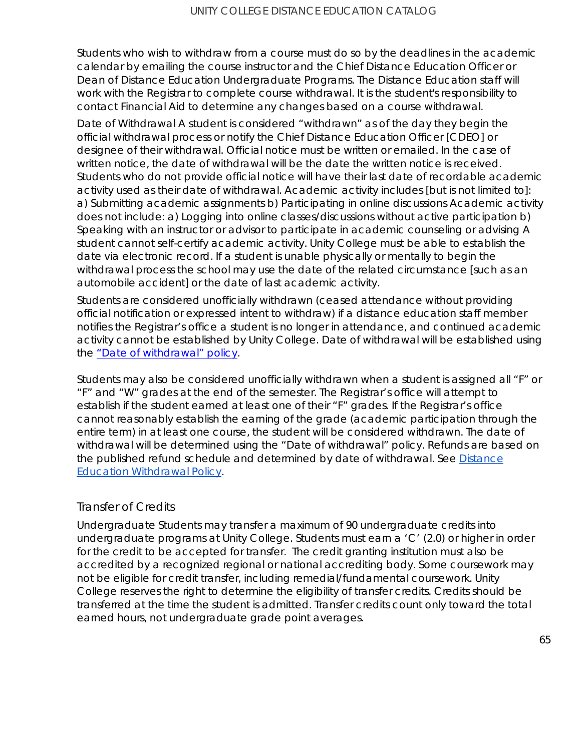Students who wish to withdraw from a course must do so by the deadlines in the academic calendar by emailing the course instructor and the Chief Distance Education Officer or Dean of Distance Education Undergraduate Programs. The Distance Education staff will work with the Registrar to complete course withdrawal. It is the student's responsibility to contact Financial Aid to determine any changes based on a course withdrawal.

Date of Withdrawal A student is considered "withdrawn" as of the day they begin the official withdrawal process or notify the Chief Distance Education Officer [CDEO] or designee of their withdrawal. Official notice must be written or emailed. In the case of written notice, the date of withdrawal will be the date the written notice is received. Students who do not provide official notice will have their last date of recordable academic activity used as their date of withdrawal. Academic activity includes [but is not limited to]: a) Submitting academic assignments b) Participating in online discussions Academic activity does not include: a) Logging into online classes/discussions without active participation b) Speaking with an instructor or advisor to participate in academic counseling or advising A student cannot self-certify academic activity. Unity College must be able to establish the date via electronic record. If a student is unable physically or mentally to begin the withdrawal process the school may use the date of the related circumstance [such as an automobile accident] or the date of last academic activity.

Students are considered unofficially withdrawn (ceased attendance without providing official notification or expressed intent to withdraw) if a distance education staff member notifies the Registrar's office a student is no longer in attendance, and continued academic activity cannot be established by Unity College. Date of withdrawal will be established using the "Date of withdrawal" policy.

Students may also be considered unofficially withdrawn when a student is assigned all "F" or "F" and "W" grades at the end of the semester. The Registrar's office will attempt to establish if the student earned at least one of their "F" grades. If the Registrar's office cannot reasonably establish the earning of the grade (academic participation through the entire term) in at least one course, the student will be considered withdrawn. The date of withdrawal will be determined using the "Date of withdrawal" policy. Refunds are based on the published refund schedule and determined by date of withdrawal. See Distance Education Withdrawal Policy.

## Transfer of Credits

Undergraduate Students may transfer a maximum of 90 undergraduate credits into undergraduate programs at Unity College. Students must earn a 'C' (2.0) or higher in order for the credit to be accepted for transfer. The credit granting institution must also be accredited by a recognized regional or national accrediting body. Some coursework may not be eligible for credit transfer, including remedial/fundamental coursework. Unity College reserves the right to determine the eligibility of transfer credits. Credits should be transferred at the time the student is admitted. Transfer credits count only toward the total earned hours, not undergraduate grade point averages.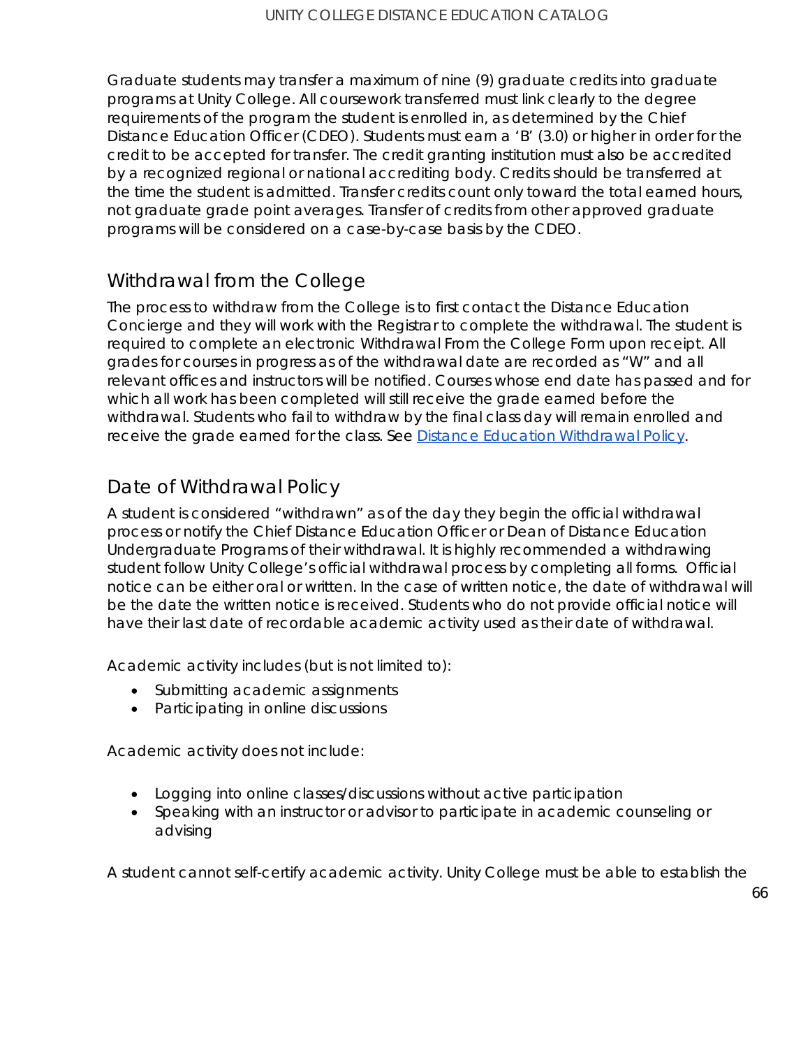Graduate students may transfer a maximum of nine (9) graduate credits into graduate programs at Unity College. All coursework transferred must link clearly to the degree requirements of the program the student is enrolled in, as determined by the Chief Distance Education Officer (CDEO). Students must earn a 'B' (3.0) or higher in order for the credit to be accepted for transfer. The credit granting institution must also be accredited by a recognized regional or national accrediting body. Credits should be transferred at the time the student is admitted. Transfer credits count only toward the total earned hours, not graduate grade point averages. Transfer of credits from other approved graduate programs will be considered on a case-by-case basis by the CDEO.

## Withdrawal from the College

The process to withdraw from the College is to first contact the Distance Education Concierge and they will work with the Registrar to complete the withdrawal. The student is required to complete an electronic Withdrawal From the College Form upon receipt. All grades for courses in progress as of the withdrawal date are recorded as "W" and all relevant offices and instructors will be notified. Courses whose end date has passed and for which all work has been completed will still receive the grade earned before the withdrawal. Students who fail to withdraw by the final class day will remain enrolled and receive the grade earned for the class. See [Distance Education Withdrawal Policy](#).

## Date of Withdrawal Policy

A student is considered "withdrawn" as of the day they begin the official withdrawal process or notify the Chief Distance Education Officer or Dean of Distance Education Undergraduate Programs of their withdrawal. It is highly recommended a withdrawing student follow Unity College's official withdrawal process by completing all forms. Official notice can be either oral or written. In the case of written notice, the date of withdrawal will be the date the written notice is received. Students who do not provide official notice will have their last date of recordable academic activity used as their date of withdrawal.

Academic activity includes (but is not limited to):

- Submitting academic assignments
- Participating in online discussions

Academic activity does not include:

- Logging into online classes/discussions without active participation
- Speaking with an instructor or advisor to participate in academic counseling or advising

A student cannot self-certify academic activity. Unity College must be able to establish the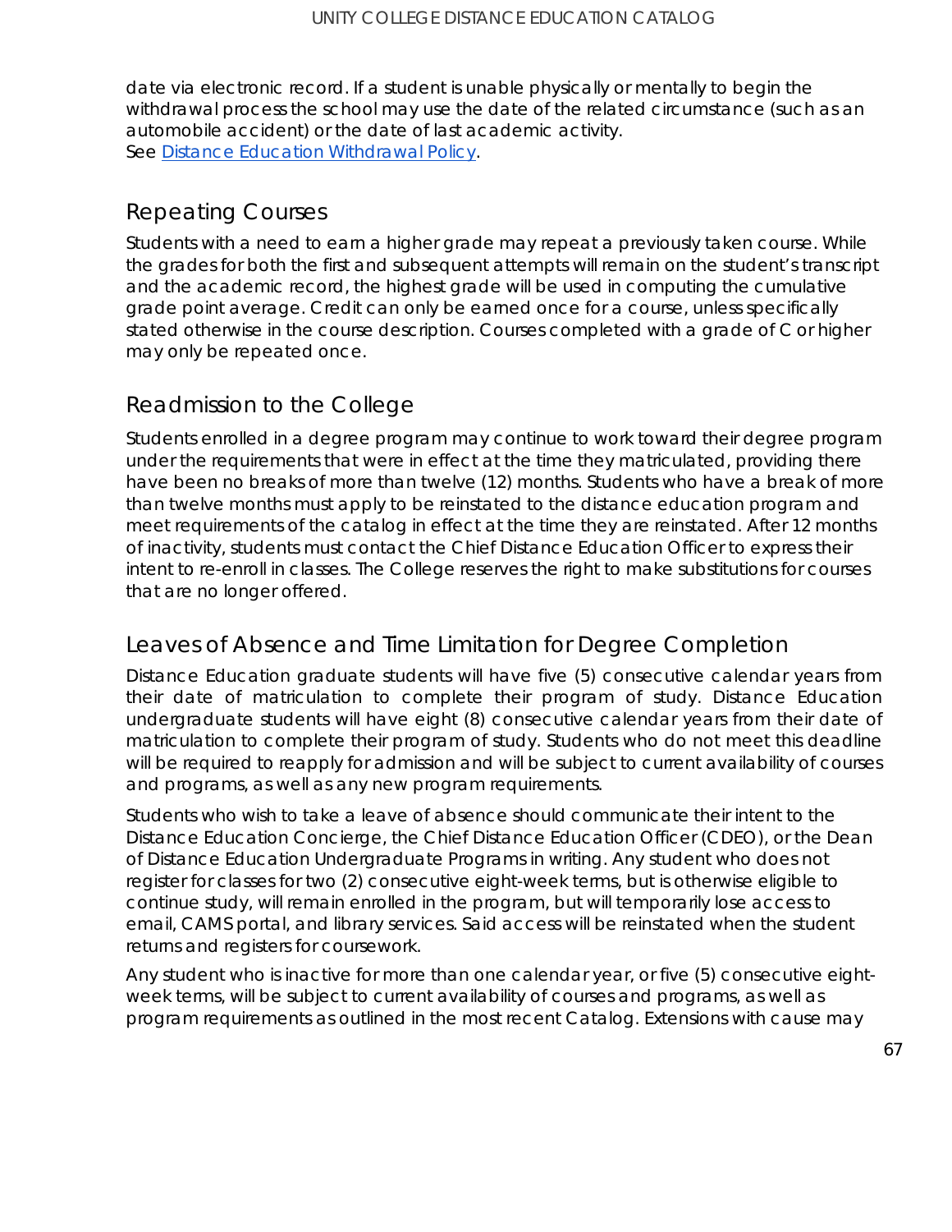date via electronic record. If a student is unable physically or mentally to begin the withdrawal process the school may use the date of the related circumstance (such as an automobile accident) or the date of last academic activity.
See [Distance Education Withdrawal Policy](#).

## Repeating Courses

Students with a need to earn a higher grade may repeat a previously taken course. While the grades for both the first and subsequent attempts will remain on the student's transcript and the academic record, the highest grade will be used in computing the cumulative grade point average. Credit can only be earned once for a course, unless specifically stated otherwise in the course description. Courses completed with a grade of C or higher may only be repeated once.

## Readmission to the College

Students enrolled in a degree program may continue to work toward their degree program under the requirements that were in effect at the time they matriculated, providing there have been no breaks of more than twelve (12) months. Students who have a break of more than twelve months must apply to be reinstated to the distance education program and meet requirements of the catalog in effect at the time they are reinstated. After 12 months of inactivity, students must contact the Chief Distance Education Officer to express their intent to re-enroll in classes. The College reserves the right to make substitutions for courses that are no longer offered.

## Leaves of Absence and Time Limitation for Degree Completion

Distance Education graduate students will have five (5) consecutive calendar years from their date of matriculation to complete their program of study. Distance Education undergraduate students will have eight (8) consecutive calendar years from their date of matriculation to complete their program of study. Students who do not meet this deadline will be required to reapply for admission and will be subject to current availability of courses and programs, as well as any new program requirements.

Students who wish to take a leave of absence should communicate their intent to the Distance Education Concierge, the Chief Distance Education Officer (CDEO), or the Dean of Distance Education Undergraduate Programs in writing. Any student who does not register for classes for two (2) consecutive eight-week terms, but is otherwise eligible to continue study, will remain enrolled in the program, but will temporarily lose access to email, CAMS portal, and library services. Said access will be reinstated when the student returns and registers for coursework.

Any student who is inactive for more than one calendar year, or five (5) consecutive eight-week terms, will be subject to current availability of courses and programs, as well as program requirements as outlined in the most recent Catalog. Extensions with cause may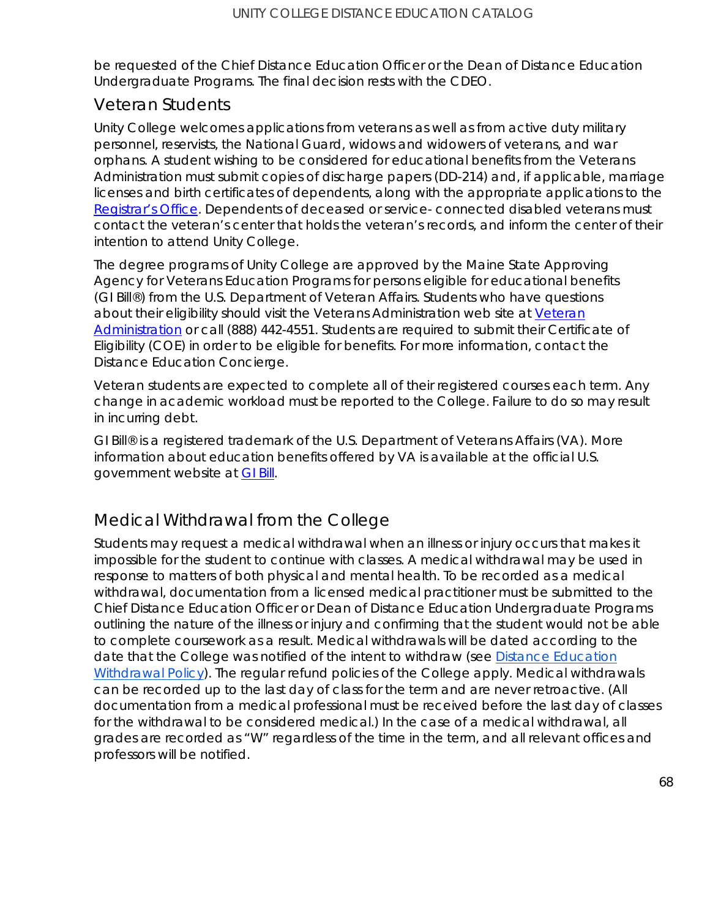be requested of the Chief Distance Education Officer or the Dean of Distance Education Undergraduate Programs. The final decision rests with the CDEO.

## Veteran Students

Unity College welcomes applications from veterans as well as from active duty military personnel, reservists, the National Guard, widows and widowers of veterans, and war orphans. A student wishing to be considered for educational benefits from the Veterans Administration must submit copies of discharge papers (DD-214) and, if applicable, marriage licenses and birth certificates of dependents, along with the appropriate applications to the Registrar's Office. Dependents of deceased or service- connected disabled veterans must contact the veteran's center that holds the veteran's records, and inform the center of their intention to attend Unity College.

The degree programs of Unity College are approved by the Maine State Approving Agency for Veterans Education Programs for persons eligible for educational benefits (GI Bill®) from the U.S. Department of Veteran Affairs. Students who have questions about their eligibility should visit the Veterans Administration web site at Veteran Administration or call (888) 442-4551. Students are required to submit their Certificate of Eligibility (COE) in order to be eligible for benefits. For more information, contact the Distance Education Concierge.

Veteran students are expected to complete all of their registered courses each term. Any change in academic workload must be reported to the College. Failure to do so may result in incurring debt.

GI Bill® is a registered trademark of the U.S. Department of Veterans Affairs (VA). More information about education benefits offered by VA is available at the official U.S. government website at GI Bill.

## Medical Withdrawal from the College

Students may request a medical withdrawal when an illness or injury occurs that makes it impossible for the student to continue with classes. A medical withdrawal may be used in response to matters of both physical and mental health. To be recorded as a medical withdrawal, documentation from a licensed medical practitioner must be submitted to the Chief Distance Education Officer or Dean of Distance Education Undergraduate Programs outlining the nature of the illness or injury and confirming that the student would not be able to complete coursework as a result. Medical withdrawals will be dated according to the date that the College was notified of the intent to withdraw (see Distance Education Withdrawal Policy). The regular refund policies of the College apply. Medical withdrawals can be recorded up to the last day of class for the term and are never retroactive. (All documentation from a medical professional must be received before the last day of classes for the withdrawal to be considered medical.) In the case of a medical withdrawal, all grades are recorded as "W" regardless of the time in the term, and all relevant offices and professors will be notified.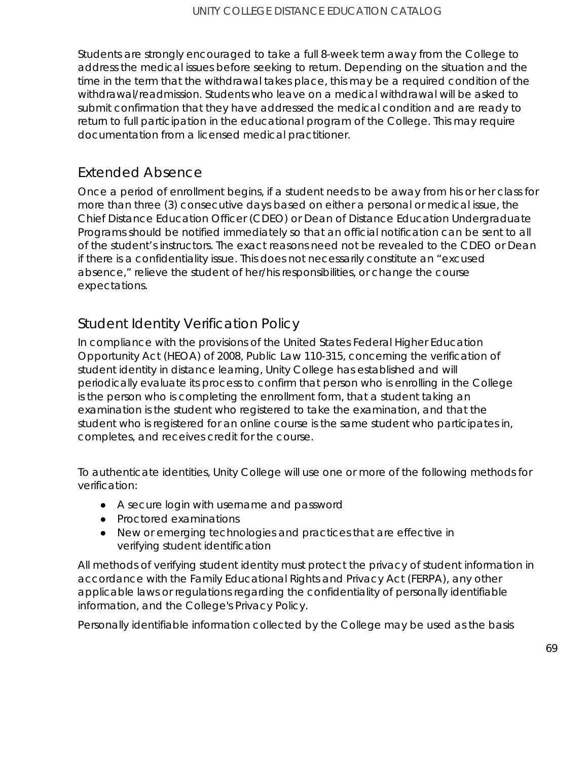Students are strongly encouraged to take a full 8-week term away from the College to address the medical issues before seeking to return. Depending on the situation and the time in the term that the withdrawal takes place, this may be a required condition of the withdrawal/readmission. Students who leave on a medical withdrawal will be asked to submit confirmation that they have addressed the medical condition and are ready to return to full participation in the educational program of the College. This may require documentation from a licensed medical practitioner.

## Extended Absence

Once a period of enrollment begins, if a student needs to be away from his or her class for more than three (3) consecutive days based on either a personal or medical issue, the Chief Distance Education Officer (CDEO) or Dean of Distance Education Undergraduate Programs should be notified immediately so that an official notification can be sent to all of the student's instructors. The exact reasons need not be revealed to the CDEO or Dean if there is a confidentiality issue. This does not necessarily constitute an "excused absence," relieve the student of her/his responsibilities, or change the course expectations.

## Student Identity Verification Policy

In compliance with the provisions of the United States Federal Higher Education Opportunity Act (HEOA) of 2008, Public Law 110-315, concerning the verification of student identity in distance learning, Unity College has established and will periodically evaluate its process to confirm that person who is enrolling in the College is the person who is completing the enrollment form, that a student taking an examination is the student who registered to take the examination, and that the student who is registered for an online course is the same student who participates in, completes, and receives credit for the course.

To authenticate identities, Unity College will use one or more of the following methods for verification:

- A secure login with username and password
- Proctored examinations
- New or emerging technologies and practices that are effective in verifying student identification

All methods of verifying student identity must protect the privacy of student information in accordance with the Family Educational Rights and Privacy Act (FERPA), any other applicable laws or regulations regarding the confidentiality of personally identifiable information, and the College's Privacy Policy.

Personally identifiable information collected by the College may be used as the basis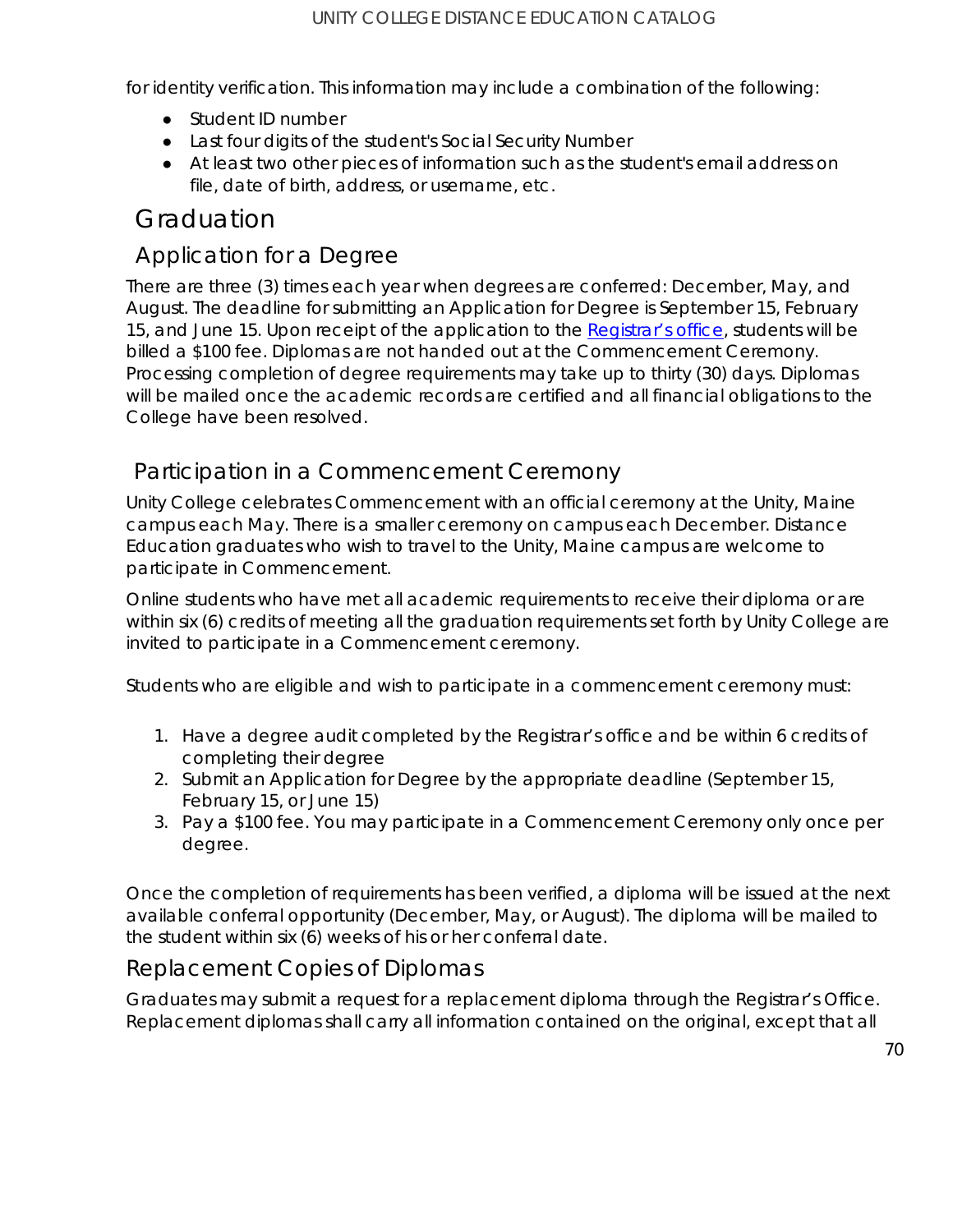for identity verification. This information may include a combination of the following:

- Student ID number
- Last four digits of the student's Social Security Number
- At least two other pieces of information such as the student's email address on file, date of birth, address, or username, etc.

# Graduation

## Application for a Degree

There are three (3) times each year when degrees are conferred: December, May, and August. The deadline for submitting an Application for Degree is September 15, February 15, and June 15. Upon receipt of the application to the Registrar's office, students will be billed a $100 fee. Diplomas are not handed out at the Commencement Ceremony. Processing completion of degree requirements may take up to thirty (30) days. Diplomas will be mailed once the academic records are certified and all financial obligations to the College have been resolved.

## Participation in a Commencement Ceremony

Unity College celebrates Commencement with an official ceremony at the Unity, Maine campus each May. There is a smaller ceremony on campus each December. Distance Education graduates who wish to travel to the Unity, Maine campus are welcome to participate in Commencement.

Online students who have met all academic requirements to receive their diploma or are within six (6) credits of meeting all the graduation requirements set forth by Unity College are invited to participate in a Commencement ceremony.

Students who are eligible and wish to participate in a commencement ceremony must:

1. Have a degree audit completed by the Registrar's office and be within 6 credits of completing their degree
2. Submit an Application for Degree by the appropriate deadline (September 15, February 15, or June 15)
3. Pay a $100 fee. You may participate in a Commencement Ceremony only once per degree.

Once the completion of requirements has been verified, a diploma will be issued at the next available conferral opportunity (December, May, or August). The diploma will be mailed to the student within six (6) weeks of his or her conferral date.

## Replacement Copies of Diplomas

Graduates may submit a request for a replacement diploma through the Registrar's Office. Replacement diplomas shall carry all information contained on the original, except that all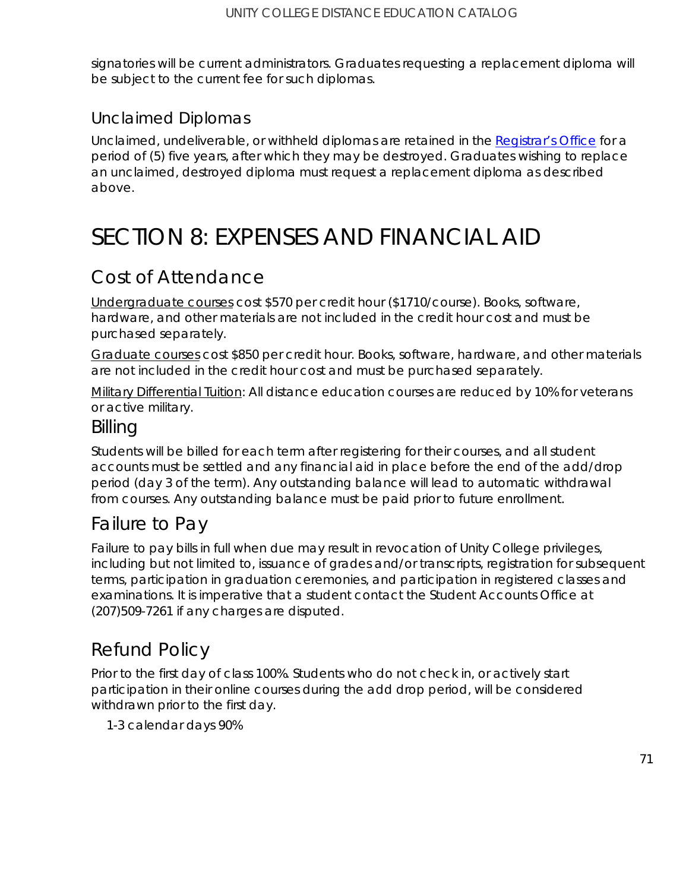signatories will be current administrators. Graduates requesting a replacement diploma will be subject to the current fee for such diplomas.

## Unclaimed Diplomas

Unclaimed, undeliverable, or withheld diplomas are retained in the Registrar's Office for a period of (5) five years, after which they may be destroyed. Graduates wishing to replace an unclaimed, destroyed diploma must request a replacement diploma as described above.

# SECTION 8: EXPENSES AND FINANCIAL AID

## Cost of Attendance

Undergraduate courses cost $570 per credit hour ($1710/course). Books, software, hardware, and other materials are not included in the credit hour cost and must be purchased separately.

Graduate courses cost $850 per credit hour. Books, software, hardware, and other materials are not included in the credit hour cost and must be purchased separately.

Military Differential Tuition: All distance education courses are reduced by 10% for veterans or active military.

## Billing

Students will be billed for each term after registering for their courses, and all student accounts must be settled and any financial aid in place before the end of the add/drop period (day 3 of the term). Any outstanding balance will lead to automatic withdrawal from courses. Any outstanding balance must be paid prior to future enrollment.

## Failure to Pay

Failure to pay bills in full when due may result in revocation of Unity College privileges, including but not limited to, issuance of grades and/or transcripts, registration for subsequent terms, participation in graduation ceremonies, and participation in registered classes and examinations. It is imperative that a student contact the Student Accounts Office at (207)509-7261 if any charges are disputed.

## Refund Policy

Prior to the first day of class 100%. Students who do not check in, or actively start participation in their online courses during the add drop period, will be considered withdrawn prior to the first day.

1-3 calendar days 90%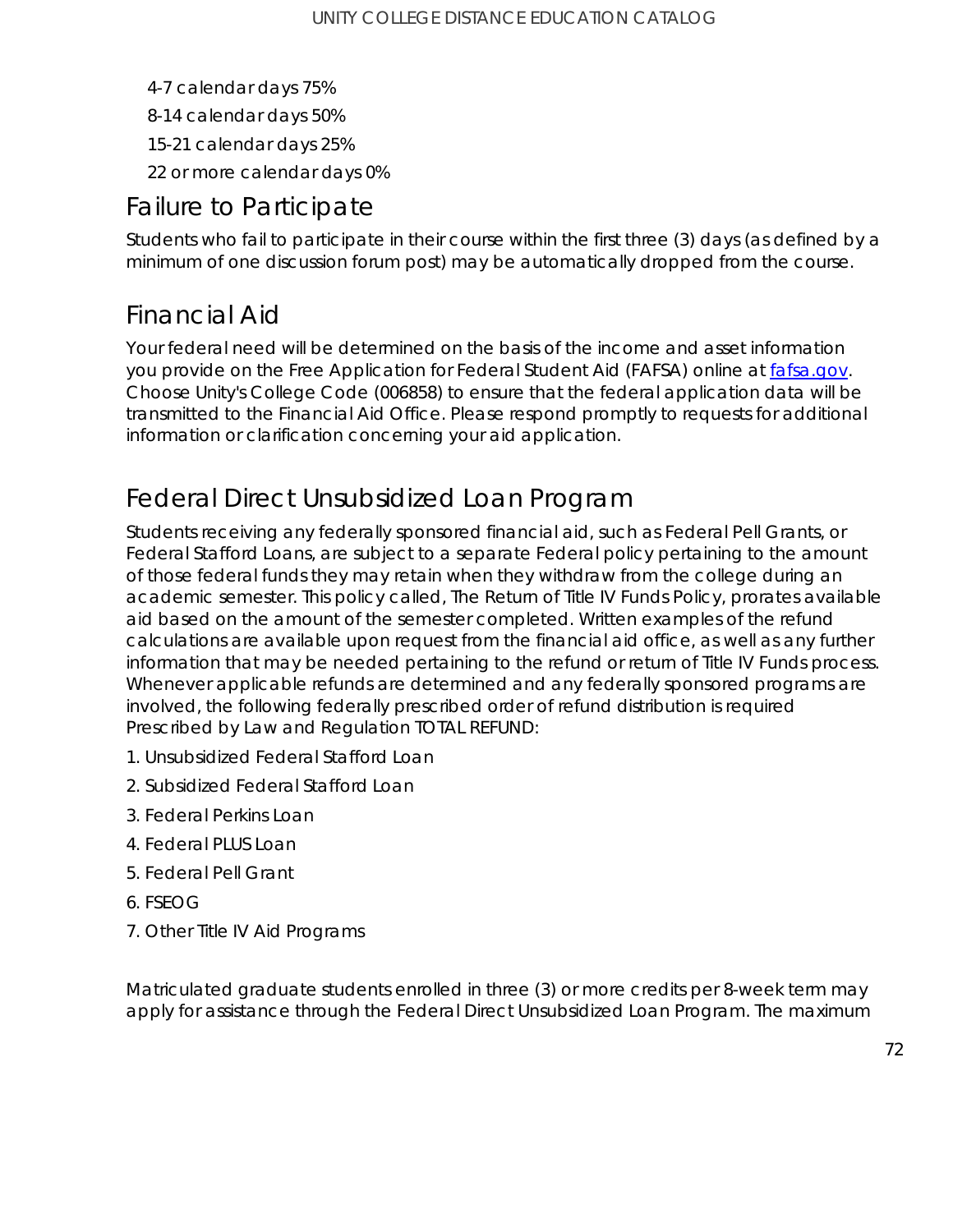4-7 calendar days 75%

8-14 calendar days 50%

15-21 calendar days 25%

22 or more calendar days 0%

## Failure to Participate

Students who fail to participate in their course within the first three (3) days (as defined by a minimum of one discussion forum post) may be automatically dropped from the course.

## Financial Aid

Your federal need will be determined on the basis of the income and asset information you provide on the Free Application for Federal Student Aid (FAFSA) online at [fafsa.gov](fafsa.gov). Choose Unity's College Code (006858) to ensure that the federal application data will be transmitted to the Financial Aid Office. Please respond promptly to requests for additional information or clarification concerning your aid application.

## Federal Direct Unsubsidized Loan Program

Students receiving any federally sponsored financial aid, such as Federal Pell Grants, or Federal Stafford Loans, are subject to a separate Federal policy pertaining to the amount of those federal funds they may retain when they withdraw from the college during an academic semester. This policy called, The Return of Title IV Funds Policy, prorates available aid based on the amount of the semester completed. Written examples of the refund calculations are available upon request from the financial aid office, as well as any further information that may be needed pertaining to the refund or return of Title IV Funds process. Whenever applicable refunds are determined and any federally sponsored programs are involved, the following federally prescribed order of refund distribution is required Prescribed by Law and Regulation TOTAL REFUND:

1. Unsubsidized Federal Stafford Loan
2. Subsidized Federal Stafford Loan
3. Federal Perkins Loan
4. Federal PLUS Loan
5. Federal Pell Grant
6. FSEOG
7. Other Title IV Aid Programs

Matriculated graduate students enrolled in three (3) or more credits per 8-week term may apply for assistance through the Federal Direct Unsubsidized Loan Program. The maximum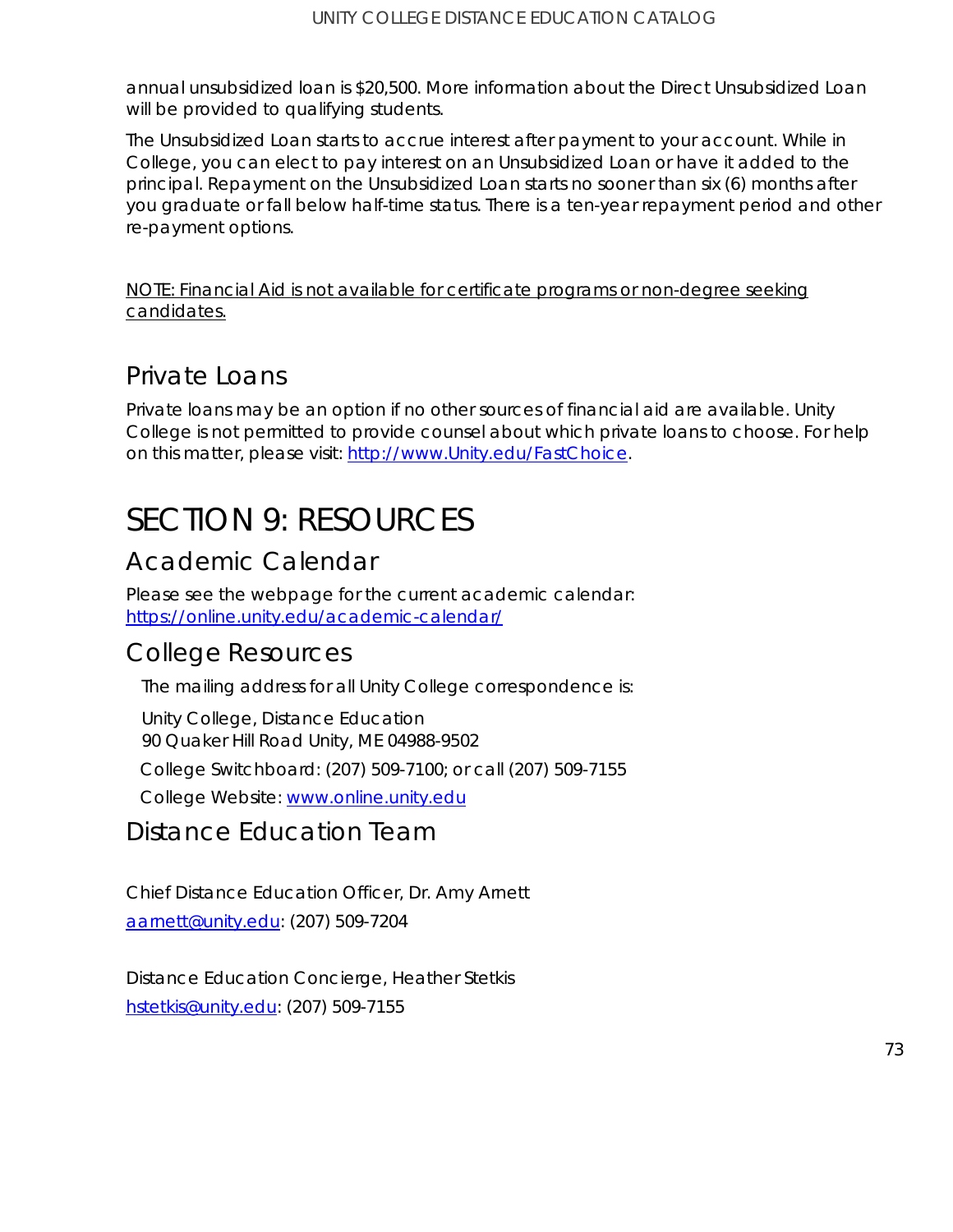annual unsubsidized loan is $20,500. More information about the Direct Unsubsidized Loan will be provided to qualifying students.

The Unsubsidized Loan starts to accrue interest after payment to your account. While in College, you can elect to pay interest on an Unsubsidized Loan or have it added to the principal. Repayment on the Unsubsidized Loan starts no sooner than six (6) months after you graduate or fall below half-time status. There is a ten-year repayment period and other re-payment options.

NOTE: Financial Aid is not available for certificate programs or non-degree seeking candidates.

## Private Loans

Private loans may be an option if no other sources of financial aid are available. Unity College is not permitted to provide counsel about which private loans to choose. For help on this matter, please visit: http://www.Unity.edu/FastChoice.

# SECTION 9: RESOURCES

## Academic Calendar

Please see the webpage for the current academic calendar: https://online.unity.edu/academic-calendar/

## College Resources

The mailing address for all Unity College correspondence is:

Unity College, Distance Education
90 Quaker Hill Road Unity, ME 04988-9502

College Switchboard: (207) 509-7100; or call (207) 509-7155

College Website: www.online.unity.edu

## Distance Education Team

Chief Distance Education Officer, Dr. Amy Arnett

aarnett@unity.edu: (207) 509-7204

Distance Education Concierge, Heather Stetkis

hstetkis@unity.edu: (207) 509-7155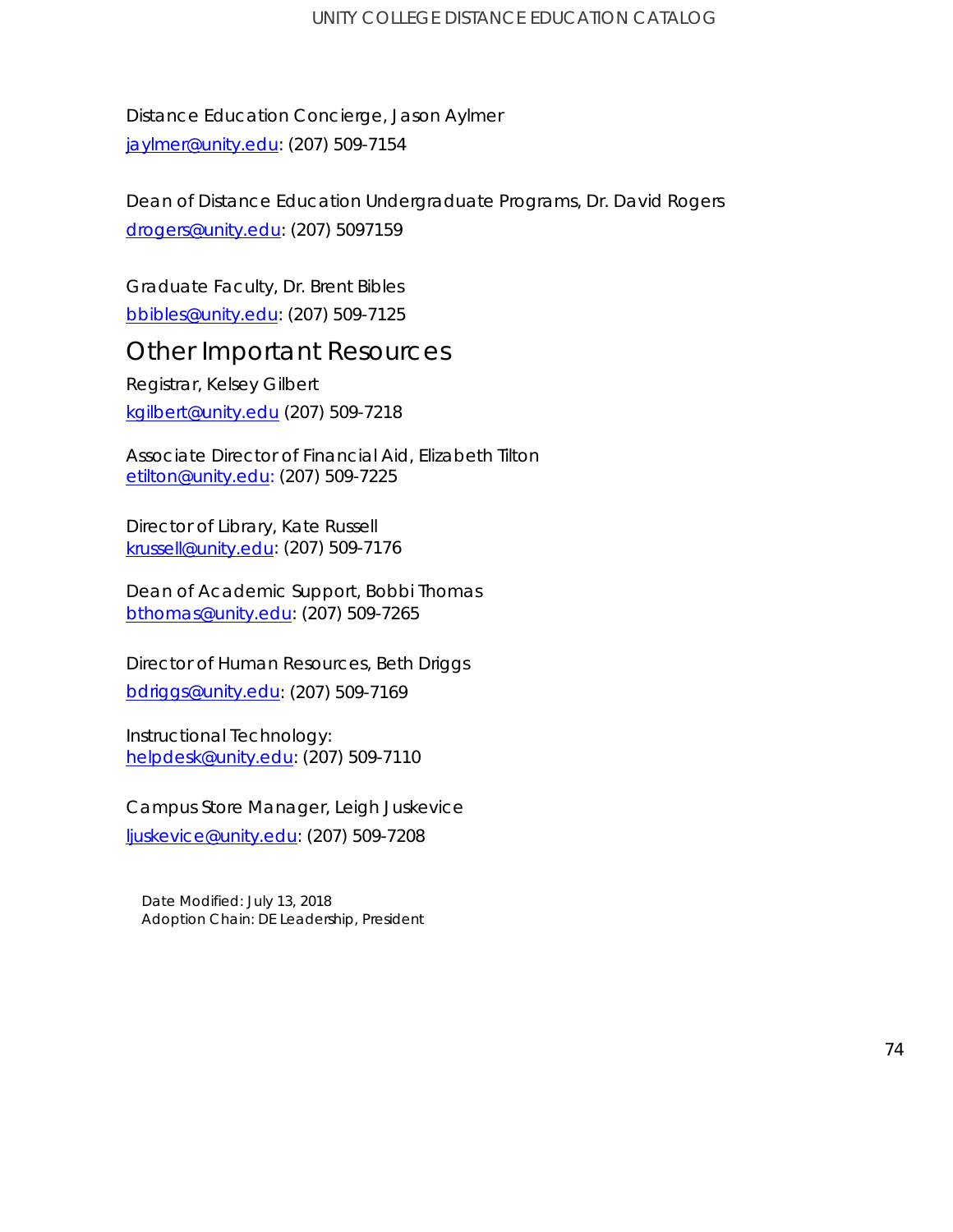Distance Education Concierge, Jason Aylmer

jaylmer@unity.edu: (207) 509-7154

Dean of Distance Education Undergraduate Programs, Dr. David Rogers

drogers@unity.edu: (207) 5097159

Graduate Faculty, Dr. Brent Bibles

bbibles@unity.edu: (207) 509-7125

## Other Important Resources

Registrar, Kelsey Gilbert

kgilbert@unity.edu (207) 509-7218

Associate Director of Financial Aid, Elizabeth Tilton

etilton@unity.edu: (207) 509-7225

Director of Library, Kate Russell

krussell@unity.edu: (207) 509-7176

Dean of Academic Support, Bobbi Thomas

bthomas@unity.edu: (207) 509-7265

Director of Human Resources, Beth Driggs

bdriggs@unity.edu: (207) 509-7169

Instructional Technology:

helpdesk@unity.edu: (207) 509-7110

Campus Store Manager, Leigh Juskevice

ljuskevice@unity.edu: (207) 509-7208

Date Modified: July 13, 2018

Adoption Chain: DE Leadership, President